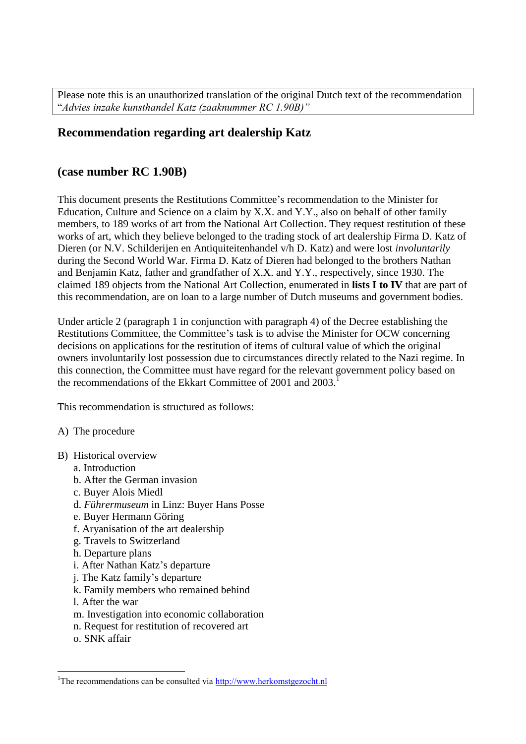Please note this is an unauthorized translation of the original Dutch text of the recommendation "*Advies inzake kunsthandel Katz (zaaknummer RC 1.90B)"*

## Recommendation regarding art dealership Katz

## (case number RC 1.90B)

This document presents the Restitutions Committee's recommendation to the Minister for Education, Culture and Science on a claim by X.X. and Y.Y., also on behalf of other family members, to 189 works of art from the National Art Collection. They request restitution of these works of art, which they believe belonged to the trading stock of art dealership Firma D. Katz of Dieren (or N.V. Schilderijen en Antiquiteitenhandel v/h D. Katz) and were lost *involuntarily* during the Second World War. Firma D. Katz of Dieren had belonged to the brothers Nathan and Benjamin Katz, father and grandfather of X.X. and Y.Y., respectively, since 1930. The claimed 189 objects from the National Art Collection, enumerated in **lists I to IV** that are part of this recommendation, are on loan to a large number of Dutch museums and government bodies.

Under article 2 (paragraph 1 in conjunction with paragraph 4) of the Decree establishing the Restitutions Committee, the Committee's task is to advise the Minister for OCW concerning decisions on applications for the restitution of items of cultural value of which the original owners involuntarily lost possession due to circumstances directly related to the Nazi regime. In this connection, the Committee must have regard for the relevant government policy based on the recommendations of the Ekkart Committee of 2001 and 2003.[1]

This recommendation is structured as follows:

A) The procedure

B) Historical overview
   - a. Introduction
   - b. After the German invasion
   - c. Buyer Alois Miedl
   - d. *Führermuseum* in Linz: Buyer Hans Posse
   - e. Buyer Hermann Göring
   - f. Aryanisation of the art dealership
   - g. Travels to Switzerland
   - h. Departure plans
   - i. After Nathan Katz's departure
   - j. The Katz family's departure
   - k. Family members who remained behind
   - l. After the war
   - m. Investigation into economic collaboration
   - n. Request for restitution of recovered art
   - o. SNK affair

[1] The recommendations can be consulted via http://www.herkomstgezocht.nl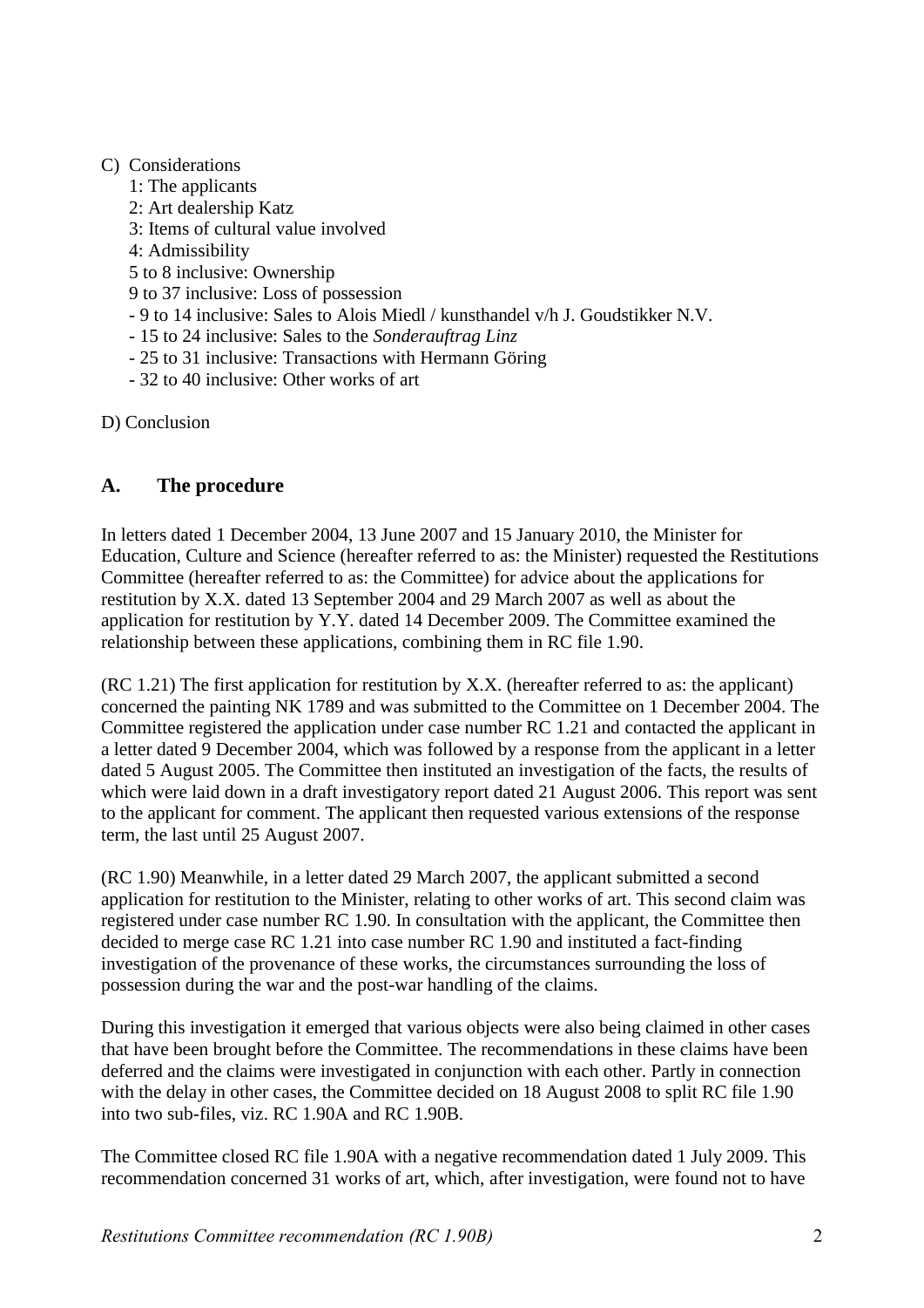C) Considerations
   1: The applicants
   2: Art dealership Katz
   3: Items of cultural value involved
   4: Admissibility
   5 to 8 inclusive: Ownership
   9 to 37 inclusive: Loss of possession
   - 9 to 14 inclusive: Sales to Alois Miedl / kunsthandel v/h J. Goudstikker N.V.
   - 15 to 24 inclusive: Sales to the *Sonderauftrag Linz*
   - 25 to 31 inclusive: Transactions with Hermann Göring
   - 32 to 40 inclusive: Other works of art

D) Conclusion

## A. The procedure

In letters dated 1 December 2004, 13 June 2007 and 15 January 2010, the Minister for Education, Culture and Science (hereafter referred to as: the Minister) requested the Restitutions Committee (hereafter referred to as: the Committee) for advice about the applications for restitution by X.X. dated 13 September 2004 and 29 March 2007 as well as about the application for restitution by Y.Y. dated 14 December 2009. The Committee examined the relationship between these applications, combining them in RC file 1.90.

(RC 1.21) The first application for restitution by X.X. (hereafter referred to as: the applicant) concerned the painting NK 1789 and was submitted to the Committee on 1 December 2004. The Committee registered the application under case number RC 1.21 and contacted the applicant in a letter dated 9 December 2004, which was followed by a response from the applicant in a letter dated 5 August 2005. The Committee then instituted an investigation of the facts, the results of which were laid down in a draft investigatory report dated 21 August 2006. This report was sent to the applicant for comment. The applicant then requested various extensions of the response term, the last until 25 August 2007.

(RC 1.90) Meanwhile, in a letter dated 29 March 2007, the applicant submitted a second application for restitution to the Minister, relating to other works of art. This second claim was registered under case number RC 1.90. In consultation with the applicant, the Committee then decided to merge case RC 1.21 into case number RC 1.90 and instituted a fact-finding investigation of the provenance of these works, the circumstances surrounding the loss of possession during the war and the post-war handling of the claims.

During this investigation it emerged that various objects were also being claimed in other cases that have been brought before the Committee. The recommendations in these claims have been deferred and the claims were investigated in conjunction with each other. Partly in connection with the delay in other cases, the Committee decided on 18 August 2008 to split RC file 1.90 into two sub-files, viz. RC 1.90A and RC 1.90B.

The Committee closed RC file 1.90A with a negative recommendation dated 1 July 2009. This recommendation concerned 31 works of art, which, after investigation, were found not to have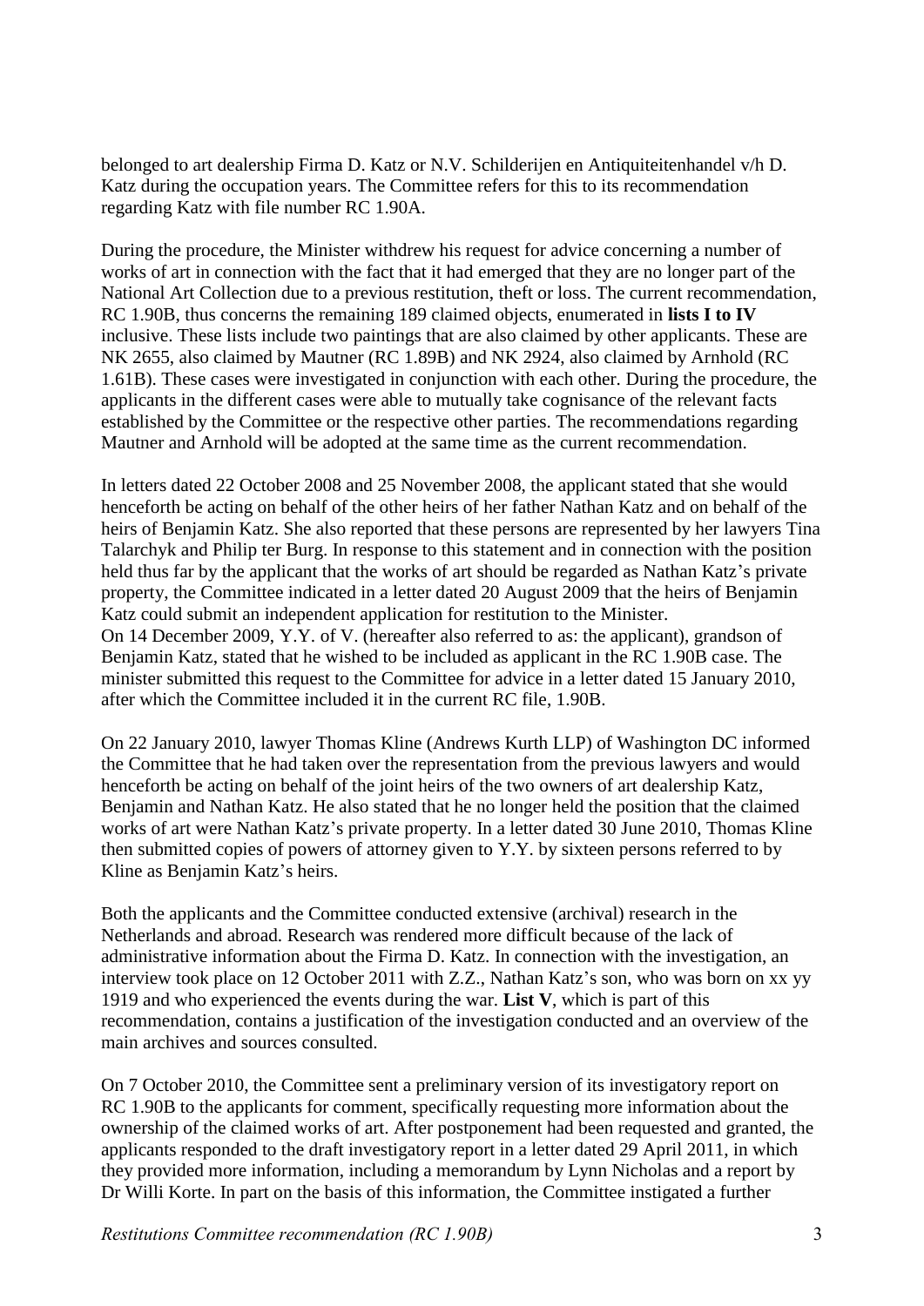belonged to art dealership Firma D. Katz or N.V. Schilderijen en Antiquiteitenhandel v/h D. Katz during the occupation years. The Committee refers for this to its recommendation regarding Katz with file number RC 1.90A.

During the procedure, the Minister withdrew his request for advice concerning a number of works of art in connection with the fact that it had emerged that they are no longer part of the National Art Collection due to a previous restitution, theft or loss. The current recommendation, RC 1.90B, thus concerns the remaining 189 claimed objects, enumerated in **lists I to IV** inclusive. These lists include two paintings that are also claimed by other applicants. These are NK 2655, also claimed by Mautner (RC 1.89B) and NK 2924, also claimed by Arnhold (RC 1.61B). These cases were investigated in conjunction with each other. During the procedure, the applicants in the different cases were able to mutually take cognisance of the relevant facts established by the Committee or the respective other parties. The recommendations regarding Mautner and Arnhold will be adopted at the same time as the current recommendation.

In letters dated 22 October 2008 and 25 November 2008, the applicant stated that she would henceforth be acting on behalf of the other heirs of her father Nathan Katz and on behalf of the heirs of Benjamin Katz. She also reported that these persons are represented by her lawyers Tina Talarchyk and Philip ter Burg. In response to this statement and in connection with the position held thus far by the applicant that the works of art should be regarded as Nathan Katz's private property, the Committee indicated in a letter dated 20 August 2009 that the heirs of Benjamin Katz could submit an independent application for restitution to the Minister.
On 14 December 2009, Y.Y. of V. (hereafter also referred to as: the applicant), grandson of Benjamin Katz, stated that he wished to be included as applicant in the RC 1.90B case. The minister submitted this request to the Committee for advice in a letter dated 15 January 2010, after which the Committee included it in the current RC file, 1.90B.

On 22 January 2010, lawyer Thomas Kline (Andrews Kurth LLP) of Washington DC informed the Committee that he had taken over the representation from the previous lawyers and would henceforth be acting on behalf of the joint heirs of the two owners of art dealership Katz, Benjamin and Nathan Katz. He also stated that he no longer held the position that the claimed works of art were Nathan Katz's private property. In a letter dated 30 June 2010, Thomas Kline then submitted copies of powers of attorney given to Y.Y. by sixteen persons referred to by Kline as Benjamin Katz's heirs.

Both the applicants and the Committee conducted extensive (archival) research in the Netherlands and abroad. Research was rendered more difficult because of the lack of administrative information about the Firma D. Katz. In connection with the investigation, an interview took place on 12 October 2011 with Z.Z., Nathan Katz's son, who was born on xx yy 1919 and who experienced the events during the war. **List V**, which is part of this recommendation, contains a justification of the investigation conducted and an overview of the main archives and sources consulted.

On 7 October 2010, the Committee sent a preliminary version of its investigatory report on RC 1.90B to the applicants for comment, specifically requesting more information about the ownership of the claimed works of art. After postponement had been requested and granted, the applicants responded to the draft investigatory report in a letter dated 29 April 2011, in which they provided more information, including a memorandum by Lynn Nicholas and a report by Dr Willi Korte. In part on the basis of this information, the Committee instigated a further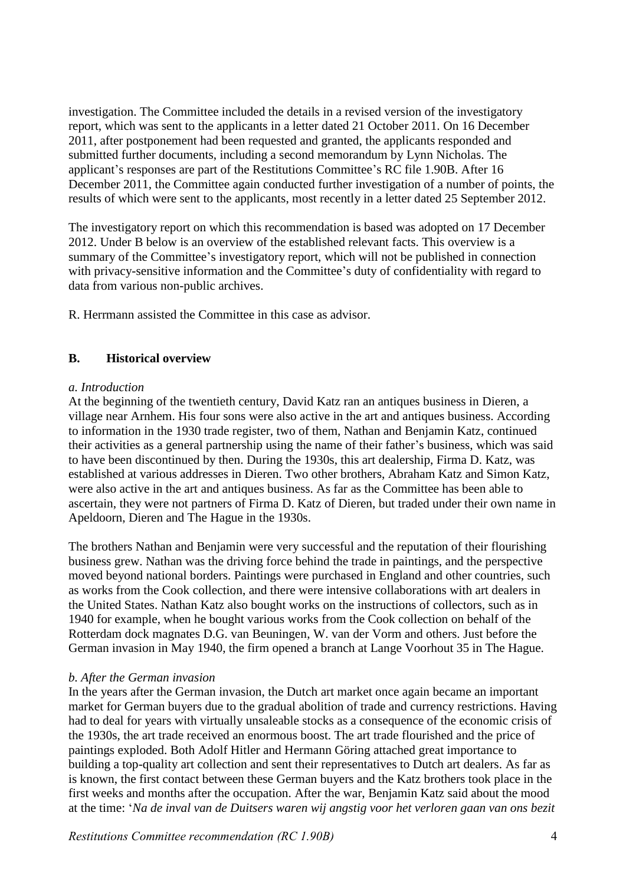investigation. The Committee included the details in a revised version of the investigatory report, which was sent to the applicants in a letter dated 21 October 2011. On 16 December 2011, after postponement had been requested and granted, the applicants responded and submitted further documents, including a second memorandum by Lynn Nicholas. The applicant's responses are part of the Restitutions Committee's RC file 1.90B. After 16 December 2011, the Committee again conducted further investigation of a number of points, the results of which were sent to the applicants, most recently in a letter dated 25 September 2012.

The investigatory report on which this recommendation is based was adopted on 17 December 2012. Under B below is an overview of the established relevant facts. This overview is a summary of the Committee's investigatory report, which will not be published in connection with privacy-sensitive information and the Committee's duty of confidentiality with regard to data from various non-public archives.

R. Herrmann assisted the Committee in this case as advisor.

## B. Historical overview

*a. Introduction*

At the beginning of the twentieth century, David Katz ran an antiques business in Dieren, a village near Arnhem. His four sons were also active in the art and antiques business. According to information in the 1930 trade register, two of them, Nathan and Benjamin Katz, continued their activities as a general partnership using the name of their father's business, which was said to have been discontinued by then. During the 1930s, this art dealership, Firma D. Katz, was established at various addresses in Dieren. Two other brothers, Abraham Katz and Simon Katz, were also active in the art and antiques business. As far as the Committee has been able to ascertain, they were not partners of Firma D. Katz of Dieren, but traded under their own name in Apeldoorn, Dieren and The Hague in the 1930s.

The brothers Nathan and Benjamin were very successful and the reputation of their flourishing business grew. Nathan was the driving force behind the trade in paintings, and the perspective moved beyond national borders. Paintings were purchased in England and other countries, such as works from the Cook collection, and there were intensive collaborations with art dealers in the United States. Nathan Katz also bought works on the instructions of collectors, such as in 1940 for example, when he bought various works from the Cook collection on behalf of the Rotterdam dock magnates D.G. van Beuningen, W. van der Vorm and others. Just before the German invasion in May 1940, the firm opened a branch at Lange Voorhout 35 in The Hague.

*b. After the German invasion*

In the years after the German invasion, the Dutch art market once again became an important market for German buyers due to the gradual abolition of trade and currency restrictions. Having had to deal for years with virtually unsaleable stocks as a consequence of the economic crisis of the 1930s, the art trade received an enormous boost. The art trade flourished and the price of paintings exploded. Both Adolf Hitler and Hermann Göring attached great importance to building a top-quality art collection and sent their representatives to Dutch art dealers. As far as is known, the first contact between these German buyers and the Katz brothers took place in the first weeks and months after the occupation. After the war, Benjamin Katz said about the mood at the time: '*Na de inval van de Duitsers waren wij angstig voor het verloren gaan van ons bezit*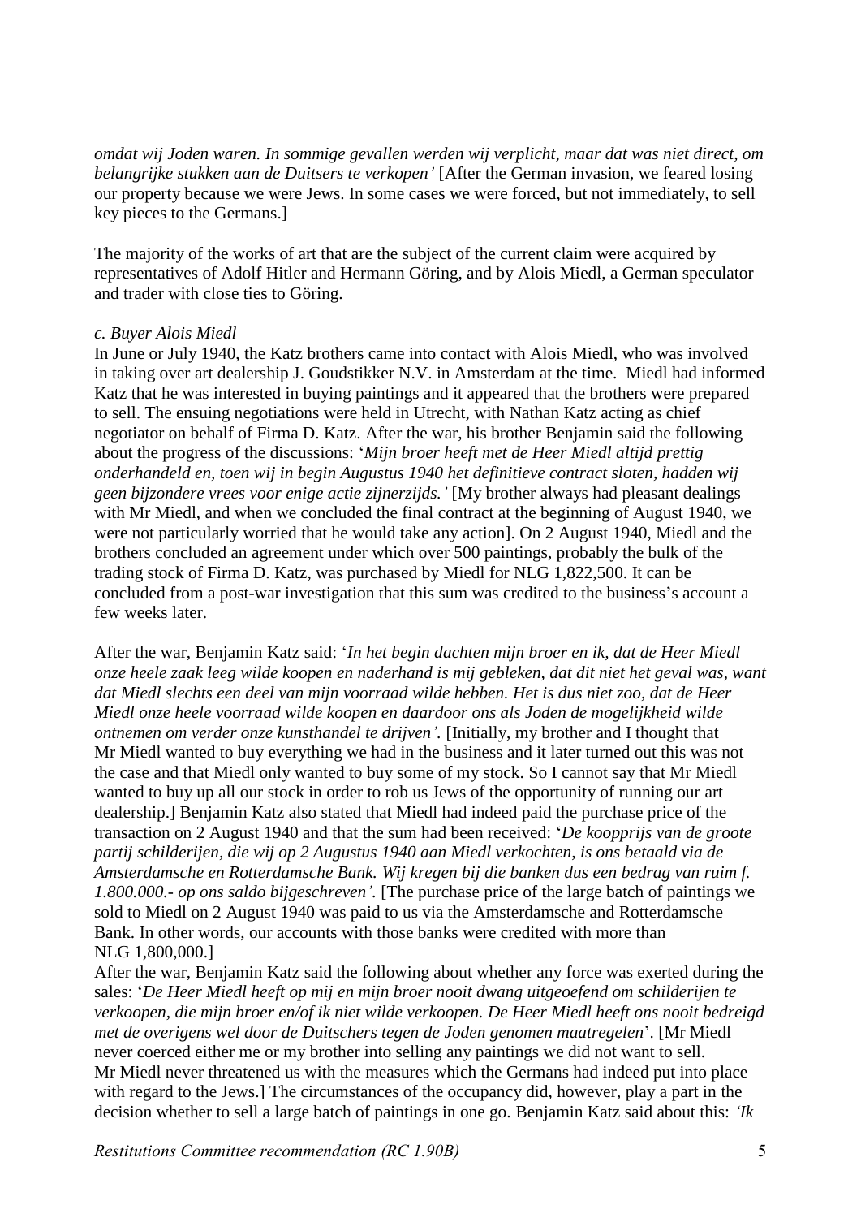*omdat wij Joden waren. In sommige gevallen werden wij verplicht, maar dat was niet direct, om belangrijke stukken aan de Duitsers te verkopen'* [After the German invasion, we feared losing our property because we were Jews. In some cases we were forced, but not immediately, to sell key pieces to the Germans.]

The majority of the works of art that are the subject of the current claim were acquired by representatives of Adolf Hitler and Hermann Göring, and by Alois Miedl, a German speculator and trader with close ties to Göring.

*c. Buyer Alois Miedl*

In June or July 1940, the Katz brothers came into contact with Alois Miedl, who was involved in taking over art dealership J. Goudstikker N.V. in Amsterdam at the time. Miedl had informed Katz that he was interested in buying paintings and it appeared that the brothers were prepared to sell. The ensuing negotiations were held in Utrecht, with Nathan Katz acting as chief negotiator on behalf of Firma D. Katz. After the war, his brother Benjamin said the following about the progress of the discussions: '*Mijn broer heeft met de Heer Miedl altijd prettig onderhandeld en, toen wij in begin Augustus 1940 het definitieve contract sloten, hadden wij geen bijzondere vrees voor enige actie zijnerzijds.'* [My brother always had pleasant dealings with Mr Miedl, and when we concluded the final contract at the beginning of August 1940, we were not particularly worried that he would take any action]. On 2 August 1940, Miedl and the brothers concluded an agreement under which over 500 paintings, probably the bulk of the trading stock of Firma D. Katz, was purchased by Miedl for NLG 1,822,500. It can be concluded from a post-war investigation that this sum was credited to the business's account a few weeks later.

After the war, Benjamin Katz said: '*In het begin dachten mijn broer en ik, dat de Heer Miedl onze heele zaak leeg wilde koopen en naderhand is mij gebleken, dat dit niet het geval was, want dat Miedl slechts een deel van mijn voorraad wilde hebben. Het is dus niet zoo, dat de Heer Miedl onze heele voorraad wilde koopen en daardoor ons als Joden de mogelijkheid wilde ontnemen om verder onze kunsthandel te drijven'.* [Initially, my brother and I thought that Mr Miedl wanted to buy everything we had in the business and it later turned out this was not the case and that Miedl only wanted to buy some of my stock. So I cannot say that Mr Miedl wanted to buy up all our stock in order to rob us Jews of the opportunity of running our art dealership.] Benjamin Katz also stated that Miedl had indeed paid the purchase price of the transaction on 2 August 1940 and that the sum had been received: '*De koopprijs van de groote partij schilderijen, die wij op 2 Augustus 1940 aan Miedl verkochten, is ons betaald via de Amsterdamsche en Rotterdamsche Bank. Wij kregen bij die banken dus een bedrag van ruim f. 1.800.000.- op ons saldo bijgeschreven'.* [The purchase price of the large batch of paintings we sold to Miedl on 2 August 1940 was paid to us via the Amsterdamsche and Rotterdamsche Bank. In other words, our accounts with those banks were credited with more than NLG 1,800,000.]

After the war, Benjamin Katz said the following about whether any force was exerted during the sales: '*De Heer Miedl heeft op mij en mijn broer nooit dwang uitgeoefend om schilderijen te verkoopen, die mijn broer en/of ik niet wilde verkoopen. De Heer Miedl heeft ons nooit bedreigd met de overigens wel door de Duitschers tegen de Joden genomen maatregelen*'. [Mr Miedl never coerced either me or my brother into selling any paintings we did not want to sell. Mr Miedl never threatened us with the measures which the Germans had indeed put into place with regard to the Jews.] The circumstances of the occupancy did, however, play a part in the decision whether to sell a large batch of paintings in one go. Benjamin Katz said about this: *'Ik*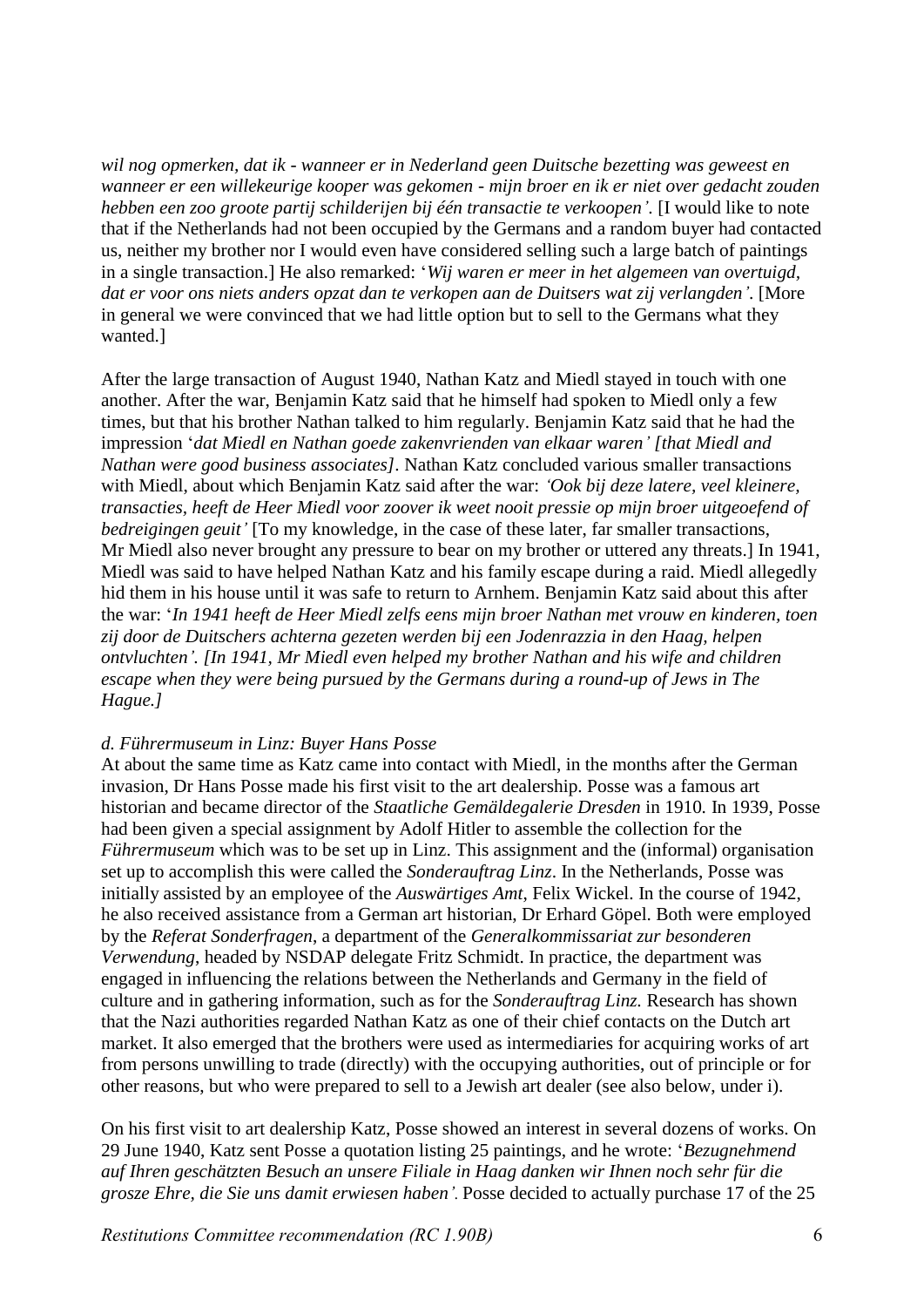*wil nog opmerken, dat ik - wanneer er in Nederland geen Duitsche bezetting was geweest en wanneer er een willekeurige kooper was gekomen - mijn broer en ik er niet over gedacht zouden hebben een zoo groote partij schilderijen bij één transactie te verkoopen'*. [I would like to note that if the Netherlands had not been occupied by the Germans and a random buyer had contacted us, neither my brother nor I would even have considered selling such a large batch of paintings in a single transaction.] He also remarked: '*Wij waren er meer in het algemeen van overtuigd, dat er voor ons niets anders opzat dan te verkopen aan de Duitsers wat zij verlangden'*. [More in general we were convinced that we had little option but to sell to the Germans what they wanted.]

After the large transaction of August 1940, Nathan Katz and Miedl stayed in touch with one another. After the war, Benjamin Katz said that he himself had spoken to Miedl only a few times, but that his brother Nathan talked to him regularly. Benjamin Katz said that he had the impression '*dat Miedl en Nathan goede zakenvrienden van elkaar waren' [that Miedl and Nathan were good business associates]*. Nathan Katz concluded various smaller transactions with Miedl, about which Benjamin Katz said after the war: *'Ook bij deze latere, veel kleinere, transacties, heeft de Heer Miedl voor zoover ik weet nooit pressie op mijn broer uitgeoefend of bedreigingen geuit'* [To my knowledge, in the case of these later, far smaller transactions, Mr Miedl also never brought any pressure to bear on my brother or uttered any threats.] In 1941, Miedl was said to have helped Nathan Katz and his family escape during a raid. Miedl allegedly hid them in his house until it was safe to return to Arnhem. Benjamin Katz said about this after the war: '*In 1941 heeft de Heer Miedl zelfs eens mijn broer Nathan met vrouw en kinderen, toen zij door de Duitschers achterna gezeten werden bij een Jodenrazzia in den Haag, helpen ontvluchten'. [In 1941, Mr Miedl even helped my brother Nathan and his wife and children escape when they were being pursued by the Germans during a round-up of Jews in The Hague.]*

*d. Führermuseum in Linz: Buyer Hans Posse*

At about the same time as Katz came into contact with Miedl, in the months after the German invasion, Dr Hans Posse made his first visit to the art dealership. Posse was a famous art historian and became director of the *Staatliche Gemäldegalerie Dresden* in 1910. In 1939, Posse had been given a special assignment by Adolf Hitler to assemble the collection for the *Führermuseum* which was to be set up in Linz. This assignment and the (informal) organisation set up to accomplish this were called the *Sonderauftrag Linz*. In the Netherlands, Posse was initially assisted by an employee of the *Auswärtiges Amt*, Felix Wickel. In the course of 1942, he also received assistance from a German art historian, Dr Erhard Göpel. Both were employed by the *Referat Sonderfragen*, a department of the *Generalkommissariat zur besonderen Verwendung*, headed by NSDAP delegate Fritz Schmidt. In practice, the department was engaged in influencing the relations between the Netherlands and Germany in the field of culture and in gathering information, such as for the *Sonderauftrag Linz.* Research has shown that the Nazi authorities regarded Nathan Katz as one of their chief contacts on the Dutch art market. It also emerged that the brothers were used as intermediaries for acquiring works of art from persons unwilling to trade (directly) with the occupying authorities, out of principle or for other reasons, but who were prepared to sell to a Jewish art dealer (see also below, under i).

On his first visit to art dealership Katz, Posse showed an interest in several dozens of works. On 29 June 1940, Katz sent Posse a quotation listing 25 paintings, and he wrote: '*Bezugnehmend auf Ihren geschätzten Besuch an unsere Filiale in Haag danken wir Ihnen noch sehr für die grosze Ehre, die Sie uns damit erwiesen haben'.* Posse decided to actually purchase 17 of the 25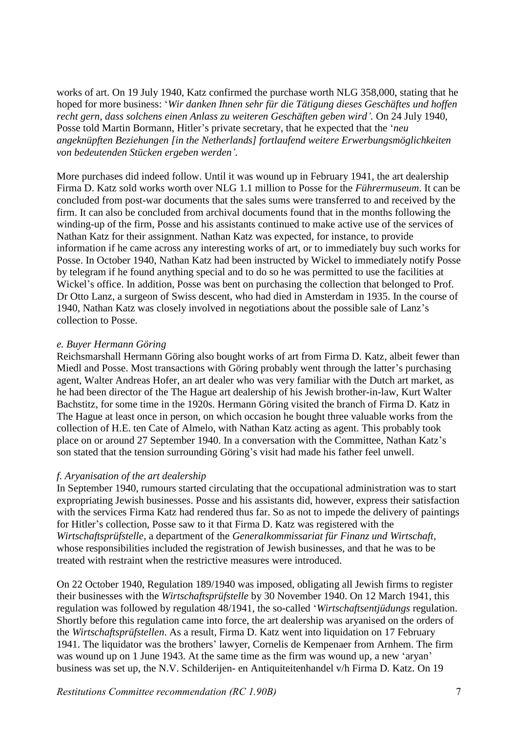works of art. On 19 July 1940, Katz confirmed the purchase worth NLG 358,000, stating that he hoped for more business: '*Wir danken Ihnen sehr für die Tätigung dieses Geschäftes und hoffen recht gern, dass solchens einen Anlass zu weiteren Geschäften geben wird'*. On 24 July 1940, Posse told Martin Bormann, Hitler's private secretary, that he expected that the '*neu angeknüpften Beziehungen [in the Netherlands] fortlaufend weitere Erwerbungsmöglichkeiten von bedeutenden Stücken ergeben werden'*.

More purchases did indeed follow. Until it was wound up in February 1941, the art dealership Firma D. Katz sold works worth over NLG 1.1 million to Posse for the *Führermuseum*. It can be concluded from post-war documents that the sales sums were transferred to and received by the firm. It can also be concluded from archival documents found that in the months following the winding-up of the firm, Posse and his assistants continued to make active use of the services of Nathan Katz for their assignment. Nathan Katz was expected, for instance, to provide information if he came across any interesting works of art, or to immediately buy such works for Posse. In October 1940, Nathan Katz had been instructed by Wickel to immediately notify Posse by telegram if he found anything special and to do so he was permitted to use the facilities at Wickel's office. In addition, Posse was bent on purchasing the collection that belonged to Prof. Dr Otto Lanz, a surgeon of Swiss descent, who had died in Amsterdam in 1935. In the course of 1940, Nathan Katz was closely involved in negotiations about the possible sale of Lanz's collection to Posse.

*e. Buyer Hermann Göring*

Reichsmarshall Hermann Göring also bought works of art from Firma D. Katz, albeit fewer than Miedl and Posse. Most transactions with Göring probably went through the latter's purchasing agent, Walter Andreas Hofer, an art dealer who was very familiar with the Dutch art market, as he had been director of the The Hague art dealership of his Jewish brother-in-law, Kurt Walter Bachstitz, for some time in the 1920s. Hermann Göring visited the branch of Firma D. Katz in The Hague at least once in person, on which occasion he bought three valuable works from the collection of H.E. ten Cate of Almelo, with Nathan Katz acting as agent. This probably took place on or around 27 September 1940. In a conversation with the Committee, Nathan Katz's son stated that the tension surrounding Göring's visit had made his father feel unwell.

*f. Aryanisation of the art dealership*

In September 1940, rumours started circulating that the occupational administration was to start expropriating Jewish businesses. Posse and his assistants did, however, express their satisfaction with the services Firma Katz had rendered thus far. So as not to impede the delivery of paintings for Hitler's collection, Posse saw to it that Firma D. Katz was registered with the *Wirtschaftsprüfstelle*, a department of the *Generalkommissariat für Finanz und Wirtschaft*, whose responsibilities included the registration of Jewish businesses, and that he was to be treated with restraint when the restrictive measures were introduced.

On 22 October 1940, Regulation 189/1940 was imposed, obligating all Jewish firms to register their businesses with the *Wirtschaftsprüfstelle* by 30 November 1940. On 12 March 1941, this regulation was followed by regulation 48/1941, the so-called '*Wirtschaftsentjüdungs* regulation. Shortly before this regulation came into force, the art dealership was aryanised on the orders of the *Wirtschaftsprüfstellen*. As a result, Firma D. Katz went into liquidation on 17 February 1941. The liquidator was the brothers' lawyer, Cornelis de Kempenaer from Arnhem. The firm was wound up on 1 June 1943. At the same time as the firm was wound up, a new 'aryan' business was set up, the N.V. Schilderijen- en Antiquiteitenhandel v/h Firma D. Katz. On 19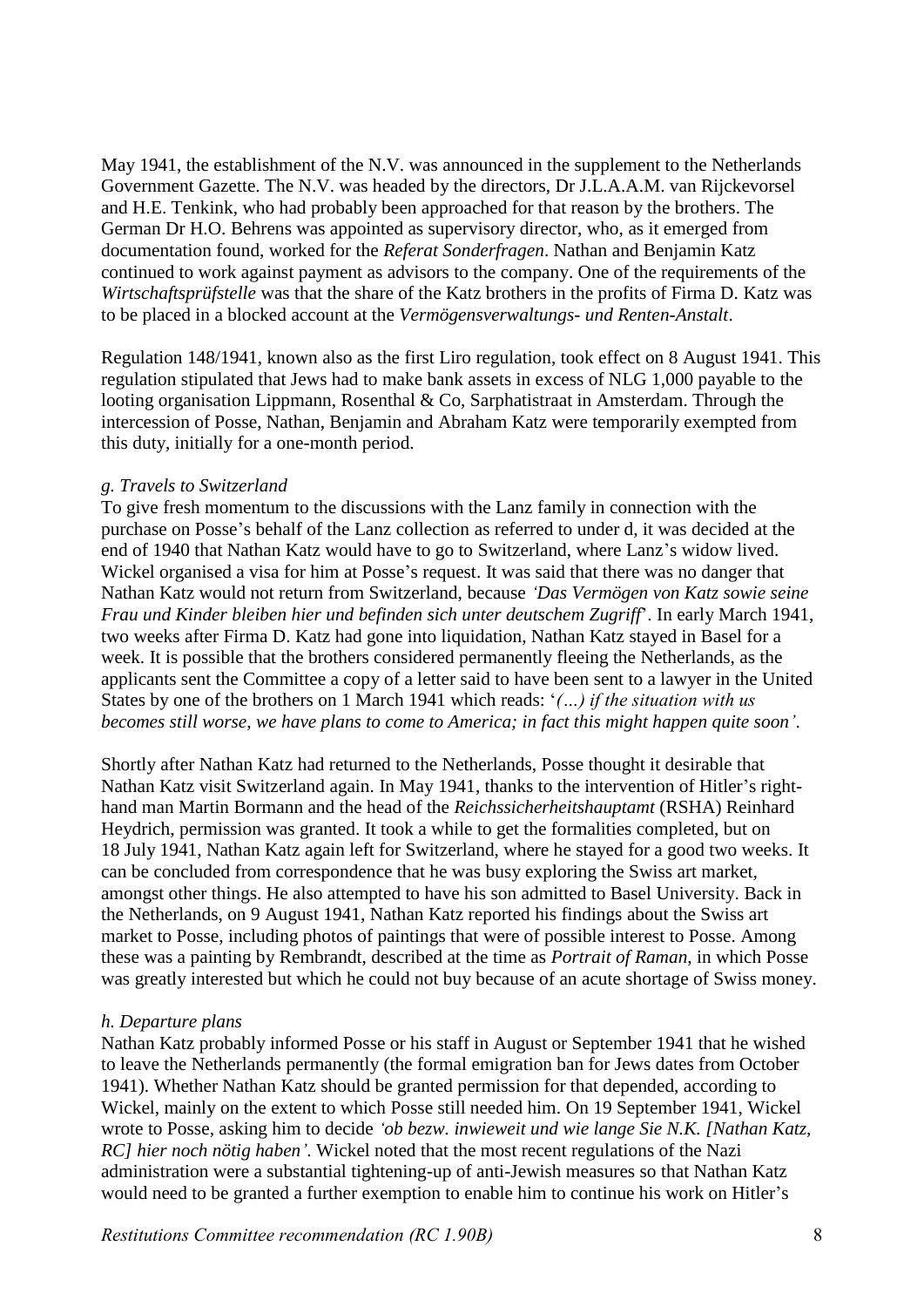May 1941, the establishment of the N.V. was announced in the supplement to the Netherlands Government Gazette. The N.V. was headed by the directors, Dr J.L.A.A.M. van Rijckevorsel and H.E. Tenkink, who had probably been approached for that reason by the brothers. The German Dr H.O. Behrens was appointed as supervisory director, who, as it emerged from documentation found, worked for the *Referat Sonderfragen*. Nathan and Benjamin Katz continued to work against payment as advisors to the company. One of the requirements of the *Wirtschaftsprüfstelle* was that the share of the Katz brothers in the profits of Firma D. Katz was to be placed in a blocked account at the *Vermögensverwaltungs- und Renten-Anstalt*.

Regulation 148/1941, known also as the first Liro regulation, took effect on 8 August 1941. This regulation stipulated that Jews had to make bank assets in excess of NLG 1,000 payable to the looting organisation Lippmann, Rosenthal & Co, Sarphatistraat in Amsterdam. Through the intercession of Posse, Nathan, Benjamin and Abraham Katz were temporarily exempted from this duty, initially for a one-month period.

*g. Travels to Switzerland*

To give fresh momentum to the discussions with the Lanz family in connection with the purchase on Posse's behalf of the Lanz collection as referred to under d, it was decided at the end of 1940 that Nathan Katz would have to go to Switzerland, where Lanz's widow lived. Wickel organised a visa for him at Posse's request. It was said that there was no danger that Nathan Katz would not return from Switzerland, because *'Das Vermögen von Katz sowie seine Frau und Kinder bleiben hier und befinden sich unter deutschem Zugriff'*. In early March 1941, two weeks after Firma D. Katz had gone into liquidation, Nathan Katz stayed in Basel for a week. It is possible that the brothers considered permanently fleeing the Netherlands, as the applicants sent the Committee a copy of a letter said to have been sent to a lawyer in the United States by one of the brothers on 1 March 1941 which reads: '*(…) if the situation with us becomes still worse, we have plans to come to America; in fact this might happen quite soon'*.

Shortly after Nathan Katz had returned to the Netherlands, Posse thought it desirable that Nathan Katz visit Switzerland again. In May 1941, thanks to the intervention of Hitler's right-hand man Martin Bormann and the head of the *Reichssicherheitshauptamt* (RSHA) Reinhard Heydrich, permission was granted. It took a while to get the formalities completed, but on 18 July 1941, Nathan Katz again left for Switzerland, where he stayed for a good two weeks. It can be concluded from correspondence that he was busy exploring the Swiss art market, amongst other things. He also attempted to have his son admitted to Basel University. Back in the Netherlands, on 9 August 1941, Nathan Katz reported his findings about the Swiss art market to Posse, including photos of paintings that were of possible interest to Posse. Among these was a painting by Rembrandt, described at the time as *Portrait of Raman*, in which Posse was greatly interested but which he could not buy because of an acute shortage of Swiss money.

*h. Departure plans*

Nathan Katz probably informed Posse or his staff in August or September 1941 that he wished to leave the Netherlands permanently (the formal emigration ban for Jews dates from October 1941). Whether Nathan Katz should be granted permission for that depended, according to Wickel, mainly on the extent to which Posse still needed him. On 19 September 1941, Wickel wrote to Posse, asking him to decide *'ob bezw. inwieweit und wie lange Sie N.K. [Nathan Katz, RC] hier noch nötig haben'*. Wickel noted that the most recent regulations of the Nazi administration were a substantial tightening-up of anti-Jewish measures so that Nathan Katz would need to be granted a further exemption to enable him to continue his work on Hitler's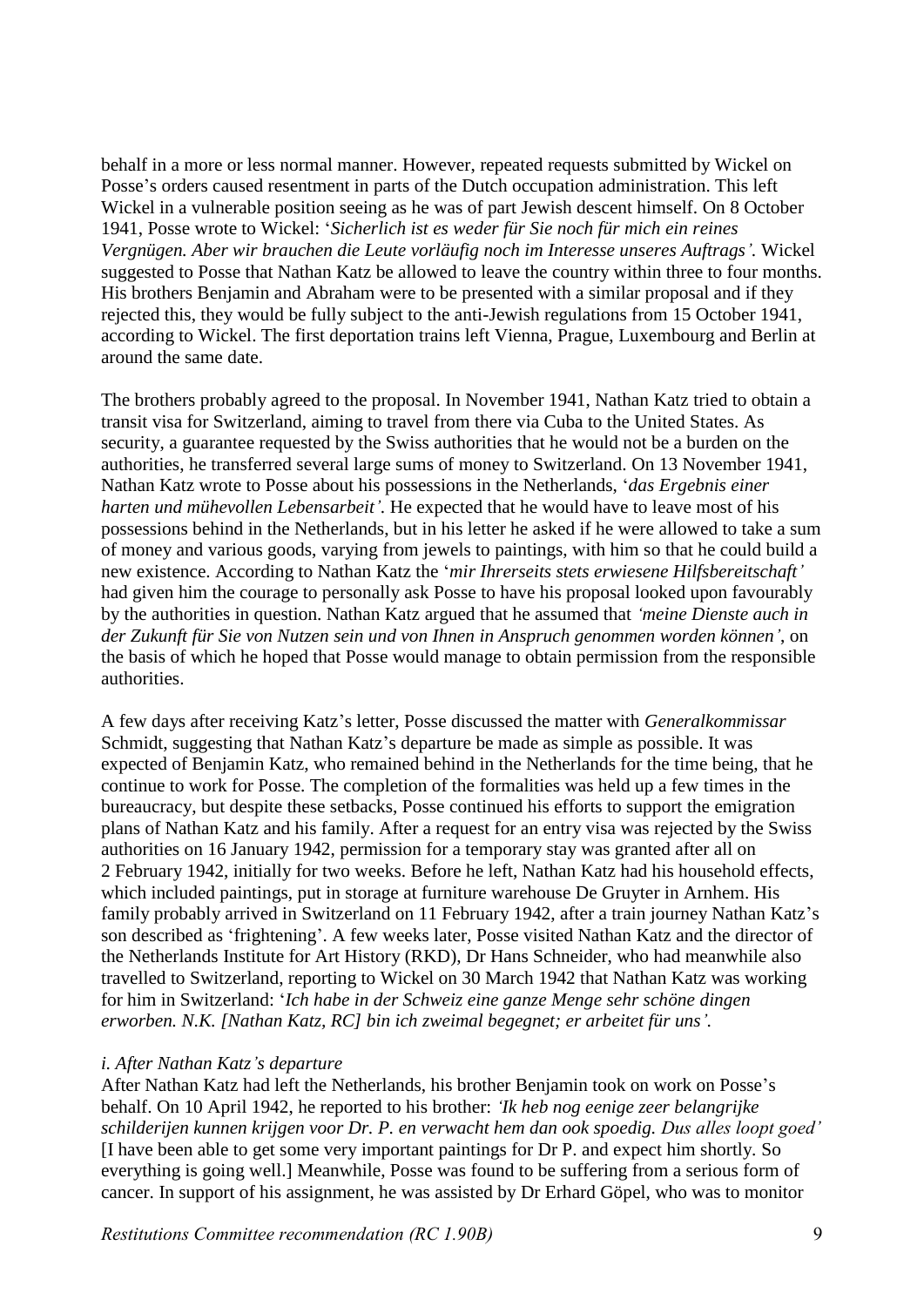behalf in a more or less normal manner. However, repeated requests submitted by Wickel on Posse's orders caused resentment in parts of the Dutch occupation administration. This left Wickel in a vulnerable position seeing as he was of part Jewish descent himself. On 8 October 1941, Posse wrote to Wickel: '*Sicherlich ist es weder für Sie noch für mich ein reines Vergnügen. Aber wir brauchen die Leute vorläufig noch im Interesse unseres Auftrags'.* Wickel suggested to Posse that Nathan Katz be allowed to leave the country within three to four months. His brothers Benjamin and Abraham were to be presented with a similar proposal and if they rejected this, they would be fully subject to the anti-Jewish regulations from 15 October 1941, according to Wickel. The first deportation trains left Vienna, Prague, Luxembourg and Berlin at around the same date.

The brothers probably agreed to the proposal. In November 1941, Nathan Katz tried to obtain a transit visa for Switzerland, aiming to travel from there via Cuba to the United States. As security, a guarantee requested by the Swiss authorities that he would not be a burden on the authorities, he transferred several large sums of money to Switzerland. On 13 November 1941, Nathan Katz wrote to Posse about his possessions in the Netherlands, '*das Ergebnis einer harten und mühevollen Lebensarbeit'*. He expected that he would have to leave most of his possessions behind in the Netherlands, but in his letter he asked if he were allowed to take a sum of money and various goods, varying from jewels to paintings, with him so that he could build a new existence. According to Nathan Katz the '*mir Ihrerseits stets erwiesene Hilfsbereitschaft'* had given him the courage to personally ask Posse to have his proposal looked upon favourably by the authorities in question. Nathan Katz argued that he assumed that *'meine Dienste auch in der Zukunft für Sie von Nutzen sein und von Ihnen in Anspruch genommen worden können'*, on the basis of which he hoped that Posse would manage to obtain permission from the responsible authorities.

A few days after receiving Katz's letter, Posse discussed the matter with *Generalkommissar* Schmidt, suggesting that Nathan Katz's departure be made as simple as possible. It was expected of Benjamin Katz, who remained behind in the Netherlands for the time being, that he continue to work for Posse. The completion of the formalities was held up a few times in the bureaucracy, but despite these setbacks, Posse continued his efforts to support the emigration plans of Nathan Katz and his family. After a request for an entry visa was rejected by the Swiss authorities on 16 January 1942, permission for a temporary stay was granted after all on 2 February 1942, initially for two weeks. Before he left, Nathan Katz had his household effects, which included paintings, put in storage at furniture warehouse De Gruyter in Arnhem. His family probably arrived in Switzerland on 11 February 1942, after a train journey Nathan Katz's son described as 'frightening'. A few weeks later, Posse visited Nathan Katz and the director of the Netherlands Institute for Art History (RKD), Dr Hans Schneider, who had meanwhile also travelled to Switzerland, reporting to Wickel on 30 March 1942 that Nathan Katz was working for him in Switzerland: '*Ich habe in der Schweiz eine ganze Menge sehr schöne dingen erworben. N.K. [Nathan Katz, RC] bin ich zweimal begegnet; er arbeitet für uns'.*

*i. After Nathan Katz's departure*

After Nathan Katz had left the Netherlands, his brother Benjamin took on work on Posse's behalf. On 10 April 1942, he reported to his brother: *'Ik heb nog eenige zeer belangrijke schilderijen kunnen krijgen voor Dr. P. en verwacht hem dan ook spoedig. Dus alles loopt goed'* [I have been able to get some very important paintings for Dr P. and expect him shortly. So everything is going well.] Meanwhile, Posse was found to be suffering from a serious form of cancer. In support of his assignment, he was assisted by Dr Erhard Göpel, who was to monitor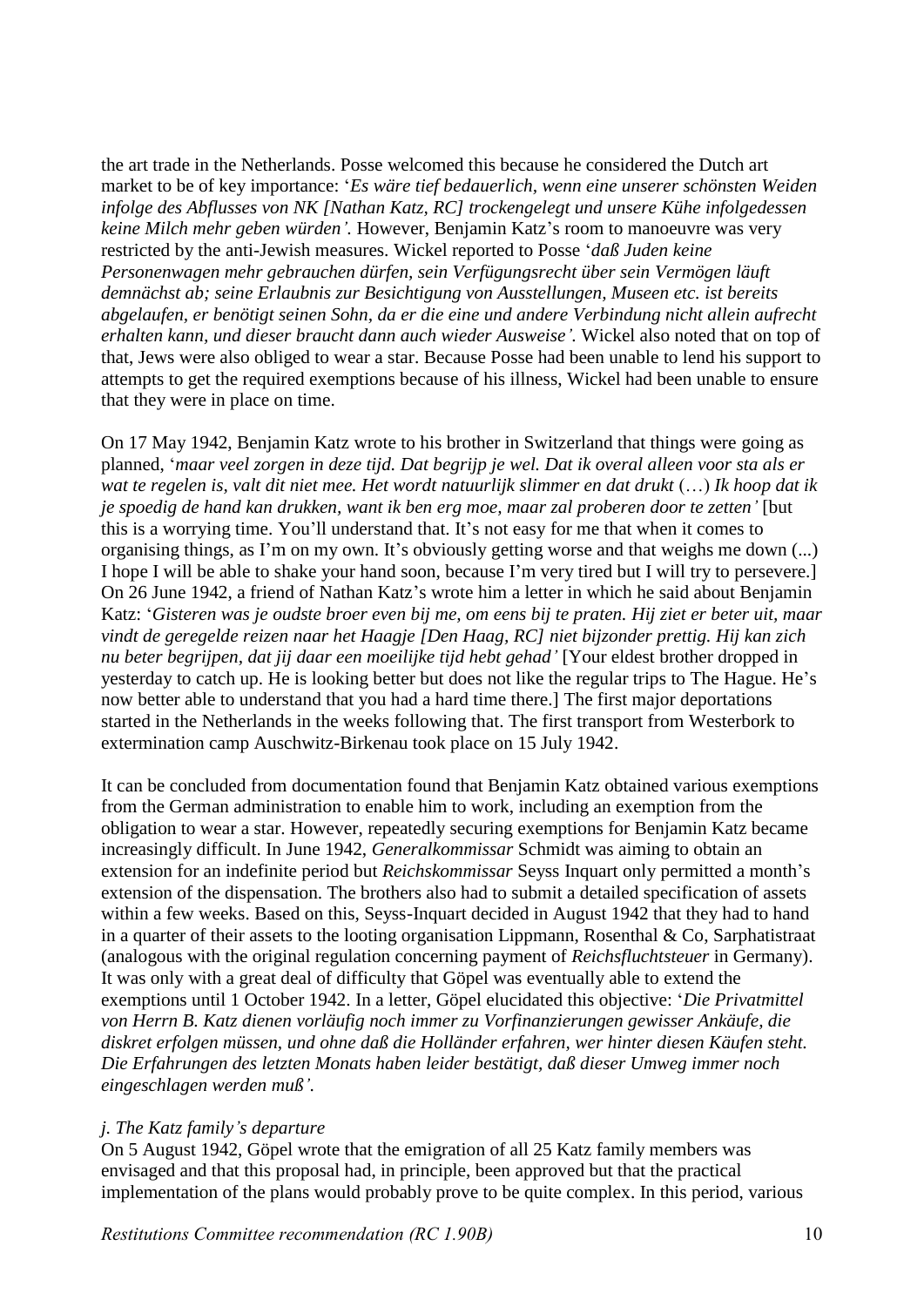the art trade in the Netherlands. Posse welcomed this because he considered the Dutch art market to be of key importance: '*Es wäre tief bedauerlich, wenn eine unserer schönsten Weiden infolge des Abflusses von NK [Nathan Katz, RC] trockengelegt und unsere Kühe infolgedessen keine Milch mehr geben würden'*. However, Benjamin Katz's room to manoeuvre was very restricted by the anti-Jewish measures. Wickel reported to Posse '*daß Juden keine Personenwagen mehr gebrauchen dürfen, sein Verfügungsrecht über sein Vermögen läuft demnächst ab; seine Erlaubnis zur Besichtigung von Ausstellungen, Museen etc. ist bereits abgelaufen, er benötigt seinen Sohn, da er die eine und andere Verbindung nicht allein aufrecht erhalten kann, und dieser braucht dann auch wieder Ausweise'*. Wickel also noted that on top of that, Jews were also obliged to wear a star. Because Posse had been unable to lend his support to attempts to get the required exemptions because of his illness, Wickel had been unable to ensure that they were in place on time.

On 17 May 1942, Benjamin Katz wrote to his brother in Switzerland that things were going as planned, '*maar veel zorgen in deze tijd. Dat begrijp je wel. Dat ik overal alleen voor sta als er wat te regelen is, valt dit niet mee. Het wordt natuurlijk slimmer en dat drukt* (…) *Ik hoop dat ik je spoedig de hand kan drukken, want ik ben erg moe, maar zal proberen door te zetten'* [but this is a worrying time. You'll understand that. It's not easy for me that when it comes to organising things, as I'm on my own. It's obviously getting worse and that weighs me down (...) I hope I will be able to shake your hand soon, because I'm very tired but I will try to persevere.] On 26 June 1942, a friend of Nathan Katz's wrote him a letter in which he said about Benjamin Katz: '*Gisteren was je oudste broer even bij me, om eens bij te praten. Hij ziet er beter uit, maar vindt de geregelde reizen naar het Haagje [Den Haag, RC] niet bijzonder prettig. Hij kan zich nu beter begrijpen, dat jij daar een moeilijke tijd hebt gehad'* [Your eldest brother dropped in yesterday to catch up. He is looking better but does not like the regular trips to The Hague. He's now better able to understand that you had a hard time there.] The first major deportations started in the Netherlands in the weeks following that. The first transport from Westerbork to extermination camp Auschwitz-Birkenau took place on 15 July 1942.

It can be concluded from documentation found that Benjamin Katz obtained various exemptions from the German administration to enable him to work, including an exemption from the obligation to wear a star. However, repeatedly securing exemptions for Benjamin Katz became increasingly difficult. In June 1942, *Generalkommissar* Schmidt was aiming to obtain an extension for an indefinite period but *Reichskommissar* Seyss Inquart only permitted a month's extension of the dispensation. The brothers also had to submit a detailed specification of assets within a few weeks. Based on this, Seyss-Inquart decided in August 1942 that they had to hand in a quarter of their assets to the looting organisation Lippmann, Rosenthal & Co, Sarphatistraat (analogous with the original regulation concerning payment of *Reichsfluchtsteuer* in Germany). It was only with a great deal of difficulty that Göpel was eventually able to extend the exemptions until 1 October 1942. In a letter, Göpel elucidated this objective: '*Die Privatmittel von Herrn B. Katz dienen vorläufig noch immer zu Vorfinanzierungen gewisser Ankäufe, die diskret erfolgen müssen, und ohne daß die Holländer erfahren, wer hinter diesen Käufen steht. Die Erfahrungen des letzten Monats haben leider bestätigt, daß dieser Umweg immer noch eingeschlagen werden muß'*.

*j. The Katz family's departure*

On 5 August 1942, Göpel wrote that the emigration of all 25 Katz family members was envisaged and that this proposal had, in principle, been approved but that the practical implementation of the plans would probably prove to be quite complex. In this period, various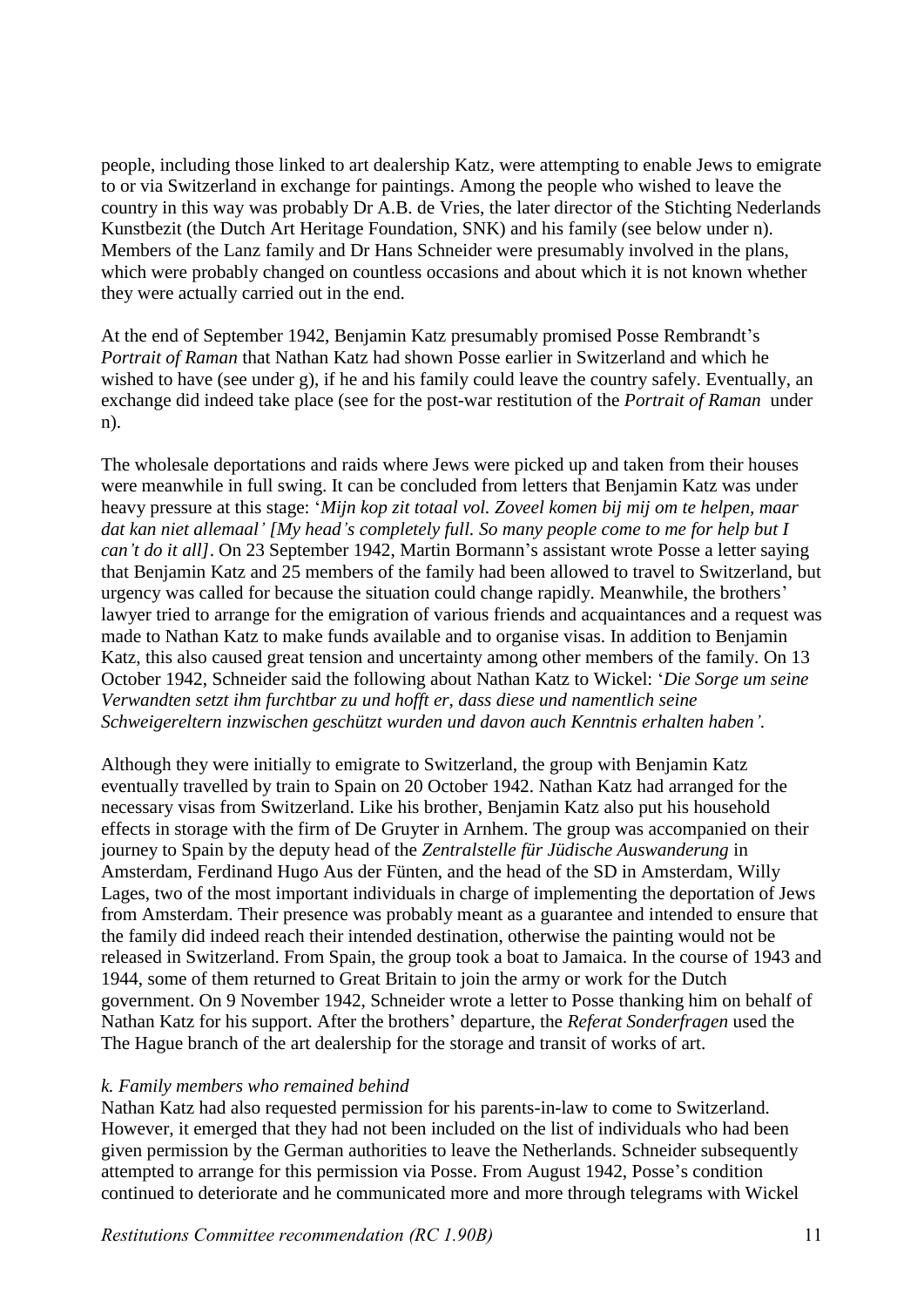people, including those linked to art dealership Katz, were attempting to enable Jews to emigrate to or via Switzerland in exchange for paintings. Among the people who wished to leave the country in this way was probably Dr A.B. de Vries, the later director of the Stichting Nederlands Kunstbezit (the Dutch Art Heritage Foundation, SNK) and his family (see below under n). Members of the Lanz family and Dr Hans Schneider were presumably involved in the plans, which were probably changed on countless occasions and about which it is not known whether they were actually carried out in the end.

At the end of September 1942, Benjamin Katz presumably promised Posse Rembrandt's *Portrait of Raman* that Nathan Katz had shown Posse earlier in Switzerland and which he wished to have (see under g), if he and his family could leave the country safely. Eventually, an exchange did indeed take place (see for the post-war restitution of the *Portrait of Raman* under n).

The wholesale deportations and raids where Jews were picked up and taken from their houses were meanwhile in full swing. It can be concluded from letters that Benjamin Katz was under heavy pressure at this stage: '*Mijn kop zit totaal vol. Zoveel komen bij mij om te helpen, maar dat kan niet allemaal' [My head's completely full. So many people come to me for help but I can't do it all]*. On 23 September 1942, Martin Bormann's assistant wrote Posse a letter saying that Benjamin Katz and 25 members of the family had been allowed to travel to Switzerland, but urgency was called for because the situation could change rapidly. Meanwhile, the brothers' lawyer tried to arrange for the emigration of various friends and acquaintances and a request was made to Nathan Katz to make funds available and to organise visas. In addition to Benjamin Katz, this also caused great tension and uncertainty among other members of the family. On 13 October 1942, Schneider said the following about Nathan Katz to Wickel: '*Die Sorge um seine Verwandten setzt ihm furchtbar zu und hofft er, dass diese und namentlich seine Schweigereltern inzwischen geschützt wurden und davon auch Kenntnis erhalten haben'.*

Although they were initially to emigrate to Switzerland, the group with Benjamin Katz eventually travelled by train to Spain on 20 October 1942. Nathan Katz had arranged for the necessary visas from Switzerland. Like his brother, Benjamin Katz also put his household effects in storage with the firm of De Gruyter in Arnhem. The group was accompanied on their journey to Spain by the deputy head of the *Zentralstelle für Jüdische Auswanderung* in Amsterdam, Ferdinand Hugo Aus der Fünten, and the head of the SD in Amsterdam, Willy Lages, two of the most important individuals in charge of implementing the deportation of Jews from Amsterdam. Their presence was probably meant as a guarantee and intended to ensure that the family did indeed reach their intended destination, otherwise the painting would not be released in Switzerland. From Spain, the group took a boat to Jamaica. In the course of 1943 and 1944, some of them returned to Great Britain to join the army or work for the Dutch government. On 9 November 1942, Schneider wrote a letter to Posse thanking him on behalf of Nathan Katz for his support. After the brothers' departure, the *Referat Sonderfragen* used the The Hague branch of the art dealership for the storage and transit of works of art.

*k. Family members who remained behind*

Nathan Katz had also requested permission for his parents-in-law to come to Switzerland. However, it emerged that they had not been included on the list of individuals who had been given permission by the German authorities to leave the Netherlands. Schneider subsequently attempted to arrange for this permission via Posse. From August 1942, Posse's condition continued to deteriorate and he communicated more and more through telegrams with Wickel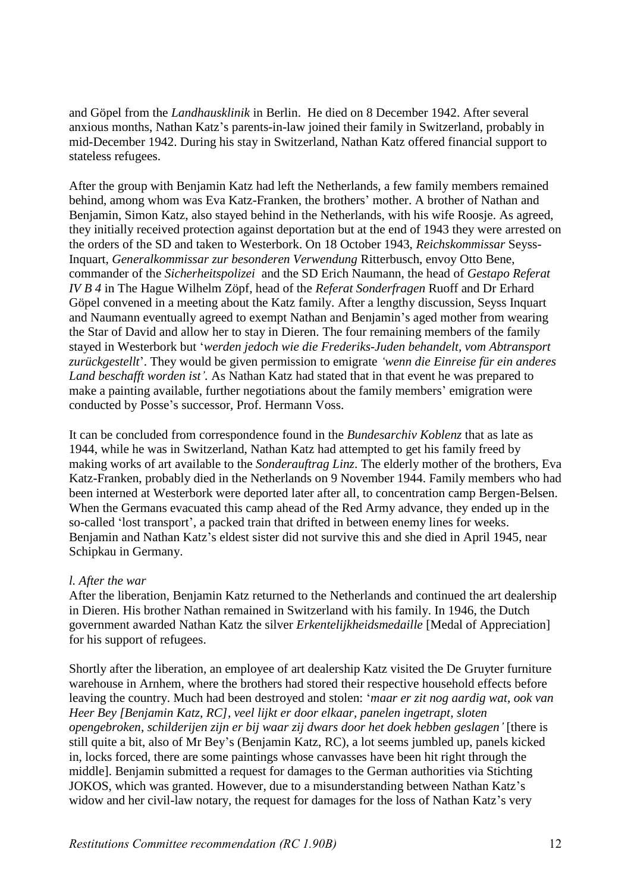and Göpel from the *Landhausklinik* in Berlin. He died on 8 December 1942. After several anxious months, Nathan Katz's parents-in-law joined their family in Switzerland, probably in mid-December 1942. During his stay in Switzerland, Nathan Katz offered financial support to stateless refugees.

After the group with Benjamin Katz had left the Netherlands, a few family members remained behind, among whom was Eva Katz-Franken, the brothers' mother. A brother of Nathan and Benjamin, Simon Katz, also stayed behind in the Netherlands, with his wife Roosje. As agreed, they initially received protection against deportation but at the end of 1943 they were arrested on the orders of the SD and taken to Westerbork. On 18 October 1943, *Reichskommissar* Seyss-Inquart, *Generalkommissar zur besonderen Verwendung* Ritterbusch, envoy Otto Bene, commander of the *Sicherheitspolizei* and the SD Erich Naumann, the head of *Gestapo Referat IV B 4* in The Hague Wilhelm Zöpf, head of the *Referat Sonderfragen* Ruoff and Dr Erhard Göpel convened in a meeting about the Katz family. After a lengthy discussion, Seyss Inquart and Naumann eventually agreed to exempt Nathan and Benjamin's aged mother from wearing the Star of David and allow her to stay in Dieren. The four remaining members of the family stayed in Westerbork but '*werden jedoch wie die Frederiks-Juden behandelt, vom Abtransport zurückgestellt*'. They would be given permission to emigrate *'wenn die Einreise für ein anderes Land beschafft worden ist'*. As Nathan Katz had stated that in that event he was prepared to make a painting available, further negotiations about the family members' emigration were conducted by Posse's successor, Prof. Hermann Voss.

It can be concluded from correspondence found in the *Bundesarchiv Koblenz* that as late as 1944, while he was in Switzerland, Nathan Katz had attempted to get his family freed by making works of art available to the *Sonderauftrag Linz*. The elderly mother of the brothers, Eva Katz-Franken, probably died in the Netherlands on 9 November 1944. Family members who had been interned at Westerbork were deported later after all, to concentration camp Bergen-Belsen. When the Germans evacuated this camp ahead of the Red Army advance, they ended up in the so-called 'lost transport', a packed train that drifted in between enemy lines for weeks. Benjamin and Nathan Katz's eldest sister did not survive this and she died in April 1945, near Schipkau in Germany.

*l. After the war*

After the liberation, Benjamin Katz returned to the Netherlands and continued the art dealership in Dieren. His brother Nathan remained in Switzerland with his family. In 1946, the Dutch government awarded Nathan Katz the silver *Erkentelijkheidsmedaille* [Medal of Appreciation] for his support of refugees.

Shortly after the liberation, an employee of art dealership Katz visited the De Gruyter furniture warehouse in Arnhem, where the brothers had stored their respective household effects before leaving the country. Much had been destroyed and stolen: '*maar er zit nog aardig wat, ook van Heer Bey [Benjamin Katz, RC], veel lijkt er door elkaar, panelen ingetrapt, sloten opengebroken, schilderijen zijn er bij waar zij dwars door het doek hebben geslagen'* [there is still quite a bit, also of Mr Bey's (Benjamin Katz, RC), a lot seems jumbled up, panels kicked in, locks forced, there are some paintings whose canvasses have been hit right through the middle]. Benjamin submitted a request for damages to the German authorities via Stichting JOKOS, which was granted. However, due to a misunderstanding between Nathan Katz's widow and her civil-law notary, the request for damages for the loss of Nathan Katz's very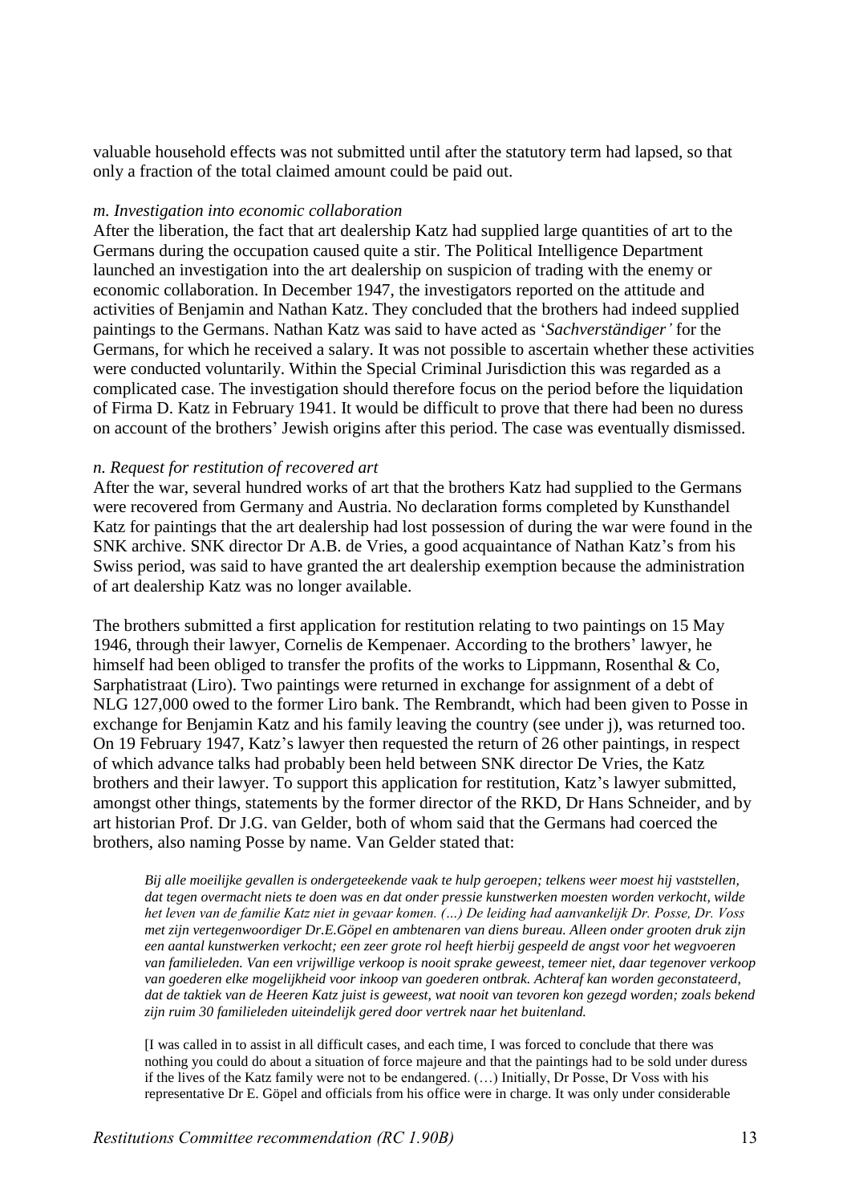valuable household effects was not submitted until after the statutory term had lapsed, so that only a fraction of the total claimed amount could be paid out.

*m. Investigation into economic collaboration*

After the liberation, the fact that art dealership Katz had supplied large quantities of art to the Germans during the occupation caused quite a stir. The Political Intelligence Department launched an investigation into the art dealership on suspicion of trading with the enemy or economic collaboration. In December 1947, the investigators reported on the attitude and activities of Benjamin and Nathan Katz. They concluded that the brothers had indeed supplied paintings to the Germans. Nathan Katz was said to have acted as '*Sachverständiger'* for the Germans, for which he received a salary. It was not possible to ascertain whether these activities were conducted voluntarily. Within the Special Criminal Jurisdiction this was regarded as a complicated case. The investigation should therefore focus on the period before the liquidation of Firma D. Katz in February 1941. It would be difficult to prove that there had been no duress on account of the brothers' Jewish origins after this period. The case was eventually dismissed.

*n. Request for restitution of recovered art*

After the war, several hundred works of art that the brothers Katz had supplied to the Germans were recovered from Germany and Austria. No declaration forms completed by Kunsthandel Katz for paintings that the art dealership had lost possession of during the war were found in the SNK archive. SNK director Dr A.B. de Vries, a good acquaintance of Nathan Katz's from his Swiss period, was said to have granted the art dealership exemption because the administration of art dealership Katz was no longer available.

The brothers submitted a first application for restitution relating to two paintings on 15 May 1946, through their lawyer, Cornelis de Kempenaer. According to the brothers' lawyer, he himself had been obliged to transfer the profits of the works to Lippmann, Rosenthal & Co, Sarphatistraat (Liro). Two paintings were returned in exchange for assignment of a debt of NLG 127,000 owed to the former Liro bank. The Rembrandt, which had been given to Posse in exchange for Benjamin Katz and his family leaving the country (see under j), was returned too. On 19 February 1947, Katz's lawyer then requested the return of 26 other paintings, in respect of which advance talks had probably been held between SNK director De Vries, the Katz brothers and their lawyer. To support this application for restitution, Katz's lawyer submitted, amongst other things, statements by the former director of the RKD, Dr Hans Schneider, and by art historian Prof. Dr J.G. van Gelder, both of whom said that the Germans had coerced the brothers, also naming Posse by name. Van Gelder stated that:

> *Bij alle moeilijke gevallen is ondergeteekende vaak te hulp geroepen; telkens weer moest hij vaststellen, dat tegen overmacht niets te doen was en dat onder pressie kunstwerken moesten worden verkocht, wilde het leven van de familie Katz niet in gevaar komen. (...) De leiding had aanvankelijk Dr. Posse, Dr. Voss met zijn vertegenwoordiger Dr.E.Göpel en ambtenaren van diens bureau. Alleen onder grooten druk zijn een aantal kunstwerken verkocht; een zeer grote rol heeft hierbij gespeeld de angst voor het wegvoeren van familieleden. Van een vrijwillige verkoop is nooit sprake geweest, temeer niet, daar tegenover verkoop van goederen elke mogelijkheid voor inkoop van goederen ontbrak. Achteraf kan worden geconstateerd, dat de taktiek van de Heeren Katz juist is geweest, wat nooit van tevoren kon gezegd worden; zoals bekend zijn ruim 30 familieleden uiteindelijk gered door vertrek naar het buitenland.*
>
> [I was called in to assist in all difficult cases, and each time, I was forced to conclude that there was nothing you could do about a situation of force majeure and that the paintings had to be sold under duress if the lives of the Katz family were not to be endangered. (…) Initially, Dr Posse, Dr Voss with his representative Dr E. Göpel and officials from his office were in charge. It was only under considerable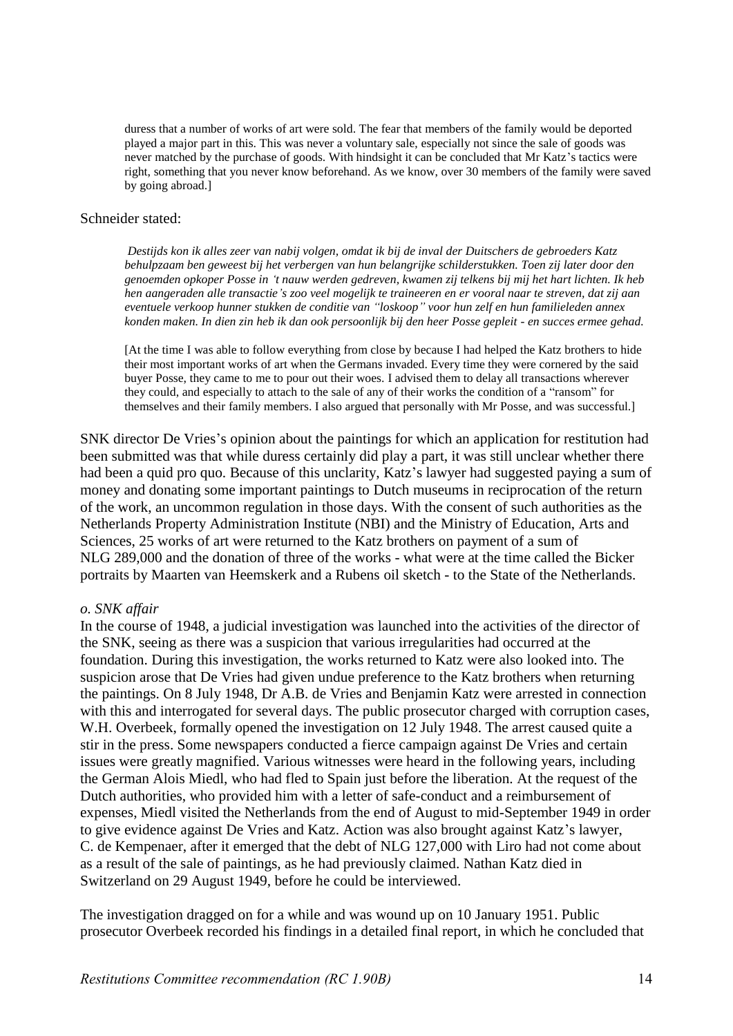> duress that a number of works of art were sold. The fear that members of the family would be deported played a major part in this. This was never a voluntary sale, especially not since the sale of goods was never matched by the purchase of goods. With hindsight it can be concluded that Mr Katz's tactics were right, something that you never know beforehand. As we know, over 30 members of the family were saved by going abroad.]

Schneider stated:

> *Destijds kon ik alles zeer van nabij volgen, omdat ik bij de inval der Duitschers de gebroeders Katz behulpzaam ben geweest bij het verbergen van hun belangrijke schilderstukken. Toen zij later door den genoemden opkoper Posse in 't nauw werden gedreven, kwamen zij telkens bij mij het hart lichten. Ik heb hen aangeraden alle transactie's zoo veel mogelijk te traineeren en er vooral naar te streven, dat zij aan eventuele verkoop hunner stukken de conditie van "loskoop" voor hun zelf en hun familieleden annex konden maken. In dien zin heb ik dan ook persoonlijk bij den heer Posse gepleit - en succes ermee gehad.*
>
> [At the time I was able to follow everything from close by because I had helped the Katz brothers to hide their most important works of art when the Germans invaded. Every time they were cornered by the said buyer Posse, they came to me to pour out their woes. I advised them to delay all transactions wherever they could, and especially to attach to the sale of any of their works the condition of a "ransom" for themselves and their family members. I also argued that personally with Mr Posse, and was successful.]

SNK director De Vries's opinion about the paintings for which an application for restitution had been submitted was that while duress certainly did play a part, it was still unclear whether there had been a quid pro quo. Because of this unclarity, Katz's lawyer had suggested paying a sum of money and donating some important paintings to Dutch museums in reciprocation of the return of the work, an uncommon regulation in those days. With the consent of such authorities as the Netherlands Property Administration Institute (NBI) and the Ministry of Education, Arts and Sciences, 25 works of art were returned to the Katz brothers on payment of a sum of NLG 289,000 and the donation of three of the works - what were at the time called the Bicker portraits by Maarten van Heemskerk and a Rubens oil sketch - to the State of the Netherlands.

*o. SNK affair*

In the course of 1948, a judicial investigation was launched into the activities of the director of the SNK, seeing as there was a suspicion that various irregularities had occurred at the foundation. During this investigation, the works returned to Katz were also looked into. The suspicion arose that De Vries had given undue preference to the Katz brothers when returning the paintings. On 8 July 1948, Dr A.B. de Vries and Benjamin Katz were arrested in connection with this and interrogated for several days. The public prosecutor charged with corruption cases, W.H. Overbeek, formally opened the investigation on 12 July 1948. The arrest caused quite a stir in the press. Some newspapers conducted a fierce campaign against De Vries and certain issues were greatly magnified. Various witnesses were heard in the following years, including the German Alois Miedl, who had fled to Spain just before the liberation. At the request of the Dutch authorities, who provided him with a letter of safe-conduct and a reimbursement of expenses, Miedl visited the Netherlands from the end of August to mid-September 1949 in order to give evidence against De Vries and Katz. Action was also brought against Katz's lawyer, C. de Kempenaer, after it emerged that the debt of NLG 127,000 with Liro had not come about as a result of the sale of paintings, as he had previously claimed. Nathan Katz died in Switzerland on 29 August 1949, before he could be interviewed.

The investigation dragged on for a while and was wound up on 10 January 1951. Public prosecutor Overbeek recorded his findings in a detailed final report, in which he concluded that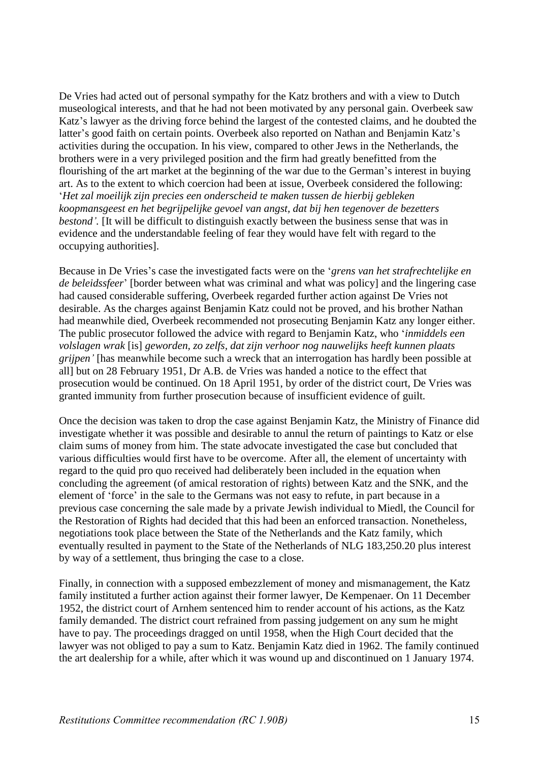De Vries had acted out of personal sympathy for the Katz brothers and with a view to Dutch museological interests, and that he had not been motivated by any personal gain. Overbeek saw Katz's lawyer as the driving force behind the largest of the contested claims, and he doubted the latter's good faith on certain points. Overbeek also reported on Nathan and Benjamin Katz's activities during the occupation. In his view, compared to other Jews in the Netherlands, the brothers were in a very privileged position and the firm had greatly benefitted from the flourishing of the art market at the beginning of the war due to the German's interest in buying art. As to the extent to which coercion had been at issue, Overbeek considered the following: '*Het zal moeilijk zijn precies een onderscheid te maken tussen de hierbij gebleken koopmansgeest en het begrijpelijke gevoel van angst, dat bij hen tegenover de bezetters bestond'.* [It will be difficult to distinguish exactly between the business sense that was in evidence and the understandable feeling of fear they would have felt with regard to the occupying authorities].

Because in De Vries's case the investigated facts were on the '*grens van het strafrechtelijke en de beleidssfeer*' [border between what was criminal and what was policy] and the lingering case had caused considerable suffering, Overbeek regarded further action against De Vries not desirable. As the charges against Benjamin Katz could not be proved, and his brother Nathan had meanwhile died, Overbeek recommended not prosecuting Benjamin Katz any longer either. The public prosecutor followed the advice with regard to Benjamin Katz, who '*inmiddels een volslagen wrak* [is] *geworden, zo zelfs, dat zijn verhoor nog nauwelijks heeft kunnen plaats grijpen'* [has meanwhile become such a wreck that an interrogation has hardly been possible at all] but on 28 February 1951, Dr A.B. de Vries was handed a notice to the effect that prosecution would be continued. On 18 April 1951, by order of the district court, De Vries was granted immunity from further prosecution because of insufficient evidence of guilt.

Once the decision was taken to drop the case against Benjamin Katz, the Ministry of Finance did investigate whether it was possible and desirable to annul the return of paintings to Katz or else claim sums of money from him. The state advocate investigated the case but concluded that various difficulties would first have to be overcome. After all, the element of uncertainty with regard to the quid pro quo received had deliberately been included in the equation when concluding the agreement (of amical restoration of rights) between Katz and the SNK, and the element of 'force' in the sale to the Germans was not easy to refute, in part because in a previous case concerning the sale made by a private Jewish individual to Miedl, the Council for the Restoration of Rights had decided that this had been an enforced transaction. Nonetheless, negotiations took place between the State of the Netherlands and the Katz family, which eventually resulted in payment to the State of the Netherlands of NLG 183,250.20 plus interest by way of a settlement, thus bringing the case to a close.

Finally, in connection with a supposed embezzlement of money and mismanagement, the Katz family instituted a further action against their former lawyer, De Kempenaer. On 11 December 1952, the district court of Arnhem sentenced him to render account of his actions, as the Katz family demanded. The district court refrained from passing judgement on any sum he might have to pay. The proceedings dragged on until 1958, when the High Court decided that the lawyer was not obliged to pay a sum to Katz. Benjamin Katz died in 1962. The family continued the art dealership for a while, after which it was wound up and discontinued on 1 January 1974.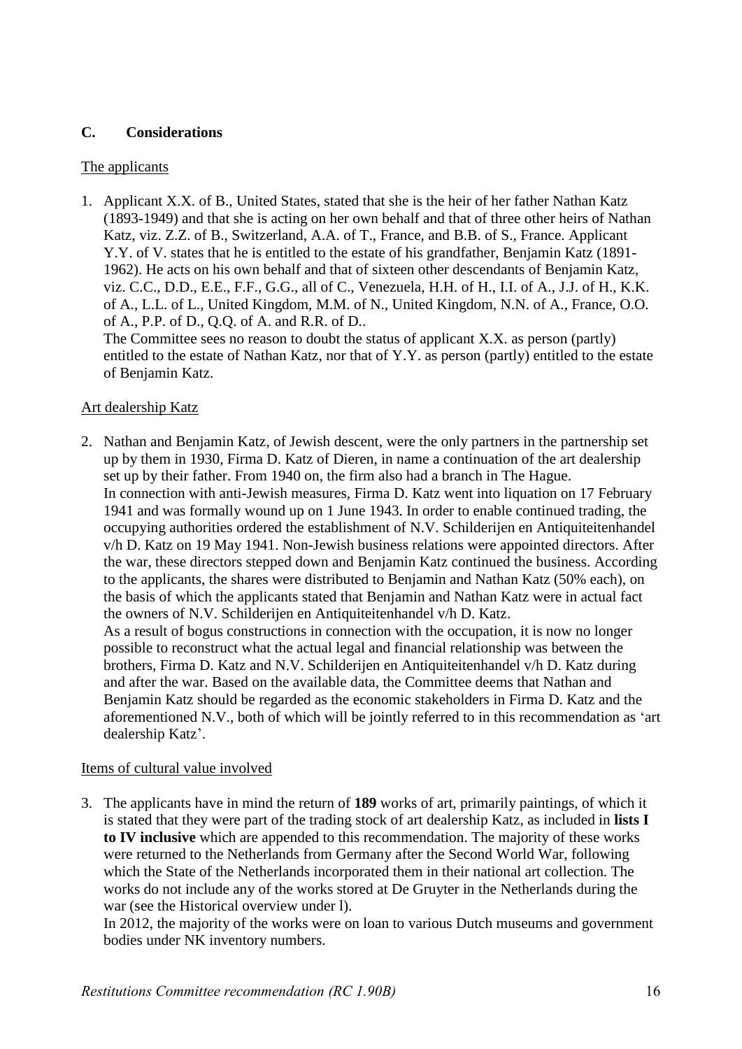## C. Considerations

The applicants

1. Applicant X.X. of B., United States, stated that she is the heir of her father Nathan Katz (1893-1949) and that she is acting on her own behalf and that of three other heirs of Nathan Katz, viz. Z.Z. of B., Switzerland, A.A. of T., France, and B.B. of S., France. Applicant Y.Y. of V. states that he is entitled to the estate of his grandfather, Benjamin Katz (1891-1962). He acts on his own behalf and that of sixteen other descendants of Benjamin Katz, viz. C.C., D.D., E.E., F.F., G.G., all of C., Venezuela, H.H. of H., I.I. of A., J.J. of H., K.K. of A., L.L. of L., United Kingdom, M.M. of N., United Kingdom, N.N. of A., France, O.O. of A., P.P. of D., Q.Q. of A. and R.R. of D..
   The Committee sees no reason to doubt the status of applicant X.X. as person (partly) entitled to the estate of Nathan Katz, nor that of Y.Y. as person (partly) entitled to the estate of Benjamin Katz.

Art dealership Katz

2. Nathan and Benjamin Katz, of Jewish descent, were the only partners in the partnership set up by them in 1930, Firma D. Katz of Dieren, in name a continuation of the art dealership set up by their father. From 1940 on, the firm also had a branch in The Hague.
   In connection with anti-Jewish measures, Firma D. Katz went into liquation on 17 February 1941 and was formally wound up on 1 June 1943. In order to enable continued trading, the occupying authorities ordered the establishment of N.V. Schilderijen en Antiquiteitenhandel v/h D. Katz on 19 May 1941. Non-Jewish business relations were appointed directors. After the war, these directors stepped down and Benjamin Katz continued the business. According to the applicants, the shares were distributed to Benjamin and Nathan Katz (50% each), on the basis of which the applicants stated that Benjamin and Nathan Katz were in actual fact the owners of N.V. Schilderijen en Antiquiteitenhandel v/h D. Katz.
   As a result of bogus constructions in connection with the occupation, it is now no longer possible to reconstruct what the actual legal and financial relationship was between the brothers, Firma D. Katz and N.V. Schilderijen en Antiquiteitenhandel v/h D. Katz during and after the war. Based on the available data, the Committee deems that Nathan and Benjamin Katz should be regarded as the economic stakeholders in Firma D. Katz and the aforementioned N.V., both of which will be jointly referred to in this recommendation as 'art dealership Katz'.

Items of cultural value involved

3. The applicants have in mind the return of **189** works of art, primarily paintings, of which it is stated that they were part of the trading stock of art dealership Katz, as included in **lists I to IV inclusive** which are appended to this recommendation. The majority of these works were returned to the Netherlands from Germany after the Second World War, following which the State of the Netherlands incorporated them in their national art collection. The works do not include any of the works stored at De Gruyter in the Netherlands during the war (see the Historical overview under l).
   In 2012, the majority of the works were on loan to various Dutch museums and government bodies under NK inventory numbers.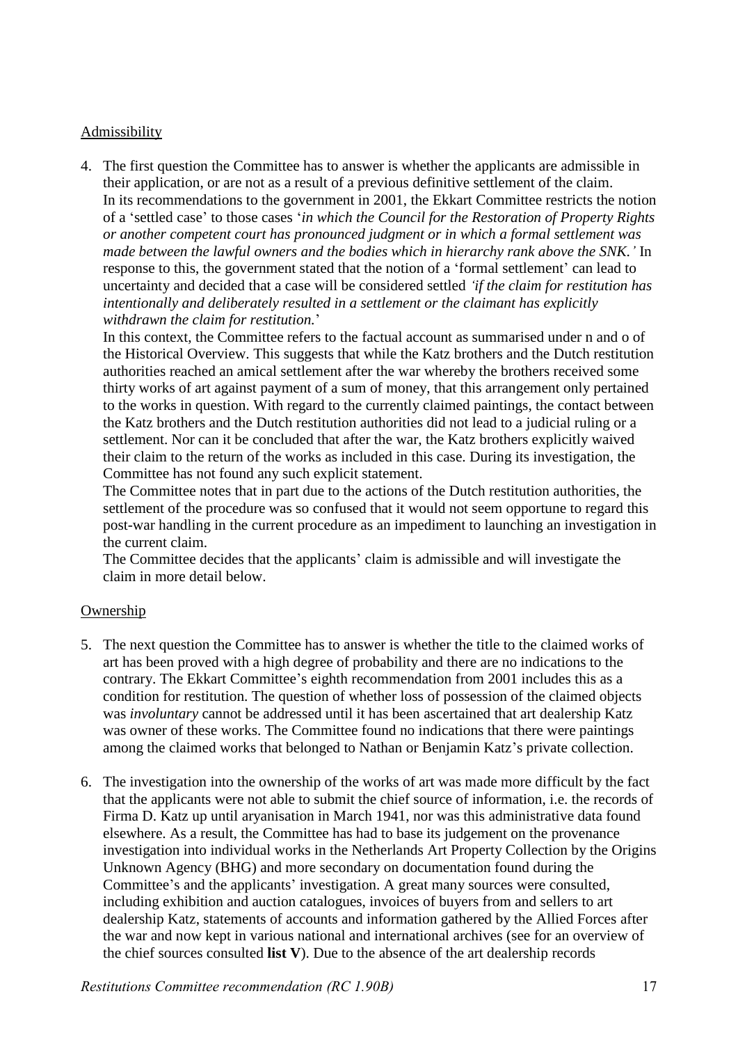Admissibility

4. The first question the Committee has to answer is whether the applicants are admissible in their application, or are not as a result of a previous definitive settlement of the claim. In its recommendations to the government in 2001, the Ekkart Committee restricts the notion of a 'settled case' to those cases '*in which the Council for the Restoration of Property Rights or another competent court has pronounced judgment or in which a formal settlement was made between the lawful owners and the bodies which in hierarchy rank above the SNK.'* In response to this, the government stated that the notion of a 'formal settlement' can lead to uncertainty and decided that a case will be considered settled *'if the claim for restitution has intentionally and deliberately resulted in a settlement or the claimant has explicitly withdrawn the claim for restitution.*'

   In this context, the Committee refers to the factual account as summarised under n and o of the Historical Overview. This suggests that while the Katz brothers and the Dutch restitution authorities reached an amical settlement after the war whereby the brothers received some thirty works of art against payment of a sum of money, that this arrangement only pertained to the works in question. With regard to the currently claimed paintings, the contact between the Katz brothers and the Dutch restitution authorities did not lead to a judicial ruling or a settlement. Nor can it be concluded that after the war, the Katz brothers explicitly waived their claim to the return of the works as included in this case. During its investigation, the Committee has not found any such explicit statement.

   The Committee notes that in part due to the actions of the Dutch restitution authorities, the settlement of the procedure was so confused that it would not seem opportune to regard this post-war handling in the current procedure as an impediment to launching an investigation in the current claim.

   The Committee decides that the applicants' claim is admissible and will investigate the claim in more detail below.

Ownership

5. The next question the Committee has to answer is whether the title to the claimed works of art has been proved with a high degree of probability and there are no indications to the contrary. The Ekkart Committee's eighth recommendation from 2001 includes this as a condition for restitution. The question of whether loss of possession of the claimed objects was *involuntary* cannot be addressed until it has been ascertained that art dealership Katz was owner of these works. The Committee found no indications that there were paintings among the claimed works that belonged to Nathan or Benjamin Katz's private collection.

6. The investigation into the ownership of the works of art was made more difficult by the fact that the applicants were not able to submit the chief source of information, i.e. the records of Firma D. Katz up until aryanisation in March 1941, nor was this administrative data found elsewhere. As a result, the Committee has had to base its judgement on the provenance investigation into individual works in the Netherlands Art Property Collection by the Origins Unknown Agency (BHG) and more secondary on documentation found during the Committee's and the applicants' investigation. A great many sources were consulted, including exhibition and auction catalogues, invoices of buyers from and sellers to art dealership Katz, statements of accounts and information gathered by the Allied Forces after the war and now kept in various national and international archives (see for an overview of the chief sources consulted **list V**). Due to the absence of the art dealership records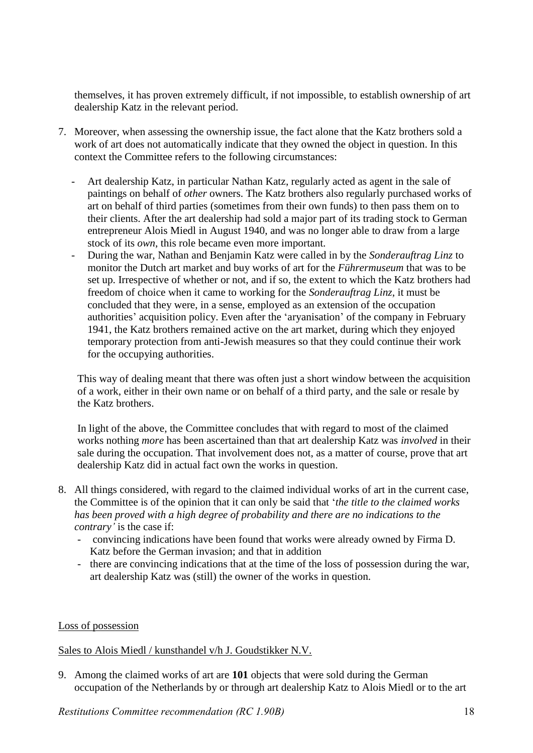themselves, it has proven extremely difficult, if not impossible, to establish ownership of art dealership Katz in the relevant period.

7. Moreover, when assessing the ownership issue, the fact alone that the Katz brothers sold a work of art does not automatically indicate that they owned the object in question. In this context the Committee refers to the following circumstances:

   - Art dealership Katz, in particular Nathan Katz, regularly acted as agent in the sale of paintings on behalf of *other* owners. The Katz brothers also regularly purchased works of art on behalf of third parties (sometimes from their own funds) to then pass them on to their clients. After the art dealership had sold a major part of its trading stock to German entrepreneur Alois Miedl in August 1940, and was no longer able to draw from a large stock of its *own*, this role became even more important.
   - During the war, Nathan and Benjamin Katz were called in by the *Sonderauftrag Linz* to monitor the Dutch art market and buy works of art for the *Führermuseum* that was to be set up. Irrespective of whether or not, and if so, the extent to which the Katz brothers had freedom of choice when it came to working for the *Sonderauftrag Linz*, it must be concluded that they were, in a sense, employed as an extension of the occupation authorities' acquisition policy. Even after the 'aryanisation' of the company in February 1941, the Katz brothers remained active on the art market, during which they enjoyed temporary protection from anti-Jewish measures so that they could continue their work for the occupying authorities.

   This way of dealing meant that there was often just a short window between the acquisition of a work, either in their own name or on behalf of a third party, and the sale or resale by the Katz brothers.

   In light of the above, the Committee concludes that with regard to most of the claimed works nothing *more* has been ascertained than that art dealership Katz was *involved* in their sale during the occupation. That involvement does not, as a matter of course, prove that art dealership Katz did in actual fact own the works in question.

8. All things considered, with regard to the claimed individual works of art in the current case, the Committee is of the opinion that it can only be said that '*the title to the claimed works has been proved with a high degree of probability and there are no indications to the contrary'* is the case if:
   - convincing indications have been found that works were already owned by Firma D. Katz before the German invasion; and that in addition
   - there are convincing indications that at the time of the loss of possession during the war, art dealership Katz was (still) the owner of the works in question.

Loss of possession

Sales to Alois Miedl / kunsthandel v/h J. Goudstikker N.V.

9. Among the claimed works of art are **101** objects that were sold during the German occupation of the Netherlands by or through art dealership Katz to Alois Miedl or to the art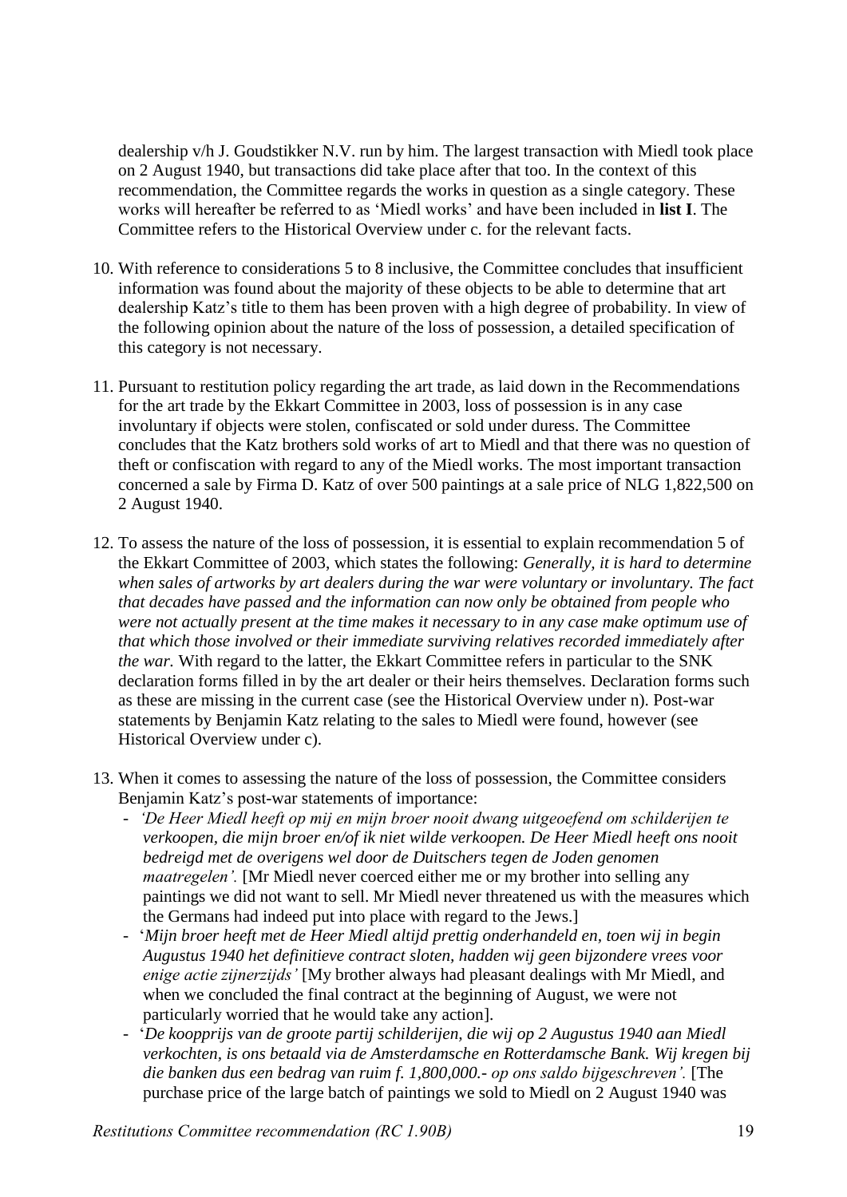dealership v/h J. Goudstikker N.V. run by him. The largest transaction with Miedl took place on 2 August 1940, but transactions did take place after that too. In the context of this recommendation, the Committee regards the works in question as a single category. These works will hereafter be referred to as 'Miedl works' and have been included in **list I**. The Committee refers to the Historical Overview under c. for the relevant facts.

10. With reference to considerations 5 to 8 inclusive, the Committee concludes that insufficient information was found about the majority of these objects to be able to determine that art dealership Katz's title to them has been proven with a high degree of probability. In view of the following opinion about the nature of the loss of possession, a detailed specification of this category is not necessary.

11. Pursuant to restitution policy regarding the art trade, as laid down in the Recommendations for the art trade by the Ekkart Committee in 2003, loss of possession is in any case involuntary if objects were stolen, confiscated or sold under duress. The Committee concludes that the Katz brothers sold works of art to Miedl and that there was no question of theft or confiscation with regard to any of the Miedl works. The most important transaction concerned a sale by Firma D. Katz of over 500 paintings at a sale price of NLG 1,822,500 on 2 August 1940.

12. To assess the nature of the loss of possession, it is essential to explain recommendation 5 of the Ekkart Committee of 2003, which states the following: *Generally, it is hard to determine when sales of artworks by art dealers during the war were voluntary or involuntary. The fact that decades have passed and the information can now only be obtained from people who were not actually present at the time makes it necessary to in any case make optimum use of that which those involved or their immediate surviving relatives recorded immediately after the war.* With regard to the latter, the Ekkart Committee refers in particular to the SNK declaration forms filled in by the art dealer or their heirs themselves. Declaration forms such as these are missing in the current case (see the Historical Overview under n). Post-war statements by Benjamin Katz relating to the sales to Miedl were found, however (see Historical Overview under c).

13. When it comes to assessing the nature of the loss of possession, the Committee considers Benjamin Katz's post-war statements of importance:
    - *'De Heer Miedl heeft op mij en mijn broer nooit dwang uitgeoefend om schilderijen te verkoopen, die mijn broer en/of ik niet wilde verkoopen. De Heer Miedl heeft ons nooit bedreigd met de overigens wel door de Duitschers tegen de Joden genomen maatregelen'.* [Mr Miedl never coerced either me or my brother into selling any paintings we did not want to sell. Mr Miedl never threatened us with the measures which the Germans had indeed put into place with regard to the Jews.]
    - '*Mijn broer heeft met de Heer Miedl altijd prettig onderhandeld en, toen wij in begin Augustus 1940 het definitieve contract sloten, hadden wij geen bijzondere vrees voor enige actie zijnerzijds'* [My brother always had pleasant dealings with Mr Miedl, and when we concluded the final contract at the beginning of August, we were not particularly worried that he would take any action].
    - '*De koopprijs van de groote partij schilderijen, die wij op 2 Augustus 1940 aan Miedl verkochten, is ons betaald via de Amsterdamsche en Rotterdamsche Bank. Wij kregen bij die banken dus een bedrag van ruim f. 1,800,000.- op ons saldo bijgeschreven'.* [The purchase price of the large batch of paintings we sold to Miedl on 2 August 1940 was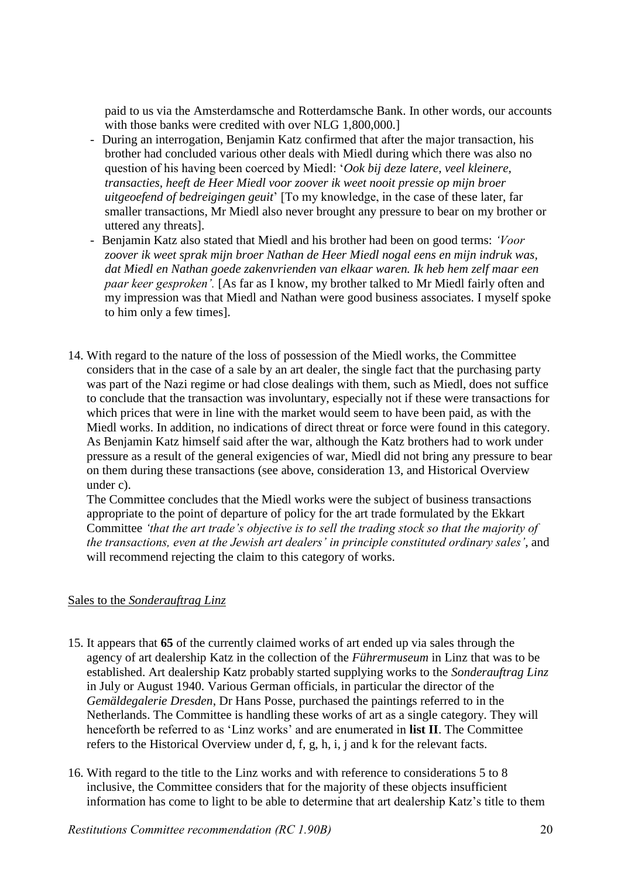paid to us via the Amsterdamsche and Rotterdamsche Bank. In other words, our accounts with those banks were credited with over NLG 1,800,000.]

- During an interrogation, Benjamin Katz confirmed that after the major transaction, his brother had concluded various other deals with Miedl during which there was also no question of his having been coerced by Miedl: '*Ook bij deze latere, veel kleinere, transacties, heeft de Heer Miedl voor zoover ik weet nooit pressie op mijn broer uitgeoefend of bedreigingen geuit*' [To my knowledge, in the case of these later, far smaller transactions, Mr Miedl also never brought any pressure to bear on my brother or uttered any threats].
- Benjamin Katz also stated that Miedl and his brother had been on good terms: *'Voor zoover ik weet sprak mijn broer Nathan de Heer Miedl nogal eens en mijn indruk was, dat Miedl en Nathan goede zakenvrienden van elkaar waren. Ik heb hem zelf maar een paar keer gesproken'.* [As far as I know, my brother talked to Mr Miedl fairly often and my impression was that Miedl and Nathan were good business associates. I myself spoke to him only a few times].

14. With regard to the nature of the loss of possession of the Miedl works, the Committee considers that in the case of a sale by an art dealer, the single fact that the purchasing party was part of the Nazi regime or had close dealings with them, such as Miedl, does not suffice to conclude that the transaction was involuntary, especially not if these were transactions for which prices that were in line with the market would seem to have been paid, as with the Miedl works. In addition, no indications of direct threat or force were found in this category. As Benjamin Katz himself said after the war, although the Katz brothers had to work under pressure as a result of the general exigencies of war, Miedl did not bring any pressure to bear on them during these transactions (see above, consideration 13, and Historical Overview under c).
    The Committee concludes that the Miedl works were the subject of business transactions appropriate to the point of departure of policy for the art trade formulated by the Ekkart Committee *'that the art trade's objective is to sell the trading stock so that the majority of the transactions, even at the Jewish art dealers' in principle constituted ordinary sales'*, and will recommend rejecting the claim to this category of works.

## Sales to the *Sonderauftrag Linz*

15. It appears that **65** of the currently claimed works of art ended up via sales through the agency of art dealership Katz in the collection of the *Führermuseum* in Linz that was to be established. Art dealership Katz probably started supplying works to the *Sonderauftrag Linz* in July or August 1940. Various German officials, in particular the director of the *Gemäldegalerie Dresden*, Dr Hans Posse, purchased the paintings referred to in the Netherlands. The Committee is handling these works of art as a single category. They will henceforth be referred to as 'Linz works' and are enumerated in **list II**. The Committee refers to the Historical Overview under d, f, g, h, i, j and k for the relevant facts.

16. With regard to the title to the Linz works and with reference to considerations 5 to 8 inclusive, the Committee considers that for the majority of these objects insufficient information has come to light to be able to determine that art dealership Katz's title to them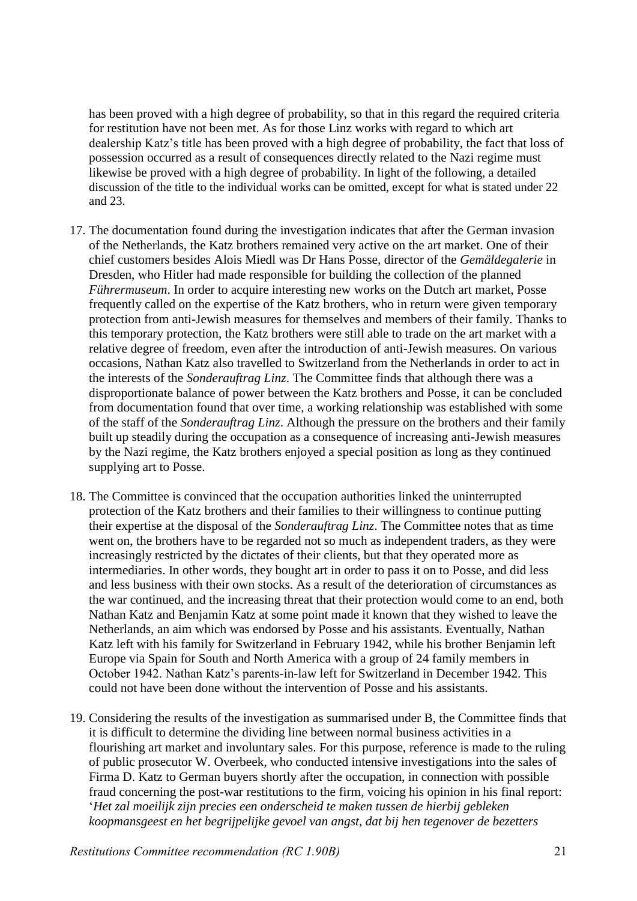has been proved with a high degree of probability, so that in this regard the required criteria for restitution have not been met. As for those Linz works with regard to which art dealership Katz's title has been proved with a high degree of probability, the fact that loss of possession occurred as a result of consequences directly related to the Nazi regime must likewise be proved with a high degree of probability. In light of the following, a detailed discussion of the title to the individual works can be omitted, except for what is stated under 22 and 23.

17. The documentation found during the investigation indicates that after the German invasion of the Netherlands, the Katz brothers remained very active on the art market. One of their chief customers besides Alois Miedl was Dr Hans Posse, director of the *Gemäldegalerie* in Dresden, who Hitler had made responsible for building the collection of the planned *Führermuseum*. In order to acquire interesting new works on the Dutch art market, Posse frequently called on the expertise of the Katz brothers, who in return were given temporary protection from anti-Jewish measures for themselves and members of their family. Thanks to this temporary protection, the Katz brothers were still able to trade on the art market with a relative degree of freedom, even after the introduction of anti-Jewish measures. On various occasions, Nathan Katz also travelled to Switzerland from the Netherlands in order to act in the interests of the *Sonderauftrag Linz*. The Committee finds that although there was a disproportionate balance of power between the Katz brothers and Posse, it can be concluded from documentation found that over time, a working relationship was established with some of the staff of the *Sonderauftrag Linz*. Although the pressure on the brothers and their family built up steadily during the occupation as a consequence of increasing anti-Jewish measures by the Nazi regime, the Katz brothers enjoyed a special position as long as they continued supplying art to Posse.

18. The Committee is convinced that the occupation authorities linked the uninterrupted protection of the Katz brothers and their families to their willingness to continue putting their expertise at the disposal of the *Sonderauftrag Linz*. The Committee notes that as time went on, the brothers have to be regarded not so much as independent traders, as they were increasingly restricted by the dictates of their clients, but that they operated more as intermediaries. In other words, they bought art in order to pass it on to Posse, and did less and less business with their own stocks. As a result of the deterioration of circumstances as the war continued, and the increasing threat that their protection would come to an end, both Nathan Katz and Benjamin Katz at some point made it known that they wished to leave the Netherlands, an aim which was endorsed by Posse and his assistants. Eventually, Nathan Katz left with his family for Switzerland in February 1942, while his brother Benjamin left Europe via Spain for South and North America with a group of 24 family members in October 1942. Nathan Katz's parents-in-law left for Switzerland in December 1942. This could not have been done without the intervention of Posse and his assistants.

19. Considering the results of the investigation as summarised under B, the Committee finds that it is difficult to determine the dividing line between normal business activities in a flourishing art market and involuntary sales. For this purpose, reference is made to the ruling of public prosecutor W. Overbeek, who conducted intensive investigations into the sales of Firma D. Katz to German buyers shortly after the occupation, in connection with possible fraud concerning the post-war restitutions to the firm, voicing his opinion in his final report: '*Het zal moeilijk zijn precies een onderscheid te maken tussen de hierbij gebleken koopmansgeest en het begrijpelijke gevoel van angst, dat bij hen tegenover de bezetters*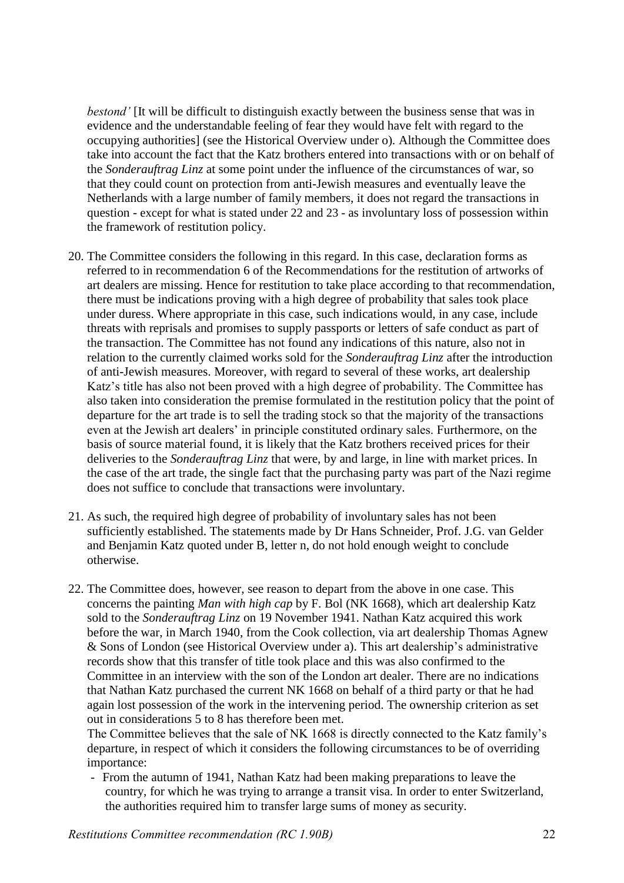*bestond'* [It will be difficult to distinguish exactly between the business sense that was in evidence and the understandable feeling of fear they would have felt with regard to the occupying authorities] (see the Historical Overview under o). Although the Committee does take into account the fact that the Katz brothers entered into transactions with or on behalf of the *Sonderauftrag Linz* at some point under the influence of the circumstances of war, so that they could count on protection from anti-Jewish measures and eventually leave the Netherlands with a large number of family members, it does not regard the transactions in question - except for what is stated under 22 and 23 - as involuntary loss of possession within the framework of restitution policy.

20. The Committee considers the following in this regard. In this case, declaration forms as referred to in recommendation 6 of the Recommendations for the restitution of artworks of art dealers are missing. Hence for restitution to take place according to that recommendation, there must be indications proving with a high degree of probability that sales took place under duress. Where appropriate in this case, such indications would, in any case, include threats with reprisals and promises to supply passports or letters of safe conduct as part of the transaction. The Committee has not found any indications of this nature, also not in relation to the currently claimed works sold for the *Sonderauftrag Linz* after the introduction of anti-Jewish measures. Moreover, with regard to several of these works, art dealership Katz's title has also not been proved with a high degree of probability. The Committee has also taken into consideration the premise formulated in the restitution policy that the point of departure for the art trade is to sell the trading stock so that the majority of the transactions even at the Jewish art dealers' in principle constituted ordinary sales. Furthermore, on the basis of source material found, it is likely that the Katz brothers received prices for their deliveries to the *Sonderauftrag Linz* that were, by and large, in line with market prices. In the case of the art trade, the single fact that the purchasing party was part of the Nazi regime does not suffice to conclude that transactions were involuntary.

21. As such, the required high degree of probability of involuntary sales has not been sufficiently established. The statements made by Dr Hans Schneider, Prof. J.G. van Gelder and Benjamin Katz quoted under B, letter n, do not hold enough weight to conclude otherwise.

22. The Committee does, however, see reason to depart from the above in one case. This concerns the painting *Man with high cap* by F. Bol (NK 1668), which art dealership Katz sold to the *Sonderauftrag Linz* on 19 November 1941. Nathan Katz acquired this work before the war, in March 1940, from the Cook collection, via art dealership Thomas Agnew & Sons of London (see Historical Overview under a). This art dealership's administrative records show that this transfer of title took place and this was also confirmed to the Committee in an interview with the son of the London art dealer. There are no indications that Nathan Katz purchased the current NK 1668 on behalf of a third party or that he had again lost possession of the work in the intervening period. The ownership criterion as set out in considerations 5 to 8 has therefore been met.
The Committee believes that the sale of NK 1668 is directly connected to the Katz family's departure, in respect of which it considers the following circumstances to be of overriding importance:
    - From the autumn of 1941, Nathan Katz had been making preparations to leave the country, for which he was trying to arrange a transit visa. In order to enter Switzerland, the authorities required him to transfer large sums of money as security.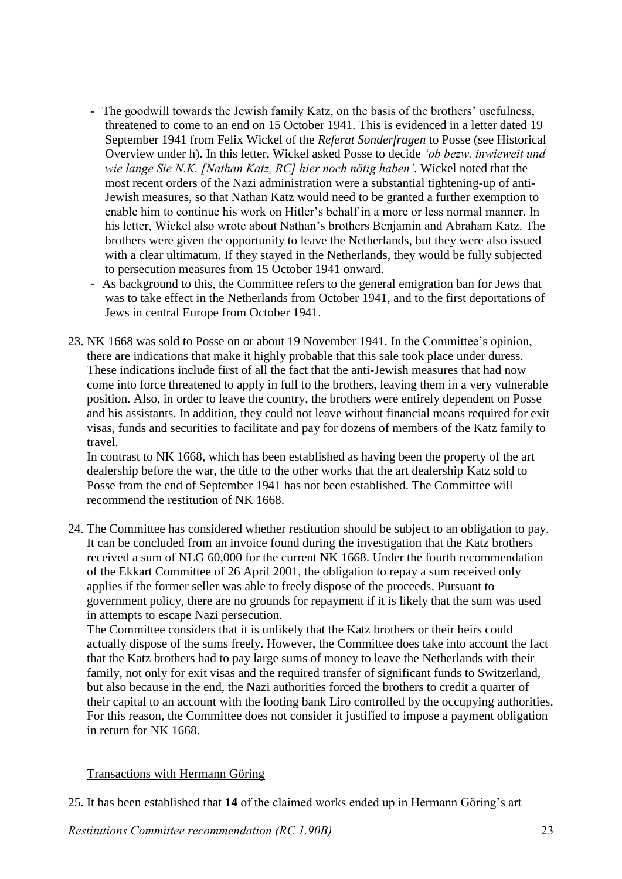- The goodwill towards the Jewish family Katz, on the basis of the brothers' usefulness, threatened to come to an end on 15 October 1941. This is evidenced in a letter dated 19 September 1941 from Felix Wickel of the *Referat Sonderfragen* to Posse (see Historical Overview under h). In this letter, Wickel asked Posse to decide *'ob bezw. inwieweit und wie lange Sie N.K. [Nathan Katz, RC] hier noch nötig haben'*. Wickel noted that the most recent orders of the Nazi administration were a substantial tightening-up of anti-Jewish measures, so that Nathan Katz would need to be granted a further exemption to enable him to continue his work on Hitler's behalf in a more or less normal manner. In his letter, Wickel also wrote about Nathan's brothers Benjamin and Abraham Katz. The brothers were given the opportunity to leave the Netherlands, but they were also issued with a clear ultimatum. If they stayed in the Netherlands, they would be fully subjected to persecution measures from 15 October 1941 onward.
- As background to this, the Committee refers to the general emigration ban for Jews that was to take effect in the Netherlands from October 1941, and to the first deportations of Jews in central Europe from October 1941.

23. NK 1668 was sold to Posse on or about 19 November 1941. In the Committee's opinion, there are indications that make it highly probable that this sale took place under duress. These indications include first of all the fact that the anti-Jewish measures that had now come into force threatened to apply in full to the brothers, leaving them in a very vulnerable position. Also, in order to leave the country, the brothers were entirely dependent on Posse and his assistants. In addition, they could not leave without financial means required for exit visas, funds and securities to facilitate and pay for dozens of members of the Katz family to travel.
In contrast to NK 1668, which has been established as having been the property of the art dealership before the war, the title to the other works that the art dealership Katz sold to Posse from the end of September 1941 has not been established. The Committee will recommend the restitution of NK 1668.

24. The Committee has considered whether restitution should be subject to an obligation to pay. It can be concluded from an invoice found during the investigation that the Katz brothers received a sum of NLG 60,000 for the current NK 1668. Under the fourth recommendation of the Ekkart Committee of 26 April 2001, the obligation to repay a sum received only applies if the former seller was able to freely dispose of the proceeds. Pursuant to government policy, there are no grounds for repayment if it is likely that the sum was used in attempts to escape Nazi persecution.
The Committee considers that it is unlikely that the Katz brothers or their heirs could actually dispose of the sums freely. However, the Committee does take into account the fact that the Katz brothers had to pay large sums of money to leave the Netherlands with their family, not only for exit visas and the required transfer of significant funds to Switzerland, but also because in the end, the Nazi authorities forced the brothers to credit a quarter of their capital to an account with the looting bank Liro controlled by the occupying authorities. For this reason, the Committee does not consider it justified to impose a payment obligation in return for NK 1668.

<u>Transactions with Hermann Göring</u>

25. It has been established that **14** of the claimed works ended up in Hermann Göring's art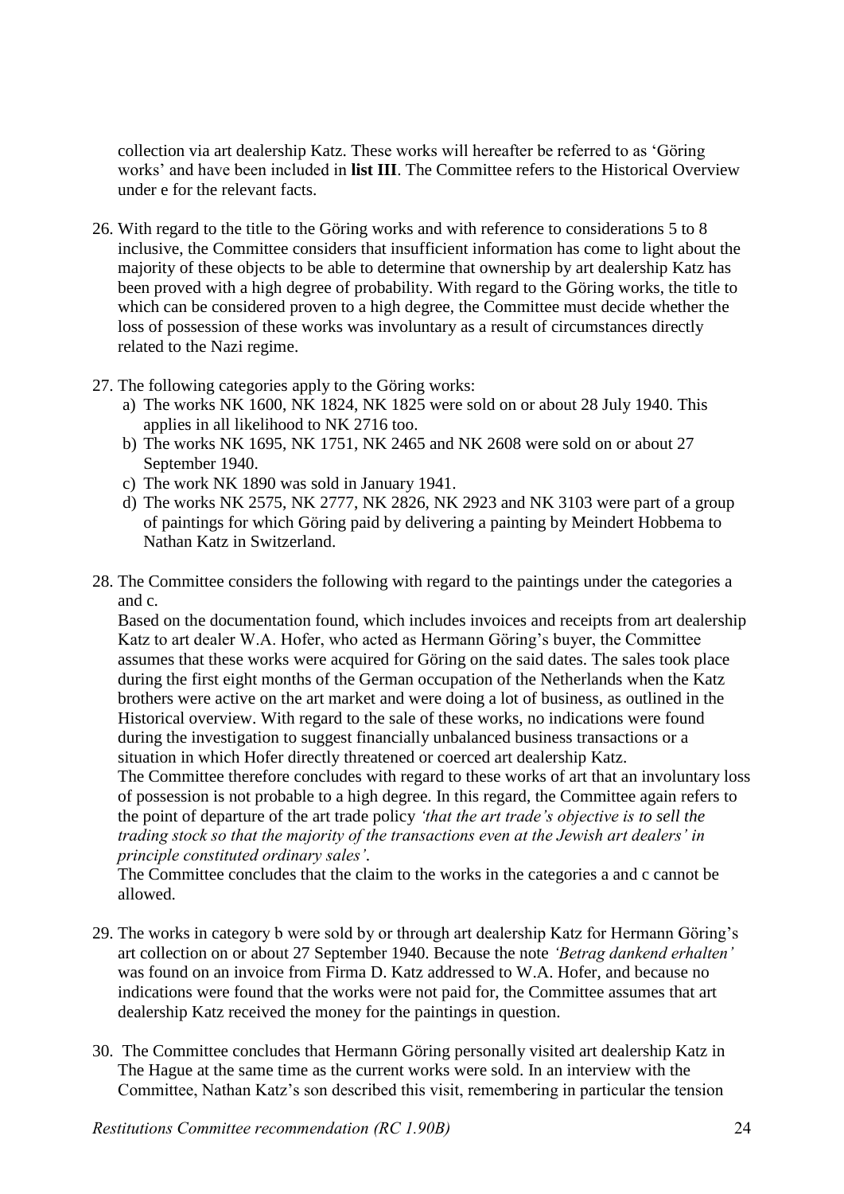collection via art dealership Katz. These works will hereafter be referred to as 'Göring works' and have been included in **list III**. The Committee refers to the Historical Overview under e for the relevant facts.

26. With regard to the title to the Göring works and with reference to considerations 5 to 8 inclusive, the Committee considers that insufficient information has come to light about the majority of these objects to be able to determine that ownership by art dealership Katz has been proved with a high degree of probability. With regard to the Göring works, the title to which can be considered proven to a high degree, the Committee must decide whether the loss of possession of these works was involuntary as a result of circumstances directly related to the Nazi regime.

27. The following categories apply to the Göring works:
    a) The works NK 1600, NK 1824, NK 1825 were sold on or about 28 July 1940. This applies in all likelihood to NK 2716 too.
    b) The works NK 1695, NK 1751, NK 2465 and NK 2608 were sold on or about 27 September 1940.
    c) The work NK 1890 was sold in January 1941.
    d) The works NK 2575, NK 2777, NK 2826, NK 2923 and NK 3103 were part of a group of paintings for which Göring paid by delivering a painting by Meindert Hobbema to Nathan Katz in Switzerland.

28. The Committee considers the following with regard to the paintings under the categories a and c.
    Based on the documentation found, which includes invoices and receipts from art dealership Katz to art dealer W.A. Hofer, who acted as Hermann Göring's buyer, the Committee assumes that these works were acquired for Göring on the said dates. The sales took place during the first eight months of the German occupation of the Netherlands when the Katz brothers were active on the art market and were doing a lot of business, as outlined in the Historical overview. With regard to the sale of these works, no indications were found during the investigation to suggest financially unbalanced business transactions or a situation in which Hofer directly threatened or coerced art dealership Katz.
    The Committee therefore concludes with regard to these works of art that an involuntary loss of possession is not probable to a high degree. In this regard, the Committee again refers to the point of departure of the art trade policy *'that the art trade's objective is to sell the trading stock so that the majority of the transactions even at the Jewish art dealers' in principle constituted ordinary sales'*.
    The Committee concludes that the claim to the works in the categories a and c cannot be allowed.

29. The works in category b were sold by or through art dealership Katz for Hermann Göring's art collection on or about 27 September 1940. Because the note *'Betrag dankend erhalten'* was found on an invoice from Firma D. Katz addressed to W.A. Hofer, and because no indications were found that the works were not paid for, the Committee assumes that art dealership Katz received the money for the paintings in question.

30. The Committee concludes that Hermann Göring personally visited art dealership Katz in The Hague at the same time as the current works were sold. In an interview with the Committee, Nathan Katz's son described this visit, remembering in particular the tension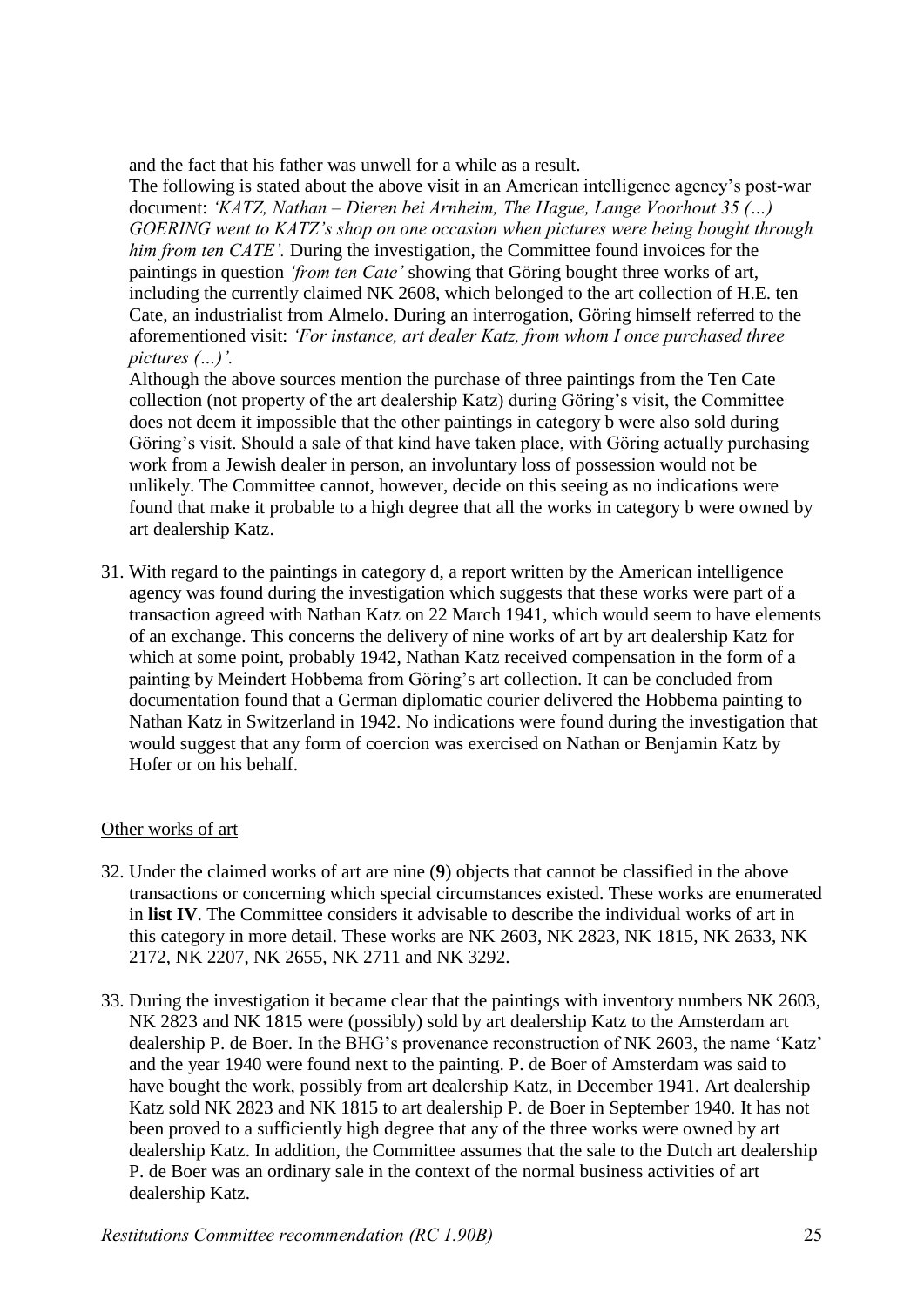and the fact that his father was unwell for a while as a result.

The following is stated about the above visit in an American intelligence agency's post-war document: *'KATZ, Nathan – Dieren bei Arnheim, The Hague, Lange Voorhout 35 (…) GOERING went to KATZ's shop on one occasion when pictures were being bought through him from ten CATE'.* During the investigation, the Committee found invoices for the paintings in question *'from ten Cate'* showing that Göring bought three works of art, including the currently claimed NK 2608, which belonged to the art collection of H.E. ten Cate, an industrialist from Almelo. During an interrogation, Göring himself referred to the aforementioned visit: *'For instance, art dealer Katz, from whom I once purchased three pictures (…)'.*

Although the above sources mention the purchase of three paintings from the Ten Cate collection (not property of the art dealership Katz) during Göring's visit, the Committee does not deem it impossible that the other paintings in category b were also sold during Göring's visit. Should a sale of that kind have taken place, with Göring actually purchasing work from a Jewish dealer in person, an involuntary loss of possession would not be unlikely. The Committee cannot, however, decide on this seeing as no indications were found that make it probable to a high degree that all the works in category b were owned by art dealership Katz.

31. With regard to the paintings in category d, a report written by the American intelligence agency was found during the investigation which suggests that these works were part of a transaction agreed with Nathan Katz on 22 March 1941, which would seem to have elements of an exchange. This concerns the delivery of nine works of art by art dealership Katz for which at some point, probably 1942, Nathan Katz received compensation in the form of a painting by Meindert Hobbema from Göring's art collection. It can be concluded from documentation found that a German diplomatic courier delivered the Hobbema painting to Nathan Katz in Switzerland in 1942. No indications were found during the investigation that would suggest that any form of coercion was exercised on Nathan or Benjamin Katz by Hofer or on his behalf.

## Other works of art

32. Under the claimed works of art are nine (**9**) objects that cannot be classified in the above transactions or concerning which special circumstances existed. These works are enumerated in **list IV**. The Committee considers it advisable to describe the individual works of art in this category in more detail. These works are NK 2603, NK 2823, NK 1815, NK 2633, NK 2172, NK 2207, NK 2655, NK 2711 and NK 3292.

33. During the investigation it became clear that the paintings with inventory numbers NK 2603, NK 2823 and NK 1815 were (possibly) sold by art dealership Katz to the Amsterdam art dealership P. de Boer. In the BHG's provenance reconstruction of NK 2603, the name 'Katz' and the year 1940 were found next to the painting. P. de Boer of Amsterdam was said to have bought the work, possibly from art dealership Katz, in December 1941. Art dealership Katz sold NK 2823 and NK 1815 to art dealership P. de Boer in September 1940. It has not been proved to a sufficiently high degree that any of the three works were owned by art dealership Katz. In addition, the Committee assumes that the sale to the Dutch art dealership P. de Boer was an ordinary sale in the context of the normal business activities of art dealership Katz.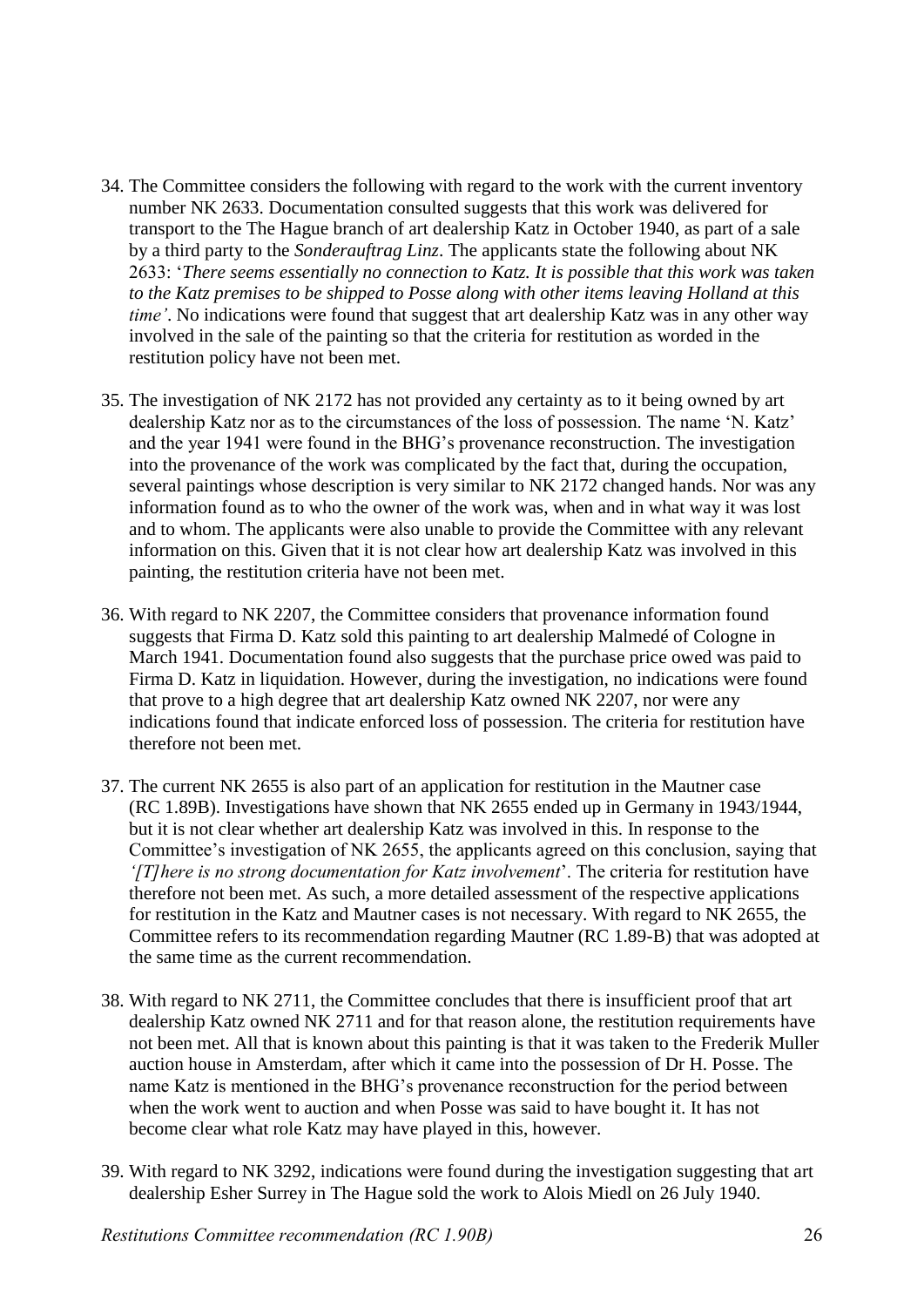34. The Committee considers the following with regard to the work with the current inventory number NK 2633. Documentation consulted suggests that this work was delivered for transport to the The Hague branch of art dealership Katz in October 1940, as part of a sale by a third party to the *Sonderauftrag Linz*. The applicants state the following about NK 2633: '*There seems essentially no connection to Katz. It is possible that this work was taken to the Katz premises to be shipped to Posse along with other items leaving Holland at this time'*. No indications were found that suggest that art dealership Katz was in any other way involved in the sale of the painting so that the criteria for restitution as worded in the restitution policy have not been met.

35. The investigation of NK 2172 has not provided any certainty as to it being owned by art dealership Katz nor as to the circumstances of the loss of possession. The name 'N. Katz' and the year 1941 were found in the BHG's provenance reconstruction. The investigation into the provenance of the work was complicated by the fact that, during the occupation, several paintings whose description is very similar to NK 2172 changed hands. Nor was any information found as to who the owner of the work was, when and in what way it was lost and to whom. The applicants were also unable to provide the Committee with any relevant information on this. Given that it is not clear how art dealership Katz was involved in this painting, the restitution criteria have not been met.

36. With regard to NK 2207, the Committee considers that provenance information found suggests that Firma D. Katz sold this painting to art dealership Malmedé of Cologne in March 1941. Documentation found also suggests that the purchase price owed was paid to Firma D. Katz in liquidation. However, during the investigation, no indications were found that prove to a high degree that art dealership Katz owned NK 2207, nor were any indications found that indicate enforced loss of possession. The criteria for restitution have therefore not been met.

37. The current NK 2655 is also part of an application for restitution in the Mautner case (RC 1.89B). Investigations have shown that NK 2655 ended up in Germany in 1943/1944, but it is not clear whether art dealership Katz was involved in this. In response to the Committee's investigation of NK 2655, the applicants agreed on this conclusion, saying that *'[T]here is no strong documentation for Katz involvement*'. The criteria for restitution have therefore not been met. As such, a more detailed assessment of the respective applications for restitution in the Katz and Mautner cases is not necessary. With regard to NK 2655, the Committee refers to its recommendation regarding Mautner (RC 1.89-B) that was adopted at the same time as the current recommendation.

38. With regard to NK 2711, the Committee concludes that there is insufficient proof that art dealership Katz owned NK 2711 and for that reason alone, the restitution requirements have not been met. All that is known about this painting is that it was taken to the Frederik Muller auction house in Amsterdam, after which it came into the possession of Dr H. Posse. The name Katz is mentioned in the BHG's provenance reconstruction for the period between when the work went to auction and when Posse was said to have bought it. It has not become clear what role Katz may have played in this, however.

39. With regard to NK 3292, indications were found during the investigation suggesting that art dealership Esher Surrey in The Hague sold the work to Alois Miedl on 26 July 1940.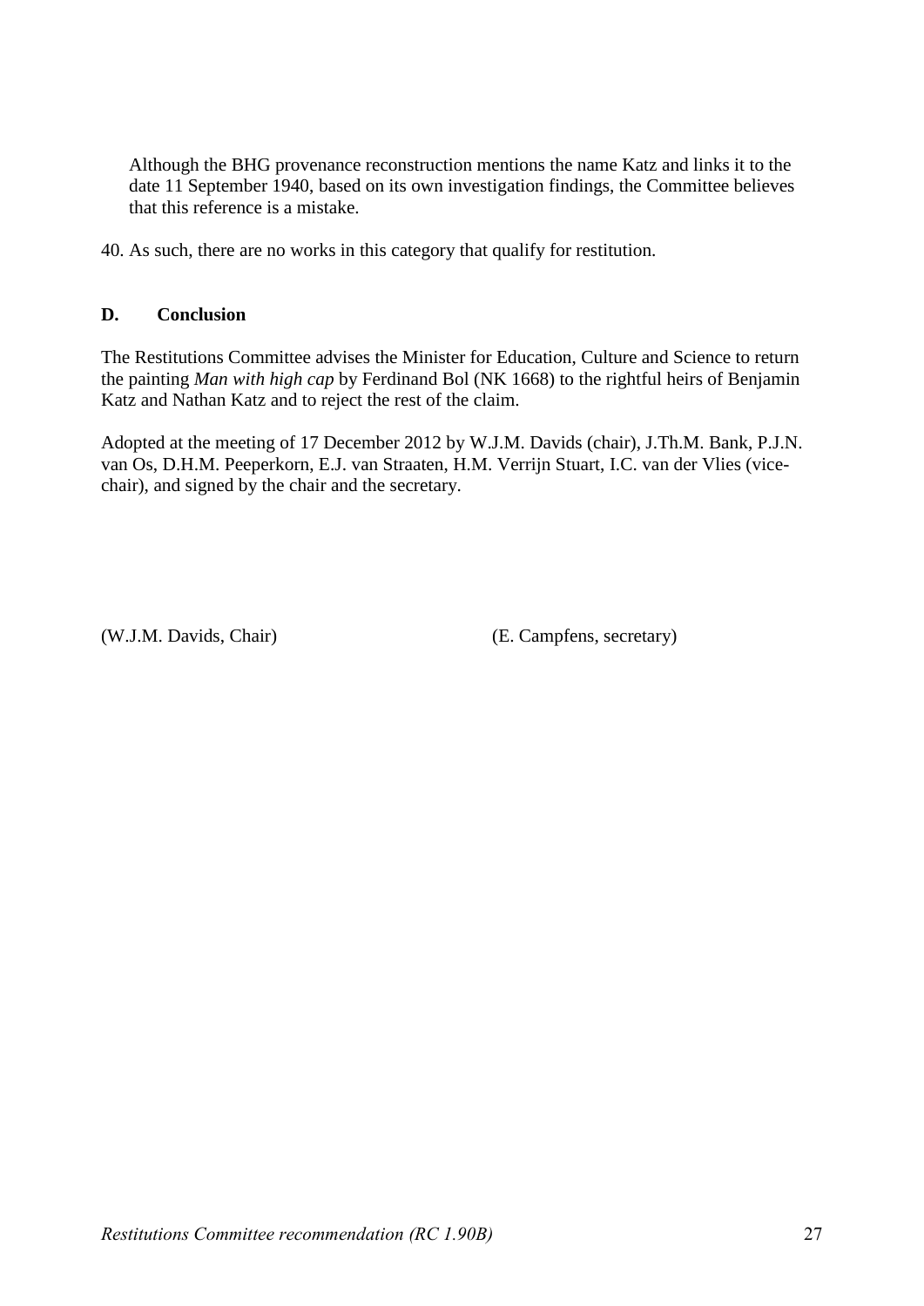Although the BHG provenance reconstruction mentions the name Katz and links it to the date 11 September 1940, based on its own investigation findings, the Committee believes that this reference is a mistake.

40. As such, there are no works in this category that qualify for restitution.

**D. Conclusion**

The Restitutions Committee advises the Minister for Education, Culture and Science to return the painting *Man with high cap* by Ferdinand Bol (NK 1668) to the rightful heirs of Benjamin Katz and Nathan Katz and to reject the rest of the claim.

Adopted at the meeting of 17 December 2012 by W.J.M. Davids (chair), J.Th.M. Bank, P.J.N. van Os, D.H.M. Peeperkorn, E.J. van Straaten, H.M. Verrijn Stuart, I.C. van der Vlies (vice-chair), and signed by the chair and the secretary.

(W.J.M. Davids, Chair) (E. Campfens, secretary)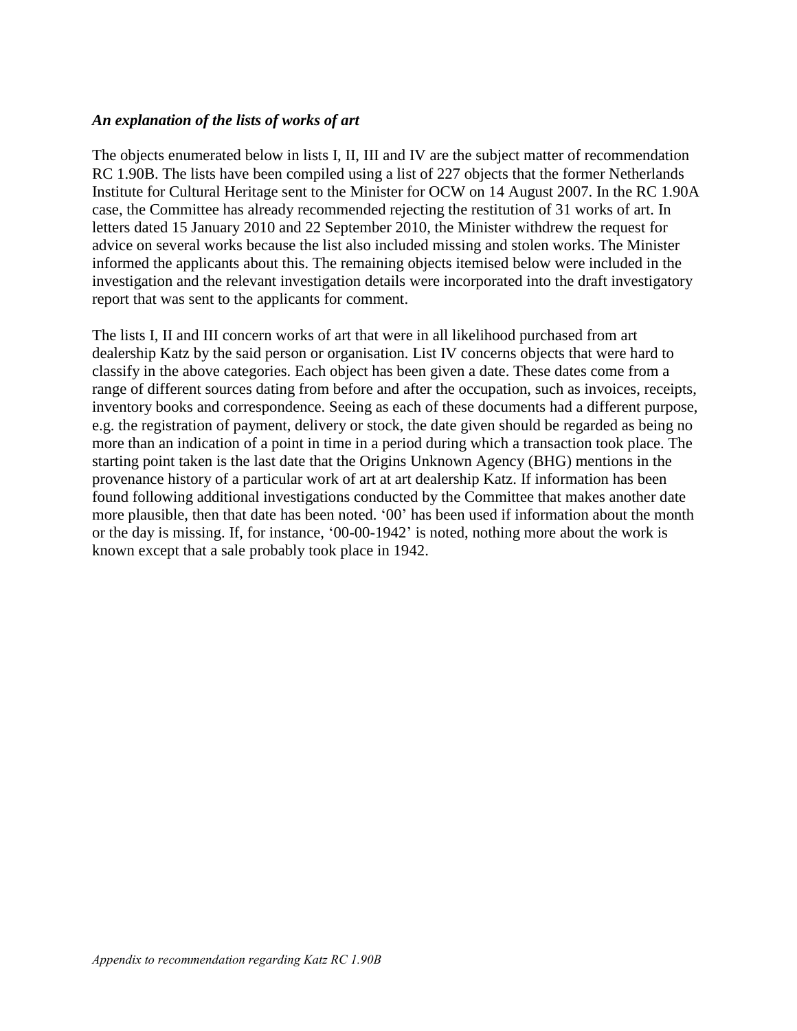***An explanation of the lists of works of art***

The objects enumerated below in lists I, II, III and IV are the subject matter of recommendation RC 1.90B. The lists have been compiled using a list of 227 objects that the former Netherlands Institute for Cultural Heritage sent to the Minister for OCW on 14 August 2007. In the RC 1.90A case, the Committee has already recommended rejecting the restitution of 31 works of art. In letters dated 15 January 2010 and 22 September 2010, the Minister withdrew the request for advice on several works because the list also included missing and stolen works. The Minister informed the applicants about this. The remaining objects itemised below were included in the investigation and the relevant investigation details were incorporated into the draft investigatory report that was sent to the applicants for comment.

The lists I, II and III concern works of art that were in all likelihood purchased from art dealership Katz by the said person or organisation. List IV concerns objects that were hard to classify in the above categories. Each object has been given a date. These dates come from a range of different sources dating from before and after the occupation, such as invoices, receipts, inventory books and correspondence. Seeing as each of these documents had a different purpose, e.g. the registration of payment, delivery or stock, the date given should be regarded as being no more than an indication of a point in time in a period during which a transaction took place. The starting point taken is the last date that the Origins Unknown Agency (BHG) mentions in the provenance history of a particular work of art at art dealership Katz. If information has been found following additional investigations conducted by the Committee that makes another date more plausible, then that date has been noted. '00' has been used if information about the month or the day is missing. If, for instance, '00-00-1942' is noted, nothing more about the work is known except that a sale probably took place in 1942.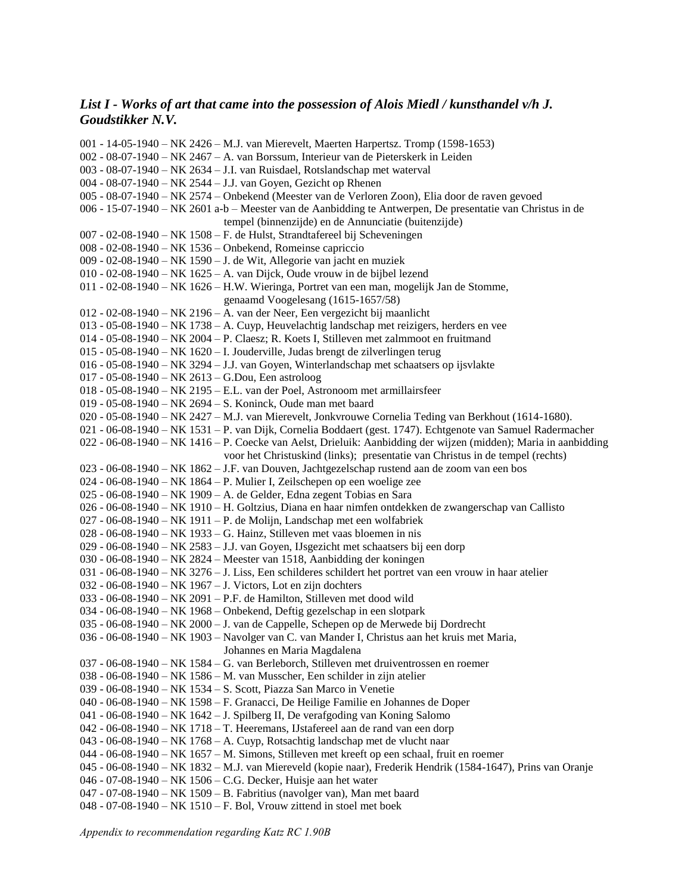### *List I - Works of art that came into the possession of Alois Miedl / kunsthandel v/h J. Goudstikker N.V.*

001 - 14-05-1940 – NK 2426 – M.J. van Mierevelt, Maerten Harpertsz. Tromp (1598-1653)
002 - 08-07-1940 – NK 2467 – A. van Borssum, Interieur van de Pieterskerk in Leiden
003 - 08-07-1940 – NK 2634 – J.I. van Ruisdael, Rotslandschap met waterval
004 - 08-07-1940 – NK 2544 – J.J. van Goyen, Gezicht op Rhenen
005 - 08-07-1940 – NK 2574 – Onbekend (Meester van de Verloren Zoon), Elia door de raven gevoed
006 - 15-07-1940 – NK 2601 a-b – Meester van de Aanbidding te Antwerpen, De presentatie van Christus in de tempel (binnenzijde) en de Annunciatie (buitenzijde)
007 - 02-08-1940 – NK 1508 – F. de Hulst, Strandtafereel bij Scheveningen
008 - 02-08-1940 – NK 1536 – Onbekend, Romeinse capriccio
009 - 02-08-1940 – NK 1590 – J. de Wit, Allegorie van jacht en muziek
010 - 02-08-1940 – NK 1625 – A. van Dijck, Oude vrouw in de bijbel lezend
011 - 02-08-1940 – NK 1626 – H.W. Wieringa, Portret van een man, mogelijk Jan de Stomme, genaamd Voogelesang (1615-1657/58)
012 - 02-08-1940 – NK 2196 – A. van der Neer, Een vergezicht bij maanlicht
013 - 05-08-1940 – NK 1738 – A. Cuyp, Heuvelachtig landschap met reizigers, herders en vee
014 - 05-08-1940 – NK 2004 – P. Claesz; R. Koets I, Stilleven met zalmmoot en fruitmand
015 - 05-08-1940 – NK 1620 – I. Jouderville, Judas brengt de zilverlingen terug
016 - 05-08-1940 – NK 3294 – J.J. van Goyen, Winterlandschap met schaatsers op ijsvlakte
017 - 05-08-1940 – NK 2613 – G.Dou, Een astroloog
018 - 05-08-1940 – NK 2195 – E.L. van der Poel, Astronoom met armillairsfeer
019 - 05-08-1940 – NK 2694 – S. Koninck, Oude man met baard
020 - 05-08-1940 – NK 2427 – M.J. van Mierevelt, Jonkvrouwe Cornelia Teding van Berkhout (1614-1680).
021 - 06-08-1940 – NK 1531 – P. van Dijk, Cornelia Boddaert (gest. 1747). Echtgenote van Samuel Radermacher
022 - 06-08-1940 – NK 1416 – P. Coecke van Aelst, Drieluik: Aanbidding der wijzen (midden); Maria in aanbidding voor het Christuskind (links); presentatie van Christus in de tempel (rechts)
023 - 06-08-1940 – NK 1862 – J.F. van Douven, Jachtgezelschap rustend aan de zoom van een bos
024 - 06-08-1940 – NK 1864 – P. Mulier I, Zeilschepen op een woelige zee
025 - 06-08-1940 – NK 1909 – A. de Gelder, Edna zegent Tobias en Sara
026 - 06-08-1940 – NK 1910 – H. Goltzius, Diana en haar nimfen ontdekken de zwangerschap van Callisto
027 - 06-08-1940 – NK 1911 – P. de Molijn, Landschap met een wolfabriek
028 - 06-08-1940 – NK 1933 – G. Hainz, Stilleven met vaas bloemen in nis
029 - 06-08-1940 – NK 2583 – J.J. van Goyen, IJsgezicht met schaatsers bij een dorp
030 - 06-08-1940 – NK 2824 – Meester van 1518, Aanbidding der koningen
031 - 06-08-1940 – NK 3276 – J. Liss, Een schilderes schildert het portret van een vrouw in haar atelier
032 - 06-08-1940 – NK 1967 – J. Victors, Lot en zijn dochters
033 - 06-08-1940 – NK 2091 – P.F. de Hamilton, Stilleven met dood wild
034 - 06-08-1940 – NK 1968 – Onbekend, Deftig gezelschap in een slotpark
035 - 06-08-1940 – NK 2000 – J. van de Cappelle, Schepen op de Merwede bij Dordrecht
036 - 06-08-1940 – NK 1903 – Navolger van C. van Mander I, Christus aan het kruis met Maria, Johannes en Maria Magdalena
037 - 06-08-1940 – NK 1584 – G. van Berleborch, Stilleven met druiventrossen en roemer
038 - 06-08-1940 – NK 1586 – M. van Musscher, Een schilder in zijn atelier
039 - 06-08-1940 – NK 1534 – S. Scott, Piazza San Marco in Venetie
040 - 06-08-1940 – NK 1598 – F. Granacci, De Heilige Familie en Johannes de Doper
041 - 06-08-1940 – NK 1642 – J. Spilberg II, De verafgoding van Koning Salomo
042 - 06-08-1940 – NK 1718 – T. Heeremans, IJstafereel aan de rand van een dorp
043 - 06-08-1940 – NK 1768 – A. Cuyp, Rotsachtig landschap met de vlucht naar
044 - 06-08-1940 – NK 1657 – M. Simons, Stilleven met kreeft op een schaal, fruit en roemer
045 - 06-08-1940 – NK 1832 – M.J. van Miereveld (kopie naar), Frederik Hendrik (1584-1647), Prins van Oranje
046 - 07-08-1940 – NK 1506 – C.G. Decker, Huisje aan het water
047 - 07-08-1940 – NK 1509 – B. Fabritius (navolger van), Man met baard
048 - 07-08-1940 – NK 1510 – F. Bol, Vrouw zittend in stoel met boek

*Appendix to recommendation regarding Katz RC 1.90B*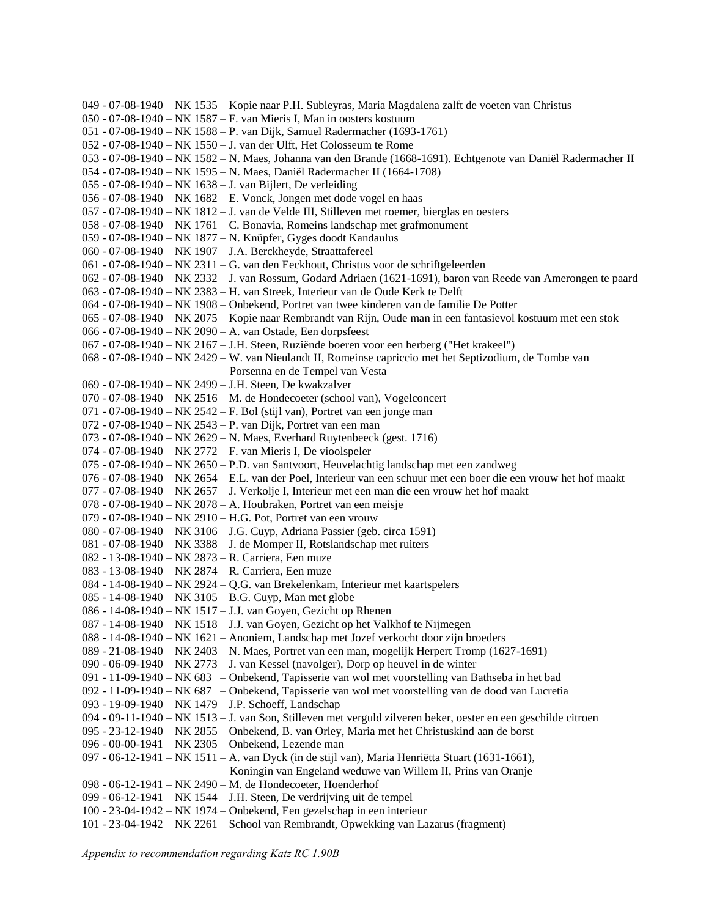049 - 07-08-1940 – NK 1535 – Kopie naar P.H. Subleyras, Maria Magdalena zalft de voeten van Christus
050 - 07-08-1940 – NK 1587 – F. van Mieris I, Man in oosters kostuum
051 - 07-08-1940 – NK 1588 – P. van Dijk, Samuel Radermacher (1693-1761)
052 - 07-08-1940 – NK 1550 – J. van der Ulft, Het Colosseum te Rome
053 - 07-08-1940 – NK 1582 – N. Maes, Johanna van den Brande (1668-1691). Echtgenote van Daniël Radermacher II
054 - 07-08-1940 – NK 1595 – N. Maes, Daniël Radermacher II (1664-1708)
055 - 07-08-1940 – NK 1638 – J. van Bijlert, De verleiding
056 - 07-08-1940 – NK 1682 – E. Vonck, Jongen met dode vogel en haas
057 - 07-08-1940 – NK 1812 – J. van de Velde III, Stilleven met roemer, bierglas en oesters
058 - 07-08-1940 – NK 1761 – C. Bonavia, Romeins landschap met grafmonument
059 - 07-08-1940 – NK 1877 – N. Knüpfer, Gyges doodt Kandaulus
060 - 07-08-1940 – NK 1907 – J.A. Berckheyde, Straattafereel
061 - 07-08-1940 – NK 2311 – G. van den Eeckhout, Christus voor de schriftgeleerden
062 - 07-08-1940 – NK 2332 – J. van Rossum, Godard Adriaen (1621-1691), baron van Reede van Amerongen te paard
063 - 07-08-1940 – NK 2383 – H. van Streek, Interieur van de Oude Kerk te Delft
064 - 07-08-1940 – NK 1908 – Onbekend, Portret van twee kinderen van de familie De Potter
065 - 07-08-1940 – NK 2075 – Kopie naar Rembrandt van Rijn, Oude man in een fantasievol kostuum met een stok
066 - 07-08-1940 – NK 2090 – A. van Ostade, Een dorpsfeest
067 - 07-08-1940 – NK 2167 – J.H. Steen, Ruziënde boeren voor een herberg ("Het krakeel")
068 - 07-08-1940 – NK 2429 – W. van Nieulandt II, Romeinse capriccio met het Septizodium, de Tombe van Porsenna en de Tempel van Vesta
069 - 07-08-1940 – NK 2499 – J.H. Steen, De kwakzalver
070 - 07-08-1940 – NK 2516 – M. de Hondecoeter (school van), Vogelconcert
071 - 07-08-1940 – NK 2542 – F. Bol (stijl van), Portret van een jonge man
072 - 07-08-1940 – NK 2543 – P. van Dijk, Portret van een man
073 - 07-08-1940 – NK 2629 – N. Maes, Everhard Ruytenbeeck (gest. 1716)
074 - 07-08-1940 – NK 2772 – F. van Mieris I, De vioolspeler
075 - 07-08-1940 – NK 2650 – P.D. van Santvoort, Heuvelachtig landschap met een zandweg
076 - 07-08-1940 – NK 2654 – E.L. van der Poel, Interieur van een schuur met een boer die een vrouw het hof maakt
077 - 07-08-1940 – NK 2657 – J. Verkolje I, Interieur met een man die een vrouw het hof maakt
078 - 07-08-1940 – NK 2878 – A. Houbraken, Portret van een meisje
079 - 07-08-1940 – NK 2910 – H.G. Pot, Portret van een vrouw
080 - 07-08-1940 – NK 3106 – J.G. Cuyp, Adriana Passier (geb. circa 1591)
081 - 07-08-1940 – NK 3388 – J. de Momper II, Rotslandschap met ruiters
082 - 13-08-1940 – NK 2873 – R. Carriera, Een muze
083 - 13-08-1940 – NK 2874 – R. Carriera, Een muze
084 - 14-08-1940 – NK 2924 – Q.G. van Brekelenkam, Interieur met kaartspelers
085 - 14-08-1940 – NK 3105 – B.G. Cuyp, Man met globe
086 - 14-08-1940 – NK 1517 – J.J. van Goyen, Gezicht op Rhenen
087 - 14-08-1940 – NK 1518 – J.J. van Goyen, Gezicht op het Valkhof te Nijmegen
088 - 14-08-1940 – NK 1621 – Anoniem, Landschap met Jozef verkocht door zijn broeders
089 - 21-08-1940 – NK 2403 – N. Maes, Portret van een man, mogelijk Herpert Tromp (1627-1691)
090 - 06-09-1940 – NK 2773 – J. van Kessel (navolger), Dorp op heuvel in de winter
091 - 11-09-1940 – NK 683 – Onbekend, Tapisserie van wol met voorstelling van Bathseba in het bad
092 - 11-09-1940 – NK 687 – Onbekend, Tapisserie van wol met voorstelling van de dood van Lucretia
093 - 19-09-1940 – NK 1479 – J.P. Schoeff, Landschap
094 - 09-11-1940 – NK 1513 – J. van Son, Stilleven met verguld zilveren beker, oester en een geschilde citroen
095 - 23-12-1940 – NK 2855 – Onbekend, B. van Orley, Maria met het Christuskind aan de borst
096 - 00-00-1941 – NK 2305 – Onbekend, Lezende man
097 - 06-12-1941 – NK 1511 – A. van Dyck (in de stijl van), Maria Henriëtta Stuart (1631-1661), Koningin van Engeland weduwe van Willem II, Prins van Oranje
098 - 06-12-1941 – NK 2490 – M. de Hondecoeter, Hoenderhof
099 - 06-12-1941 – NK 1544 – J.H. Steen, De verdrijving uit de tempel
100 - 23-04-1942 – NK 1974 – Onbekend, Een gezelschap in een interieur
101 - 23-04-1942 – NK 2261 – School van Rembrandt, Opwekking van Lazarus (fragment)

*Appendix to recommendation regarding Katz RC 1.90B*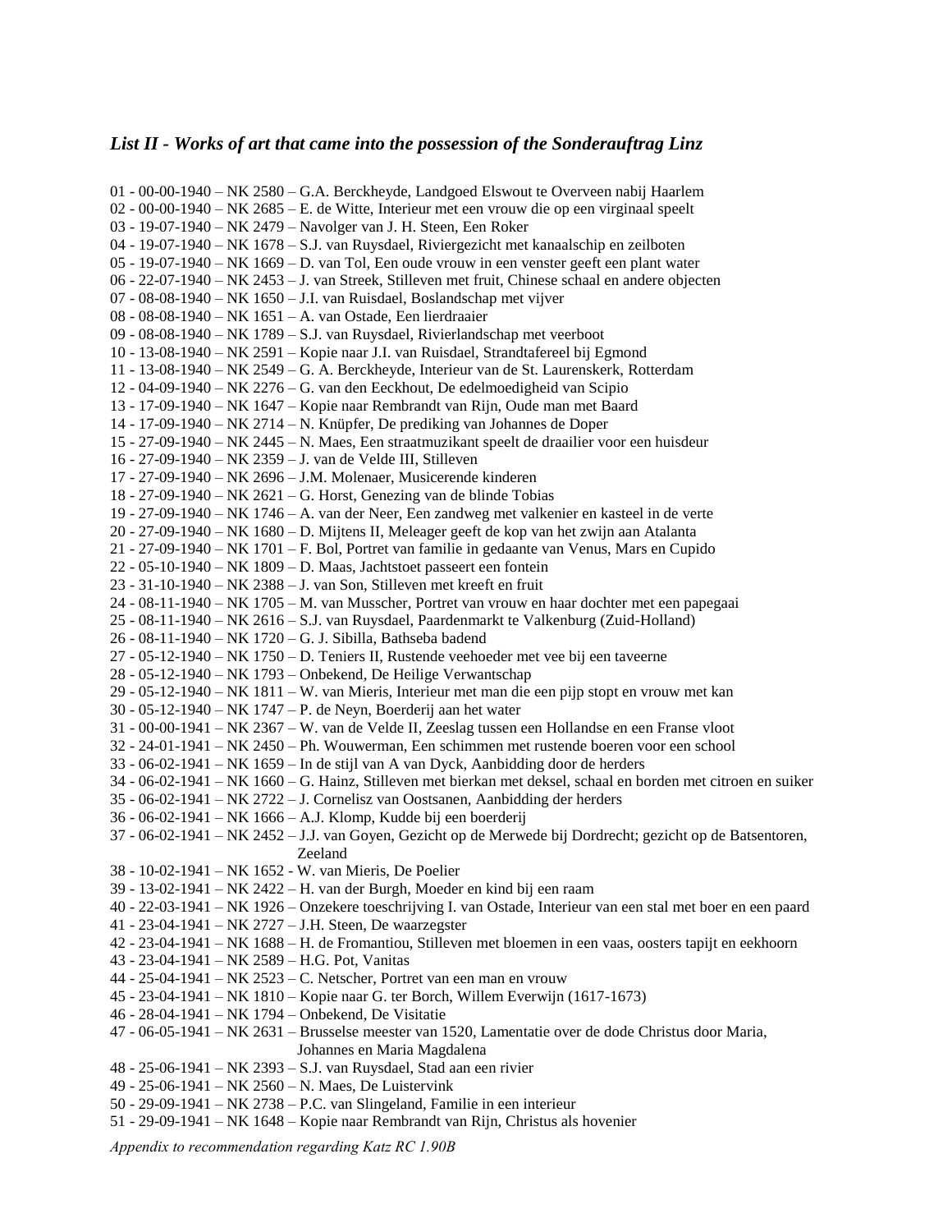### *List II - Works of art that came into the possession of the Sonderauftrag Linz*

01 - 00-00-1940 – NK 2580 – G.A. Berckheyde, Landgoed Elswout te Overveen nabij Haarlem
02 - 00-00-1940 – NK 2685 – E. de Witte, Interieur met een vrouw die op een virginaal speelt
03 - 19-07-1940 – NK 2479 – Navolger van J. H. Steen, Een Roker
04 - 19-07-1940 – NK 1678 – S.J. van Ruysdael, Riviergezicht met kanaalschip en zeilboten
05 - 19-07-1940 – NK 1669 – D. van Tol, Een oude vrouw in een venster geeft een plant water
06 - 22-07-1940 – NK 2453 – J. van Streek, Stilleven met fruit, Chinese schaal en andere objecten
07 - 08-08-1940 – NK 1650 – J.I. van Ruisdael, Boslandschap met vijver
08 - 08-08-1940 – NK 1651 – A. van Ostade, Een lierdraaier
09 - 08-08-1940 – NK 1789 – S.J. van Ruysdael, Rivierlandschap met veerboot
10 - 13-08-1940 – NK 2591 – Kopie naar J.I. van Ruisdael, Strandtafereel bij Egmond
11 - 13-08-1940 – NK 2549 – G. A. Berckheyde, Interieur van de St. Laurenskerk, Rotterdam
12 - 04-09-1940 – NK 2276 – G. van den Eeckhout, De edelmoedigheid van Scipio
13 - 17-09-1940 – NK 1647 – Kopie naar Rembrandt van Rijn, Oude man met Baard
14 - 17-09-1940 – NK 2714 – N. Knüpfer, De prediking van Johannes de Doper
15 - 27-09-1940 – NK 2445 – N. Maes, Een straatmuzikant speelt de draailier voor een huisdeur
16 - 27-09-1940 – NK 2359 – J. van de Velde III, Stilleven
17 - 27-09-1940 – NK 2696 – J.M. Molenaer, Musicerende kinderen
18 - 27-09-1940 – NK 2621 – G. Horst, Genezing van de blinde Tobias
19 - 27-09-1940 – NK 1746 – A. van der Neer, Een zandweg met valkenier en kasteel in de verte
20 - 27-09-1940 – NK 1680 – D. Mijtens II, Meleager geeft de kop van het zwijn aan Atalanta
21 - 27-09-1940 – NK 1701 – F. Bol, Portret van familie in gedaante van Venus, Mars en Cupido
22 - 05-10-1940 – NK 1809 – D. Maas, Jachtstoet passeert een fontein
23 - 31-10-1940 – NK 2388 – J. van Son, Stilleven met kreeft en fruit
24 - 08-11-1940 – NK 1705 – M. van Musscher, Portret van vrouw en haar dochter met een papegaai
25 - 08-11-1940 – NK 2616 – S.J. van Ruysdael, Paardenmarkt te Valkenburg (Zuid-Holland)
26 - 08-11-1940 – NK 1720 – G. J. Sibilla, Bathseba badend
27 - 05-12-1940 – NK 1750 – D. Teniers II, Rustende veehoeder met vee bij een taveerne
28 - 05-12-1940 – NK 1793 – Onbekend, De Heilige Verwantschap
29 - 05-12-1940 – NK 1811 – W. van Mieris, Interieur met man die een pijp stopt en vrouw met kan
30 - 05-12-1940 – NK 1747 – P. de Neyn, Boerderij aan het water
31 - 00-00-1941 – NK 2367 – W. van de Velde II, Zeeslag tussen een Hollandse en een Franse vloot
32 - 24-01-1941 – NK 2450 – Ph. Wouwerman, Een schimmen met rustende boeren voor een school
33 - 06-02-1941 – NK 1659 – In de stijl van A van Dyck, Aanbidding door de herders
34 - 06-02-1941 – NK 1660 – G. Hainz, Stilleven met bierkan met deksel, schaal en borden met citroen en suiker
35 - 06-02-1941 – NK 2722 – J. Cornelisz van Oostsanen, Aanbidding der herders
36 - 06-02-1941 – NK 1666 – A.J. Klomp, Kudde bij een boerderij
37 - 06-02-1941 – NK 2452 – J.J. van Goyen, Gezicht op de Merwede bij Dordrecht; gezicht op de Batsentoren, Zeeland
38 - 10-02-1941 – NK 1652 - W. van Mieris, De Poelier
39 - 13-02-1941 – NK 2422 – H. van der Burgh, Moeder en kind bij een raam
40 - 22-03-1941 – NK 1926 – Onzekere toeschrijving I. van Ostade, Interieur van een stal met boer en een paard
41 - 23-04-1941 – NK 2727 – J.H. Steen, De waarzegster
42 - 23-04-1941 – NK 1688 – H. de Fromantiou, Stilleven met bloemen in een vaas, oosters tapijt en eekhoorn
43 - 23-04-1941 – NK 2589 – H.G. Pot, Vanitas
44 - 25-04-1941 – NK 2523 – C. Netscher, Portret van een man en vrouw
45 - 23-04-1941 – NK 1810 – Kopie naar G. ter Borch, Willem Everwijn (1617-1673)
46 - 28-04-1941 – NK 1794 – Onbekend, De Visitatie
47 - 06-05-1941 – NK 2631 – Brusselse meester van 1520, Lamentatie over de dode Christus door Maria, Johannes en Maria Magdalena
48 - 25-06-1941 – NK 2393 – S.J. van Ruysdael, Stad aan een rivier
49 - 25-06-1941 – NK 2560 – N. Maes, De Luistervink
50 - 29-09-1941 – NK 2738 – P.C. van Slingeland, Familie in een interieur
51 - 29-09-1941 – NK 1648 – Kopie naar Rembrandt van Rijn, Christus als hovenier

*Appendix to recommendation regarding Katz RC 1.90B*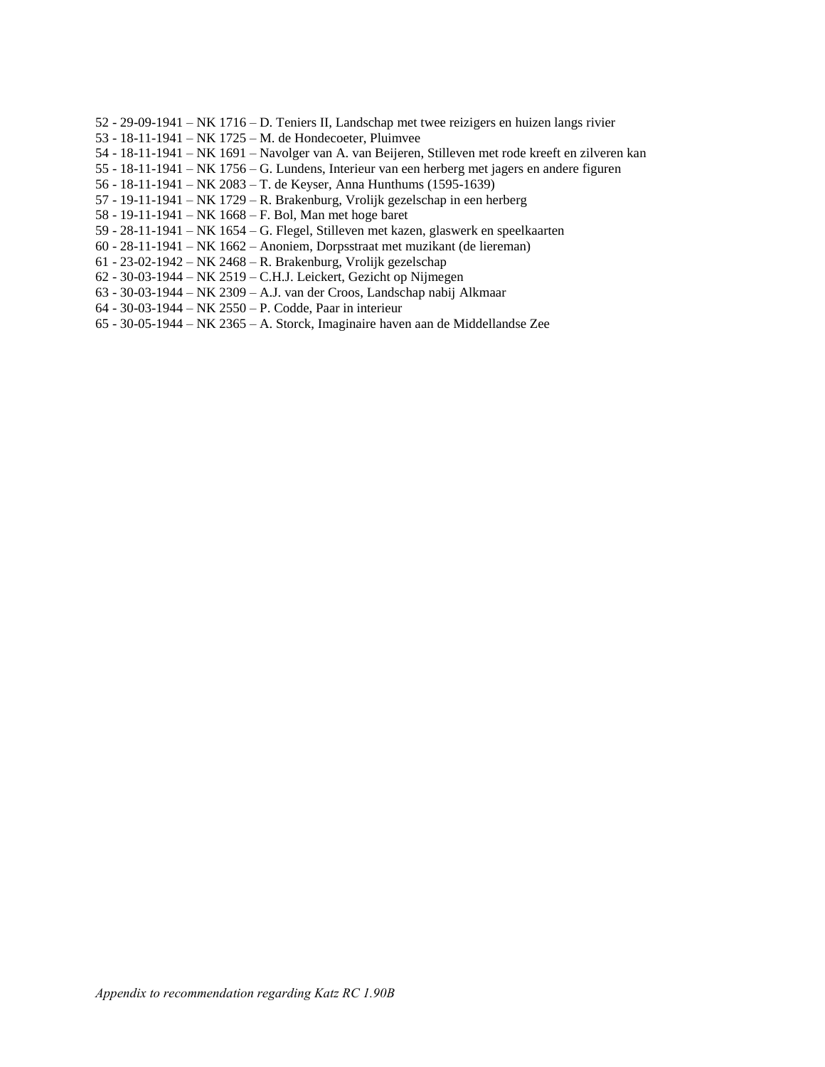52 - 29-09-1941 – NK 1716 – D. Teniers II, Landschap met twee reizigers en huizen langs rivier
53 - 18-11-1941 – NK 1725 – M. de Hondecoeter, Pluimvee
54 - 18-11-1941 – NK 1691 – Navolger van A. van Beijeren, Stilleven met rode kreeft en zilveren kan
55 - 18-11-1941 – NK 1756 – G. Lundens, Interieur van een herberg met jagers en andere figuren
56 - 18-11-1941 – NK 2083 – T. de Keyser, Anna Hunthums (1595-1639)
57 - 19-11-1941 – NK 1729 – R. Brakenburg, Vrolijk gezelschap in een herberg
58 - 19-11-1941 – NK 1668 – F. Bol, Man met hoge baret
59 - 28-11-1941 – NK 1654 – G. Flegel, Stilleven met kazen, glaswerk en speelkaarten
60 - 28-11-1941 – NK 1662 – Anoniem, Dorpsstraat met muzikant (de liereman)
61 - 23-02-1942 – NK 2468 – R. Brakenburg, Vrolijk gezelschap
62 - 30-03-1944 – NK 2519 – C.H.J. Leickert, Gezicht op Nijmegen
63 - 30-03-1944 – NK 2309 – A.J. van der Croos, Landschap nabij Alkmaar
64 - 30-03-1944 – NK 2550 – P. Codde, Paar in interieur
65 - 30-05-1944 – NK 2365 – A. Storck, Imaginaire haven aan de Middellandse Zee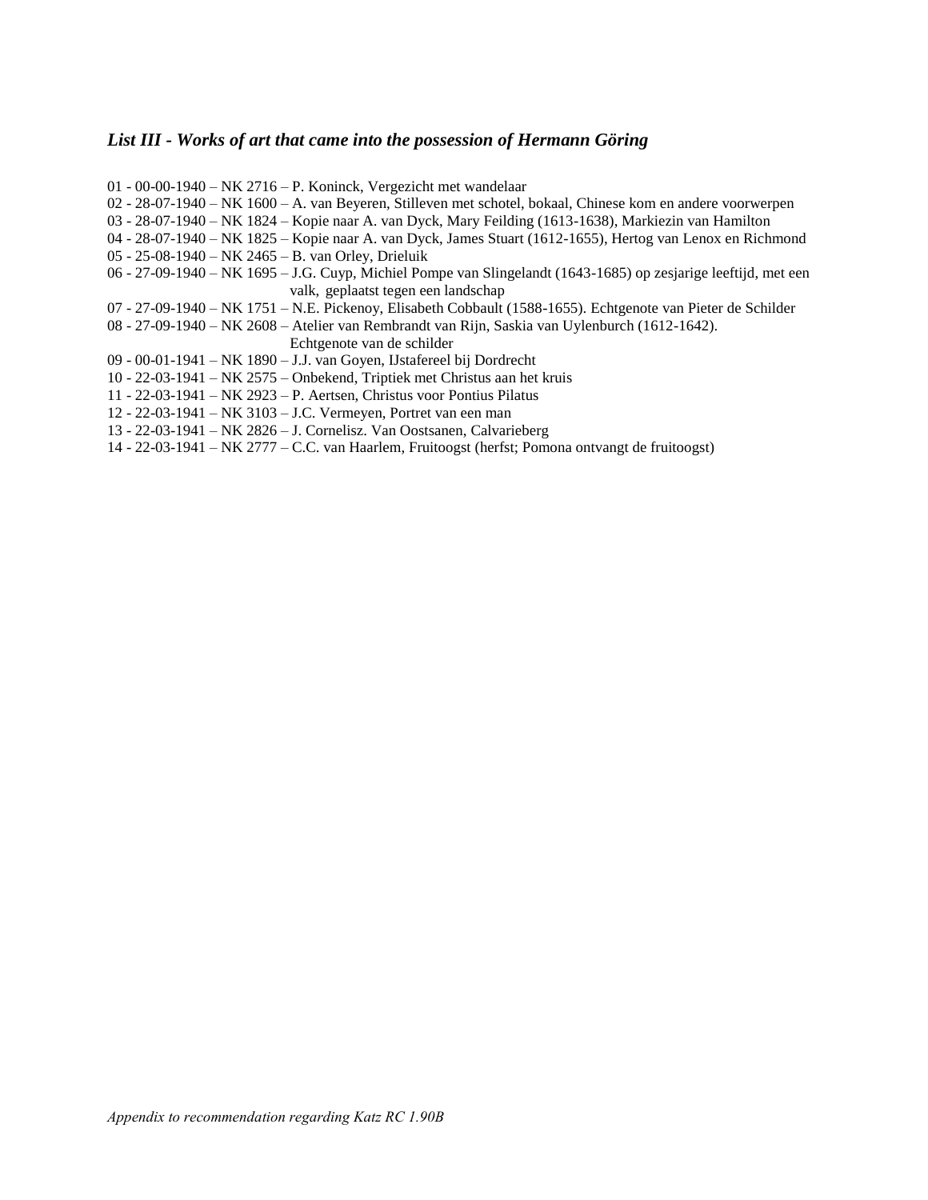### *List III - Works of art that came into the possession of Hermann Göring*

01 - 00-00-1940 – NK 2716 – P. Koninck, Vergezicht met wandelaar
02 - 28-07-1940 – NK 1600 – A. van Beyeren, Stilleven met schotel, bokaal, Chinese kom en andere voorwerpen
03 - 28-07-1940 – NK 1824 – Kopie naar A. van Dyck, Mary Feilding (1613-1638), Markiezin van Hamilton
04 - 28-07-1940 – NK 1825 – Kopie naar A. van Dyck, James Stuart (1612-1655), Hertog van Lenox en Richmond
05 - 25-08-1940 – NK 2465 – B. van Orley, Drieluik
06 - 27-09-1940 – NK 1695 – J.G. Cuyp, Michiel Pompe van Slingelandt (1643-1685) op zesjarige leeftijd, met een valk, geplaatst tegen een landschap
07 - 27-09-1940 – NK 1751 – N.E. Pickenoy, Elisabeth Cobbault (1588-1655). Echtgenote van Pieter de Schilder
08 - 27-09-1940 – NK 2608 – Atelier van Rembrandt van Rijn, Saskia van Uylenburch (1612-1642). Echtgenote van de schilder
09 - 00-01-1941 – NK 1890 – J.J. van Goyen, IJstafereel bij Dordrecht
10 - 22-03-1941 – NK 2575 – Onbekend, Triptiek met Christus aan het kruis
11 - 22-03-1941 – NK 2923 – P. Aertsen, Christus voor Pontius Pilatus
12 - 22-03-1941 – NK 3103 – J.C. Vermeyen, Portret van een man
13 - 22-03-1941 – NK 2826 – J. Cornelisz. Van Oostsanen, Calvarieberg
14 - 22-03-1941 – NK 2777 – C.C. van Haarlem, Fruitoogst (herfst; Pomona ontvangt de fruitoogst)

*Appendix to recommendation regarding Katz RC 1.90B*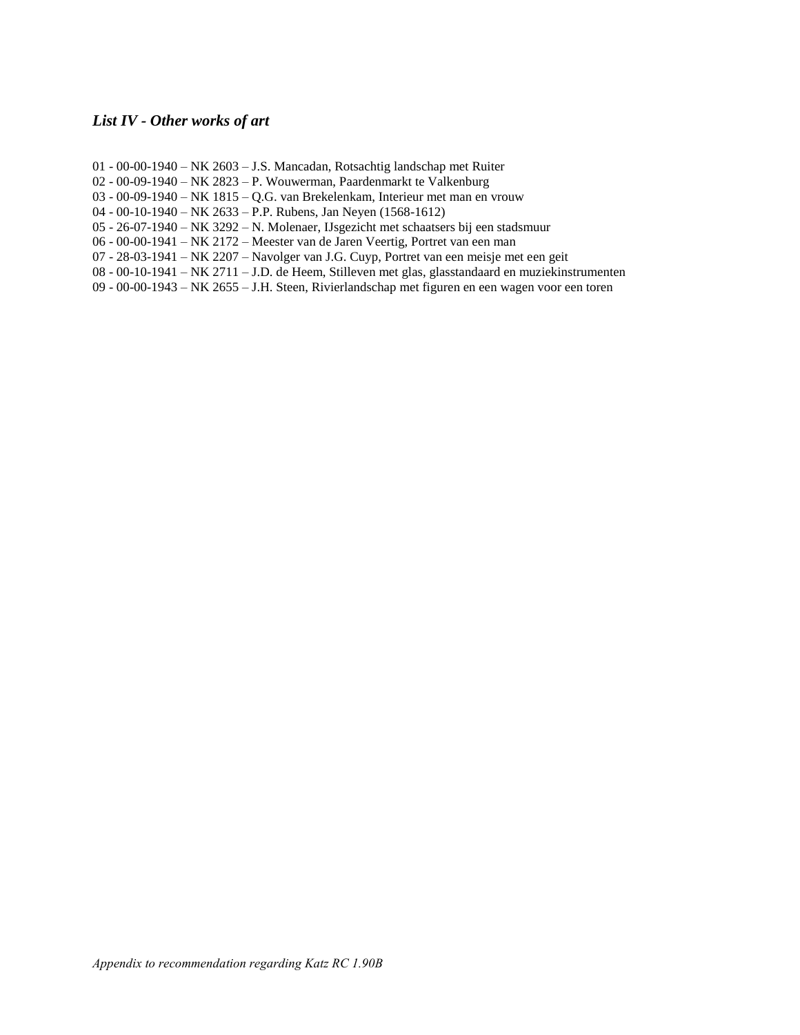### *List IV - Other works of art*

01 - 00-00-1940 – NK 2603 – J.S. Mancadan, Rotsachtig landschap met Ruiter
02 - 00-09-1940 – NK 2823 – P. Wouwerman, Paardenmarkt te Valkenburg
03 - 00-09-1940 – NK 1815 – Q.G. van Brekelenkam, Interieur met man en vrouw
04 - 00-10-1940 – NK 2633 – P.P. Rubens, Jan Neyen (1568-1612)
05 - 26-07-1940 – NK 3292 – N. Molenaer, IJsgezicht met schaatsers bij een stadsmuur
06 - 00-00-1941 – NK 2172 – Meester van de Jaren Veertig, Portret van een man
07 - 28-03-1941 – NK 2207 – Navolger van J.G. Cuyp, Portret van een meisje met een geit
08 - 00-10-1941 – NK 2711 – J.D. de Heem, Stilleven met glas, glasstandaard en muziekinstrumenten
09 - 00-00-1943 – NK 2655 – J.H. Steen, Rivierlandschap met figuren en een wagen voor een toren

*Appendix to recommendation regarding Katz RC 1.90B*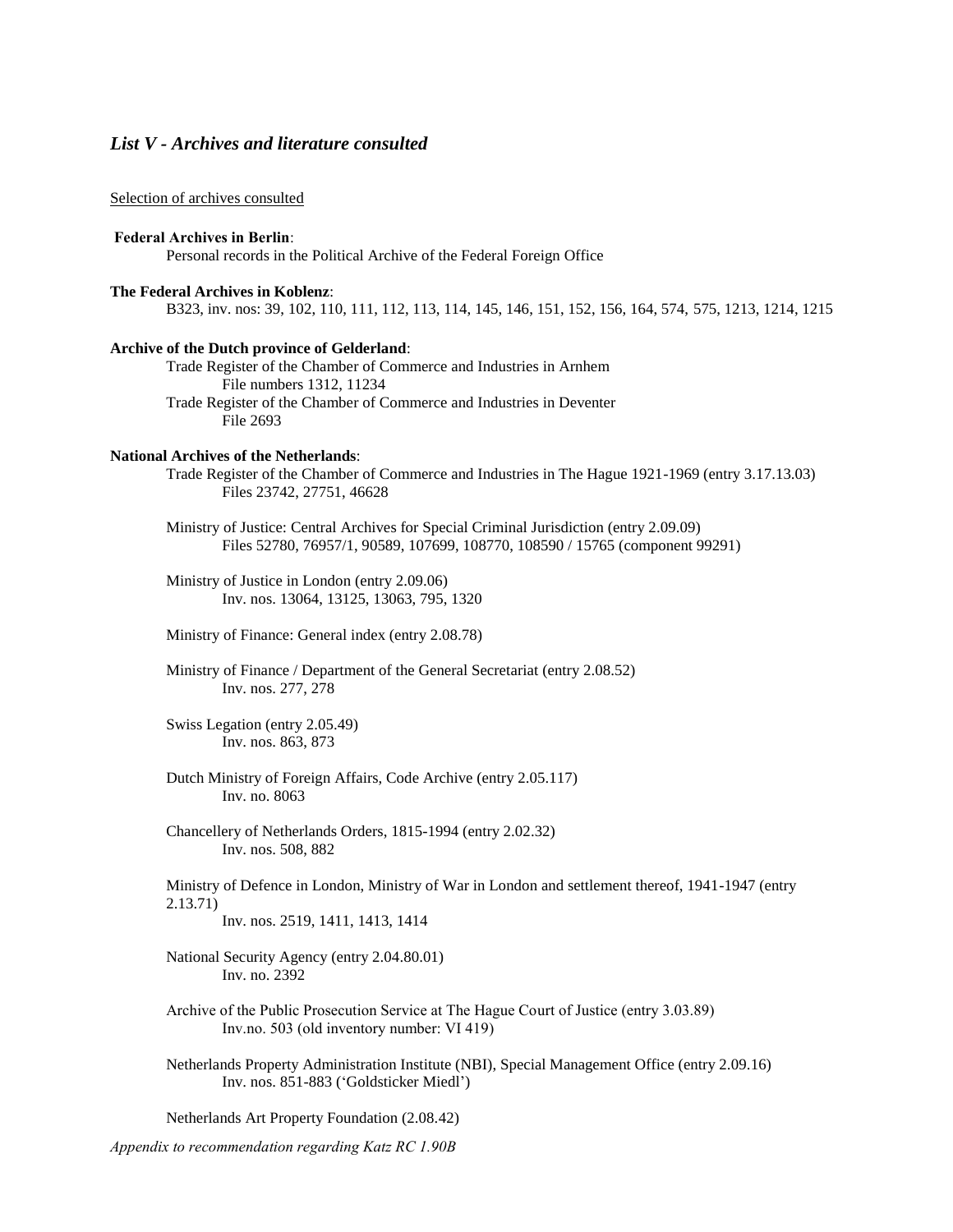## *List V - Archives and literature consulted*

Selection of archives consulted

**Federal Archives in Berlin**:

Personal records in the Political Archive of the Federal Foreign Office

**The Federal Archives in Koblenz**:

B323, inv. nos: 39, 102, 110, 111, 112, 113, 114, 145, 146, 151, 152, 156, 164, 574, 575, 1213, 1214, 1215

**Archive of the Dutch province of Gelderland**:

Trade Register of the Chamber of Commerce and Industries in Arnhem
File numbers 1312, 11234

Trade Register of the Chamber of Commerce and Industries in Deventer
File 2693

**National Archives of the Netherlands**:

Trade Register of the Chamber of Commerce and Industries in The Hague 1921-1969 (entry 3.17.13.03)
Files 23742, 27751, 46628

Ministry of Justice: Central Archives for Special Criminal Jurisdiction (entry 2.09.09)
Files 52780, 76957/1, 90589, 107699, 108770, 108590 / 15765 (component 99291)

Ministry of Justice in London (entry 2.09.06)
Inv. nos. 13064, 13125, 13063, 795, 1320

Ministry of Finance: General index (entry 2.08.78)

Ministry of Finance / Department of the General Secretariat (entry 2.08.52)
Inv. nos. 277, 278

Swiss Legation (entry 2.05.49)
Inv. nos. 863, 873

Dutch Ministry of Foreign Affairs, Code Archive (entry 2.05.117)
Inv. no. 8063

Chancellery of Netherlands Orders, 1815-1994 (entry 2.02.32)
Inv. nos. 508, 882

Ministry of Defence in London, Ministry of War in London and settlement thereof, 1941-1947 (entry 2.13.71)
Inv. nos. 2519, 1411, 1413, 1414

National Security Agency (entry 2.04.80.01)
Inv. no. 2392

Archive of the Public Prosecution Service at The Hague Court of Justice (entry 3.03.89)
Inv.no. 503 (old inventory number: VI 419)

Netherlands Property Administration Institute (NBI), Special Management Office (entry 2.09.16)
Inv. nos. 851-883 ('Goldsticker Miedl')

Netherlands Art Property Foundation (2.08.42)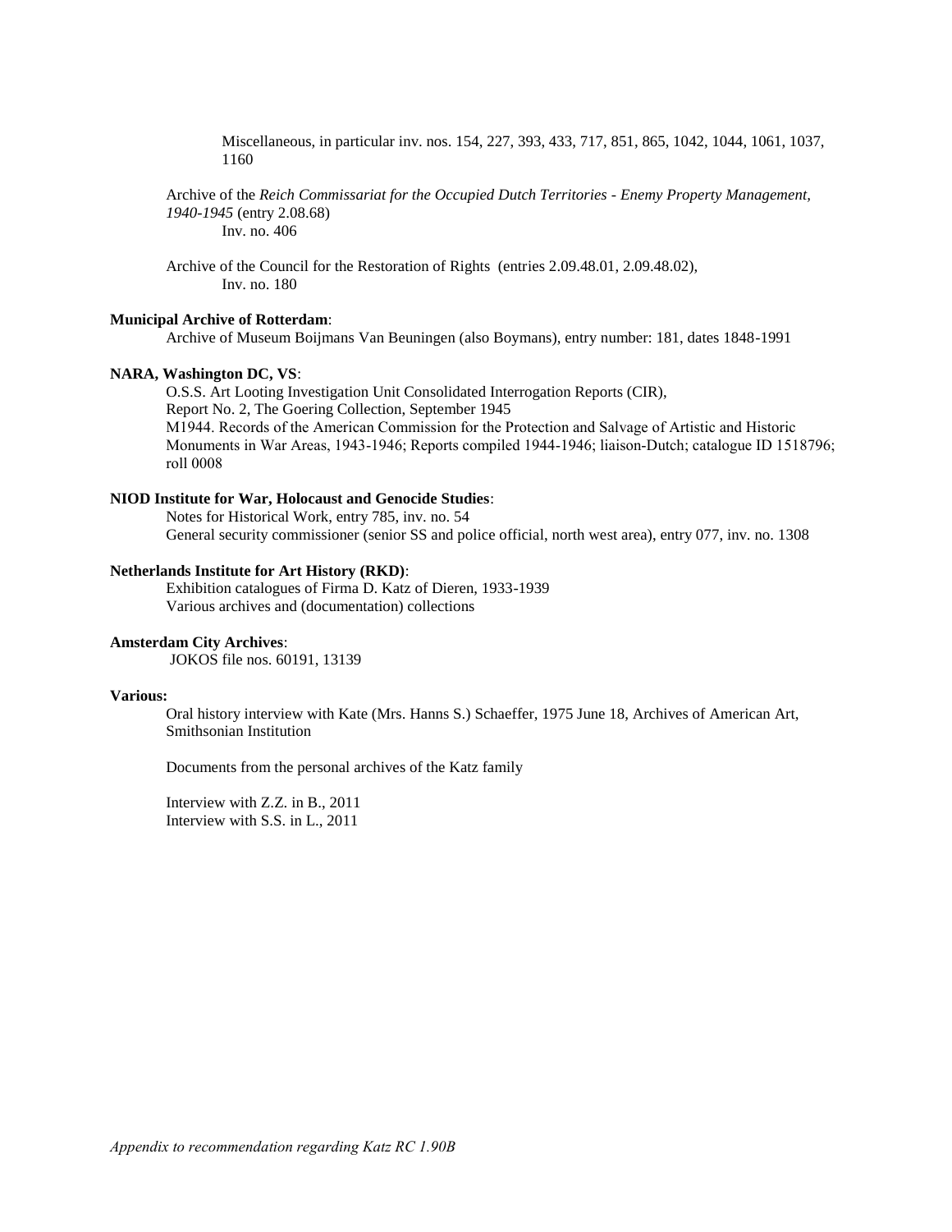Miscellaneous, in particular inv. nos. 154, 227, 393, 433, 717, 851, 865, 1042, 1044, 1061, 1037, 1160

Archive of the *Reich Commissariat for the Occupied Dutch Territories - Enemy Property Management, 1940-1945* (entry 2.08.68)
Inv. no. 406

Archive of the Council for the Restoration of Rights (entries 2.09.48.01, 2.09.48.02),
Inv. no. 180

**Municipal Archive of Rotterdam**:
Archive of Museum Boijmans Van Beuningen (also Boymans), entry number: 181, dates 1848-1991

**NARA, Washington DC, VS**:
O.S.S. Art Looting Investigation Unit Consolidated Interrogation Reports (CIR),
Report No. 2, The Goering Collection, September 1945
M1944. Records of the American Commission for the Protection and Salvage of Artistic and Historic Monuments in War Areas, 1943-1946; Reports compiled 1944-1946; liaison-Dutch; catalogue ID 1518796; roll 0008

**NIOD Institute for War, Holocaust and Genocide Studies**:
Notes for Historical Work, entry 785, inv. no. 54
General security commissioner (senior SS and police official, north west area), entry 077, inv. no. 1308

**Netherlands Institute for Art History (RKD)**:
Exhibition catalogues of Firma D. Katz of Dieren, 1933-1939
Various archives and (documentation) collections

**Amsterdam City Archives**:
JOKOS file nos. 60191, 13139

**Various:**
Oral history interview with Kate (Mrs. Hanns S.) Schaeffer, 1975 June 18, Archives of American Art, Smithsonian Institution

Documents from the personal archives of the Katz family

Interview with Z.Z. in B., 2011
Interview with S.S. in L., 2011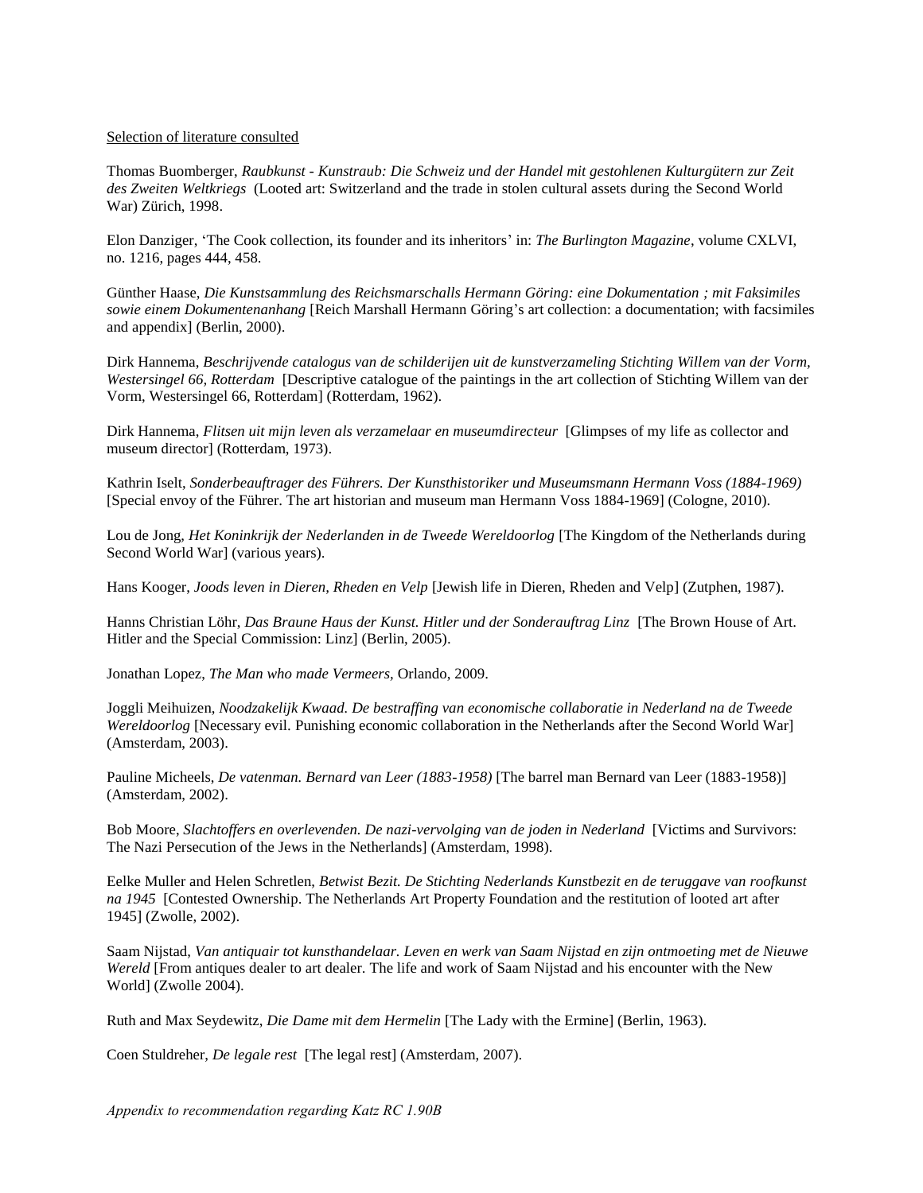Selection of literature consulted

Thomas Buomberger, *Raubkunst - Kunstraub: Die Schweiz und der Handel mit gestohlenen Kulturgütern zur Zeit des Zweiten Weltkriegs* (Looted art: Switzerland and the trade in stolen cultural assets during the Second World War) Zürich, 1998.

Elon Danziger, 'The Cook collection, its founder and its inheritors' in: *The Burlington Magazine*, volume CXLVI, no. 1216, pages 444, 458.

Günther Haase, *Die Kunstsammlung des Reichsmarschalls Hermann Göring: eine Dokumentation ; mit Faksimiles sowie einem Dokumentenanhang* [Reich Marshall Hermann Göring's art collection: a documentation; with facsimiles and appendix] (Berlin, 2000).

Dirk Hannema, *Beschrijvende catalogus van de schilderijen uit de kunstverzameling Stichting Willem van der Vorm, Westersingel 66, Rotterdam* [Descriptive catalogue of the paintings in the art collection of Stichting Willem van der Vorm, Westersingel 66, Rotterdam] (Rotterdam, 1962).

Dirk Hannema, *Flitsen uit mijn leven als verzamelaar en museumdirecteur* [Glimpses of my life as collector and museum director] (Rotterdam, 1973).

Kathrin Iselt, *Sonderbeauftrager des Führers. Der Kunsthistoriker und Museumsmann Hermann Voss (1884-1969)* [Special envoy of the Führer. The art historian and museum man Hermann Voss 1884-1969] (Cologne, 2010).

Lou de Jong, *Het Koninkrijk der Nederlanden in de Tweede Wereldoorlog* [The Kingdom of the Netherlands during Second World War] (various years).

Hans Kooger, *Joods leven in Dieren, Rheden en Velp* [Jewish life in Dieren, Rheden and Velp] (Zutphen, 1987).

Hanns Christian Löhr, *Das Braune Haus der Kunst. Hitler und der Sonderauftrag Linz* [The Brown House of Art. Hitler and the Special Commission: Linz] (Berlin, 2005).

Jonathan Lopez, *The Man who made Vermeers*, Orlando, 2009.

Joggli Meihuizen, *Noodzakelijk Kwaad. De bestraffing van economische collaboratie in Nederland na de Tweede Wereldoorlog* [Necessary evil. Punishing economic collaboration in the Netherlands after the Second World War] (Amsterdam, 2003).

Pauline Micheels, *De vatenman. Bernard van Leer (1883-1958)* [The barrel man Bernard van Leer (1883-1958)] (Amsterdam, 2002).

Bob Moore, *Slachtoffers en overlevenden. De nazi-vervolging van de joden in Nederland* [Victims and Survivors: The Nazi Persecution of the Jews in the Netherlands] (Amsterdam, 1998).

Eelke Muller and Helen Schretlen, *Betwist Bezit. De Stichting Nederlands Kunstbezit en de teruggave van roofkunst na 1945* [Contested Ownership. The Netherlands Art Property Foundation and the restitution of looted art after 1945] (Zwolle, 2002).

Saam Nijstad, *Van antiquair tot kunsthandelaar. Leven en werk van Saam Nijstad en zijn ontmoeting met de Nieuwe Wereld* [From antiques dealer to art dealer. The life and work of Saam Nijstad and his encounter with the New World] (Zwolle 2004).

Ruth and Max Seydewitz, *Die Dame mit dem Hermelin* [The Lady with the Ermine] (Berlin, 1963).

Coen Stuldreher, *De legale rest* [The legal rest] (Amsterdam, 2007).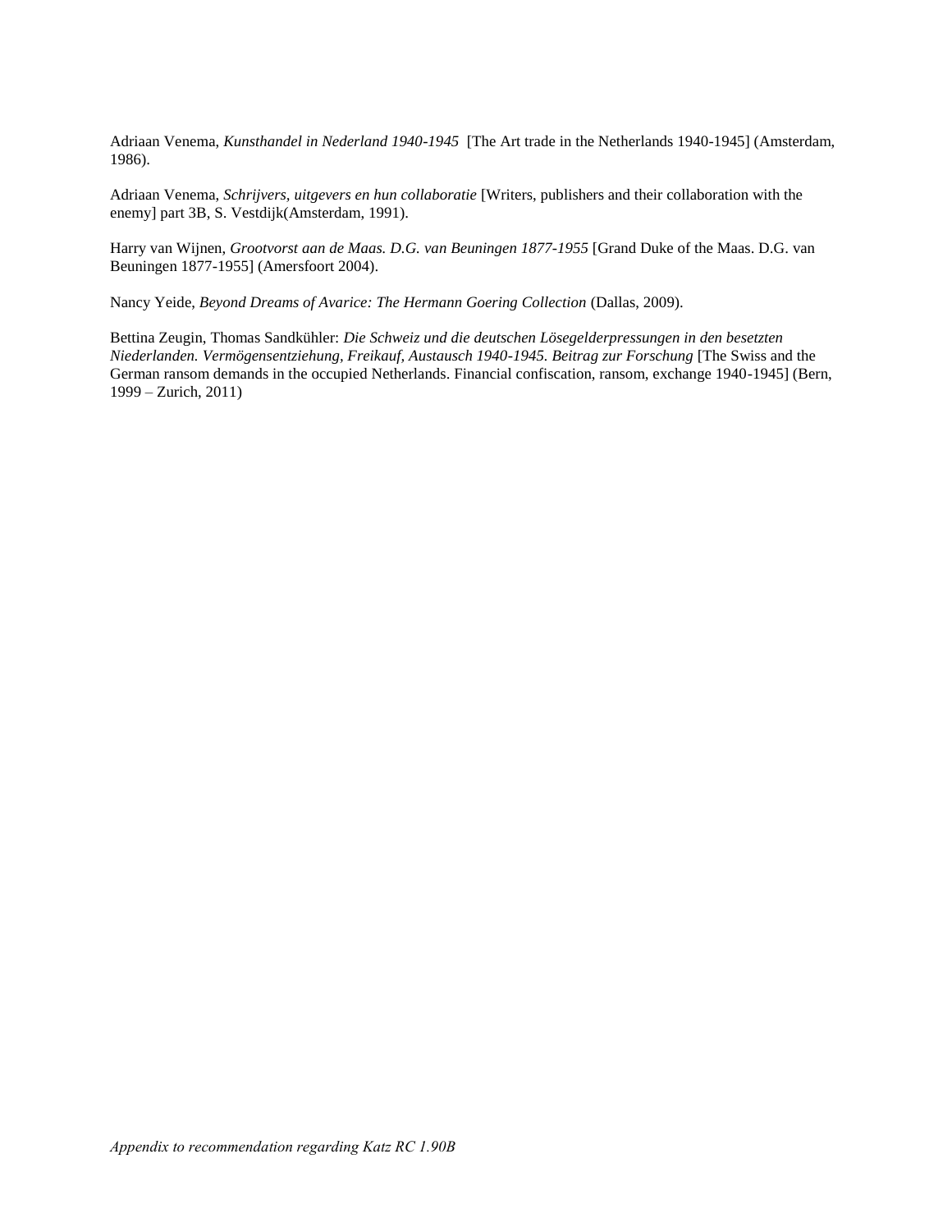Adriaan Venema, *Kunsthandel in Nederland 1940-1945* [The Art trade in the Netherlands 1940-1945] (Amsterdam, 1986).

Adriaan Venema, *Schrijvers, uitgevers en hun collaboratie* [Writers, publishers and their collaboration with the enemy] part 3B, S. Vestdijk(Amsterdam, 1991).

Harry van Wijnen, *Grootvorst aan de Maas. D.G. van Beuningen 1877-1955* [Grand Duke of the Maas. D.G. van Beuningen 1877-1955] (Amersfoort 2004).

Nancy Yeide, *Beyond Dreams of Avarice: The Hermann Goering Collection* (Dallas, 2009).

Bettina Zeugin, Thomas Sandkühler: *Die Schweiz und die deutschen Lösegelderpressungen in den besetzten Niederlanden. Vermögensentziehung, Freikauf, Austausch 1940-1945. Beitrag zur Forschung* [The Swiss and the German ransom demands in the occupied Netherlands. Financial confiscation, ransom, exchange 1940-1945] (Bern, 1999 – Zurich, 2011)